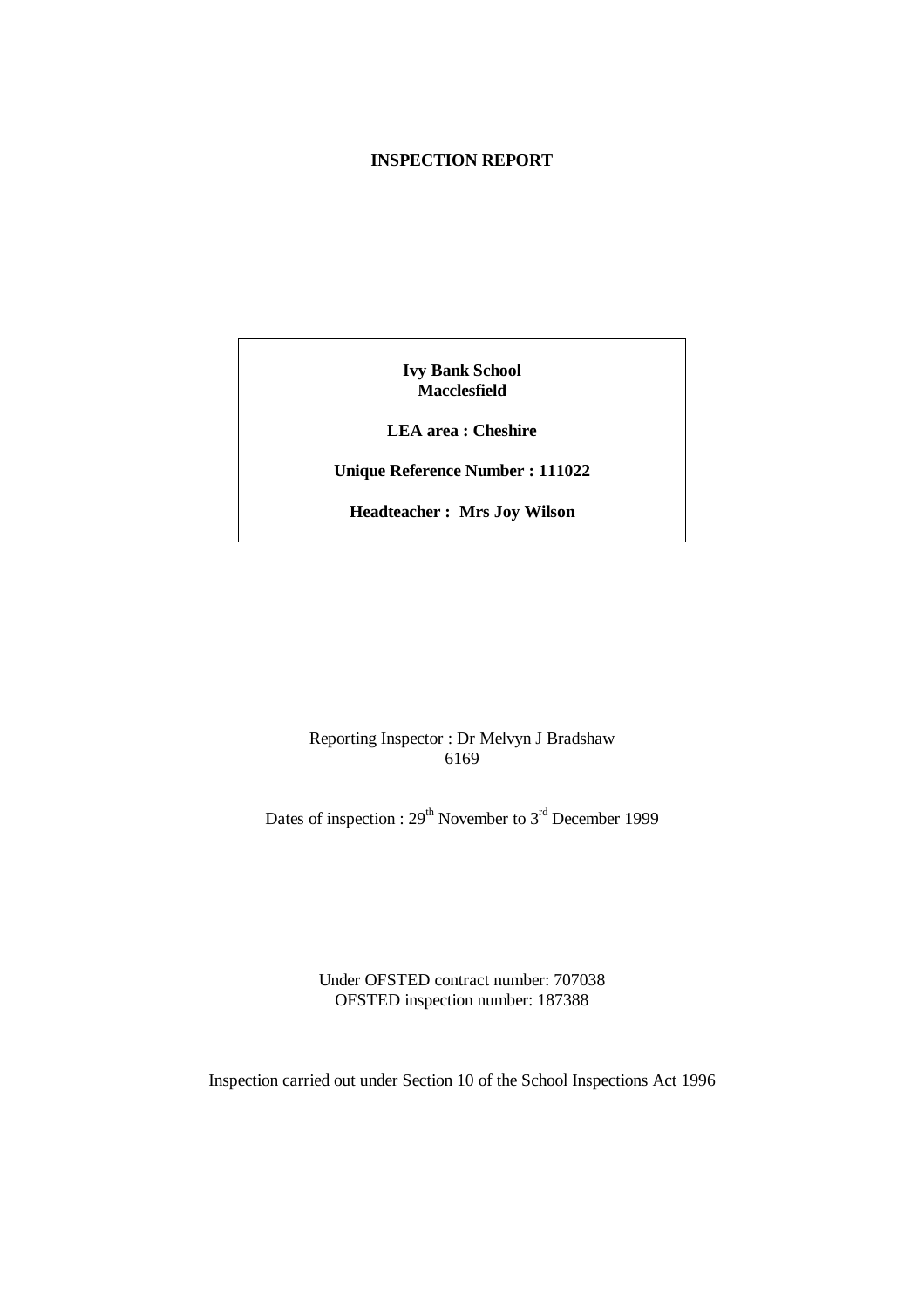# INSPECTION REPORT

**Ivy Bank School**
**Macclesfield**

**LEA area : Cheshire**

**Unique Reference Number : 111022**

**Headteacher : Mrs Joy Wilson**

Reporting Inspector : Dr Melvyn J Bradshaw
6169

Dates of inspection : 29th November to 3rd December 1999

Under OFSTED contract number: 707038
OFSTED inspection number: 187388

Inspection carried out under Section 10 of the School Inspections Act 1996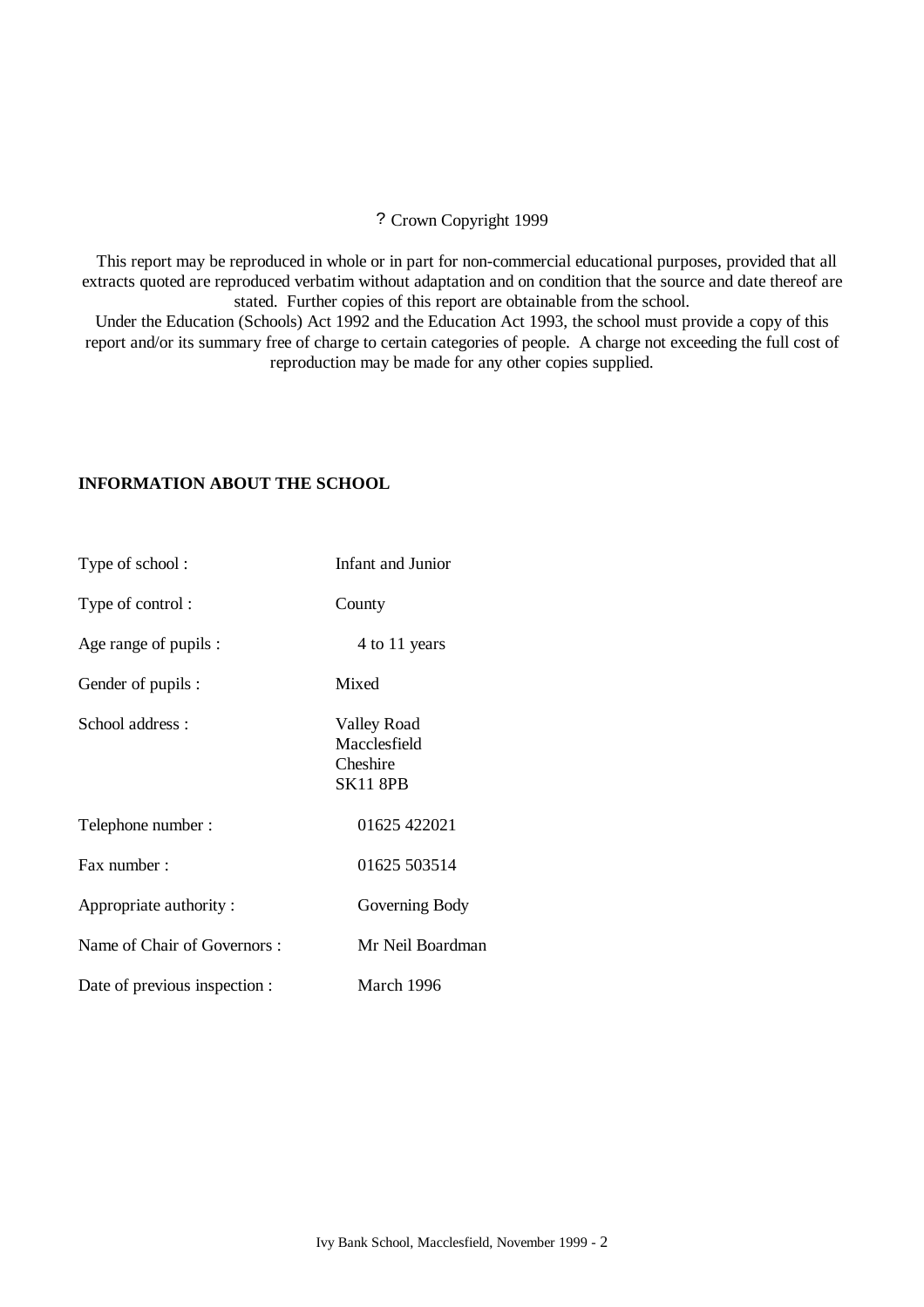? Crown Copyright 1999

This report may be reproduced in whole or in part for non-commercial educational purposes, provided that all extracts quoted are reproduced verbatim without adaptation and on condition that the source and date thereof are stated. Further copies of this report are obtainable from the school.
Under the Education (Schools) Act 1992 and the Education Act 1993, the school must provide a copy of this report and/or its summary free of charge to certain categories of people. A charge not exceeding the full cost of reproduction may be made for any other copies supplied.

**INFORMATION ABOUT THE SCHOOL**

| | |
|---|---|
| Type of school : | Infant and Junior |
| Type of control : | County |
| Age range of pupils : | 4 to 11 years |
| Gender of pupils : | Mixed |
| School address : | Valley Road<br>Macclesfield<br>Cheshire<br>SK11 8PB |
| Telephone number : | 01625 422021 |
| Fax number : | 01625 503514 |
| Appropriate authority : | Governing Body |
| Name of Chair of Governors : | Mr Neil Boardman |
| Date of previous inspection : | March 1996 |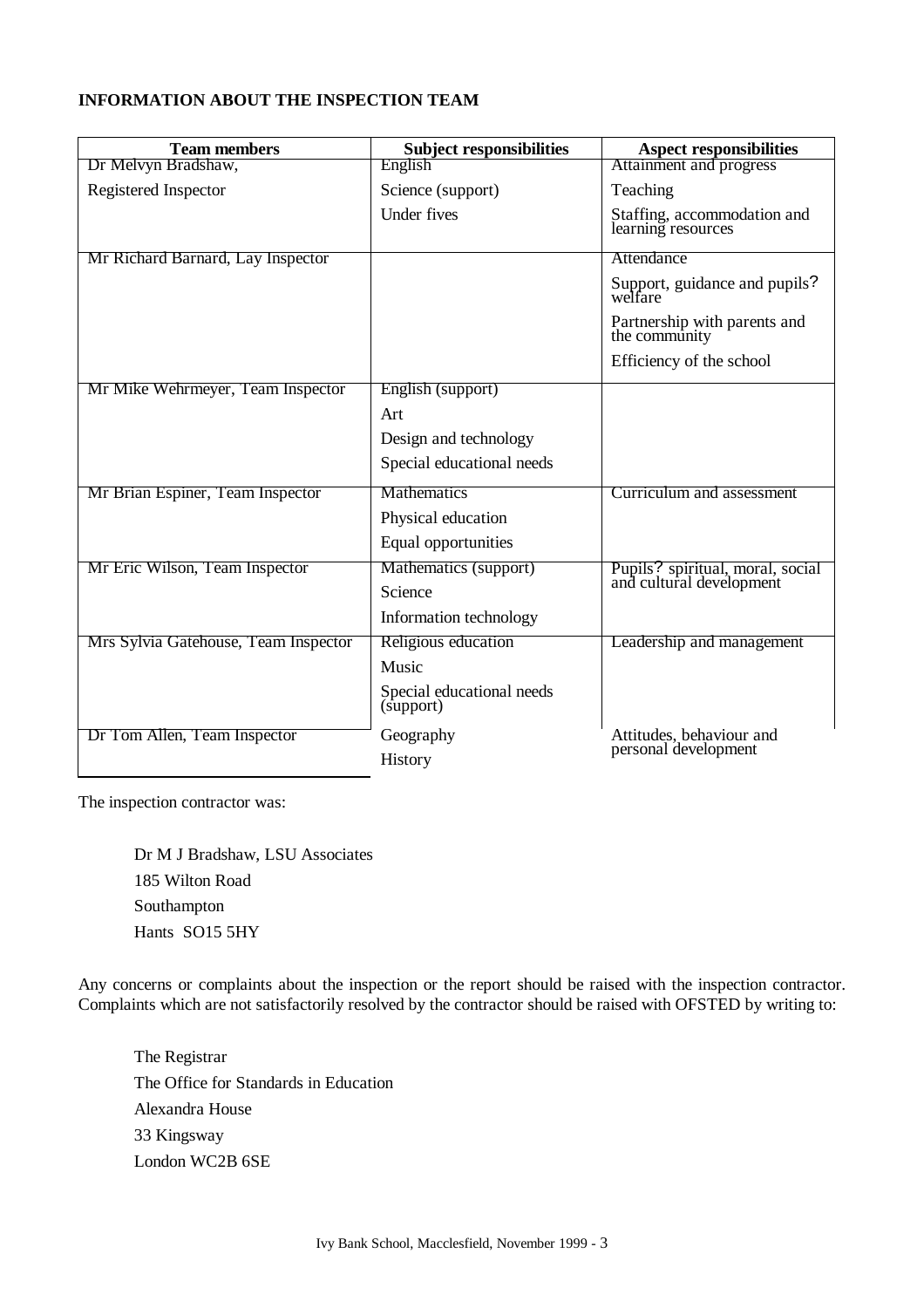**INFORMATION ABOUT THE INSPECTION TEAM**

| Team members | Subject responsibilities | Aspect responsibilities |
|---|---|---|
| Dr Melvyn Bradshaw, | English | Attainment and progress |
| Registered Inspector | Science (support) | Teaching |
| | Under fives | Staffing, accommodation and learning resources |
| Mr Richard Barnard, Lay Inspector | | Attendance |
| | | Support, guidance and pupils? welfare |
| | | Partnership with parents and the community |
| | | Efficiency of the school |
| Mr Mike Wehrmeyer, Team Inspector | English (support) | |
| | Art | |
| | Design and technology | |
| | Special educational needs | |
| Mr Brian Espiner, Team Inspector | Mathematics | Curriculum and assessment |
| | Physical education | |
| | Equal opportunities | |
| Mr Eric Wilson, Team Inspector | Mathematics (support) | Pupils? spiritual, moral, social and cultural development |
| | Science | |
| | Information technology | |
| Mrs Sylvia Gatehouse, Team Inspector | Religious education | Leadership and management |
| | Music | |
| | Special educational needs (support) | |
| Dr Tom Allen, Team Inspector | Geography | Attitudes, behaviour and personal development |
| | History | |

The inspection contractor was:

Dr M J Bradshaw, LSU Associates
185 Wilton Road
Southampton
Hants SO15 5HY

Any concerns or complaints about the inspection or the report should be raised with the inspection contractor. Complaints which are not satisfactorily resolved by the contractor should be raised with OFSTED by writing to:

The Registrar
The Office for Standards in Education
Alexandra House
33 Kingsway
London WC2B 6SE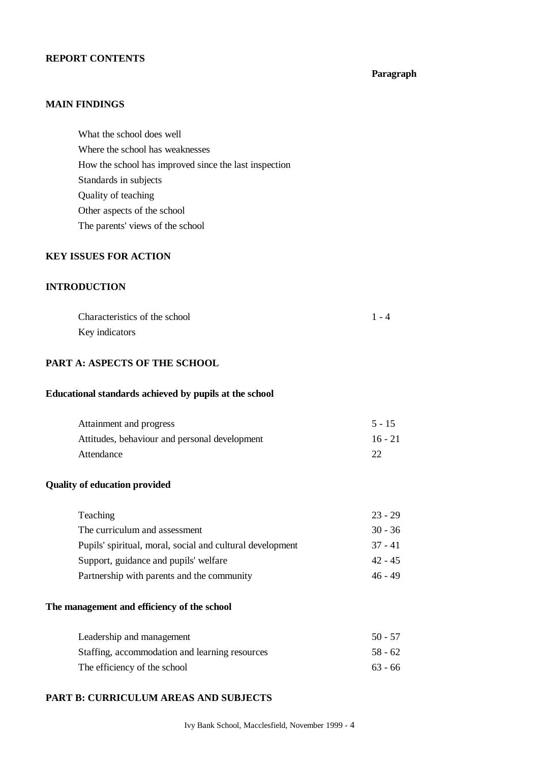**REPORT CONTENTS**

| | Paragraph |
|---|---|
| **MAIN FINDINGS** | |
| What the school does well | |
| Where the school has weaknesses | |
| How the school has improved since the last inspection | |
| Standards in subjects | |
| Quality of teaching | |
| Other aspects of the school | |
| The parents' views of the school | |
| **KEY ISSUES FOR ACTION** | |
| **INTRODUCTION** | |
| Characteristics of the school | 1 - 4 |
| Key indicators | |
| **PART A: ASPECTS OF THE SCHOOL** | |
| **Educational standards achieved by pupils at the school** | |
| Attainment and progress | 5 - 15 |
| Attitudes, behaviour and personal development | 16 - 21 |
| Attendance | 22 |
| **Quality of education provided** | |
| Teaching | 23 - 29 |
| The curriculum and assessment | 30 - 36 |
| Pupils' spiritual, moral, social and cultural development | 37 - 41 |
| Support, guidance and pupils' welfare | 42 - 45 |
| Partnership with parents and the community | 46 - 49 |
| **The management and efficiency of the school** | |
| Leadership and management | 50 - 57 |
| Staffing, accommodation and learning resources | 58 - 62 |
| The efficiency of the school | 63 - 66 |
| **PART B: CURRICULUM AREAS AND SUBJECTS** | |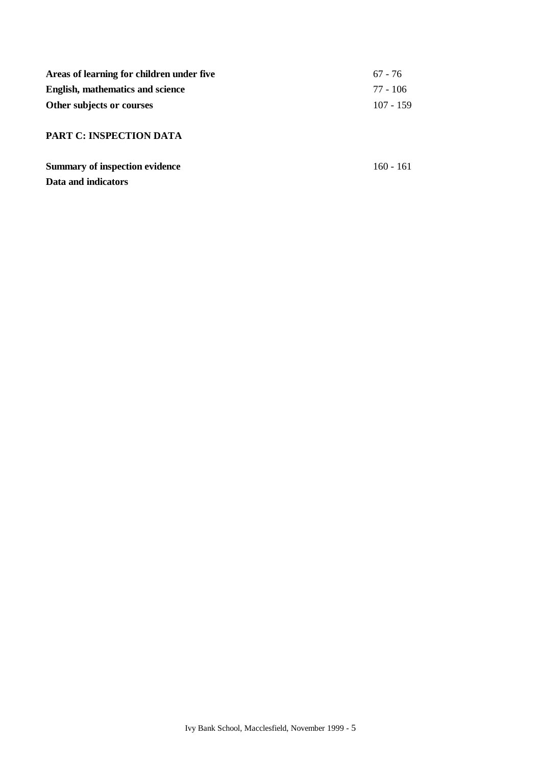| | |
|---|---|
| **Areas of learning for children under five** | 67 - 76 |
| **English, mathematics and science** | 77 - 106 |
| **Other subjects or courses** | 107 - 159 |

**PART C: INSPECTION DATA**

| | |
|---|---|
| **Summary of inspection evidence** | 160 - 161 |
| **Data and indicators** | |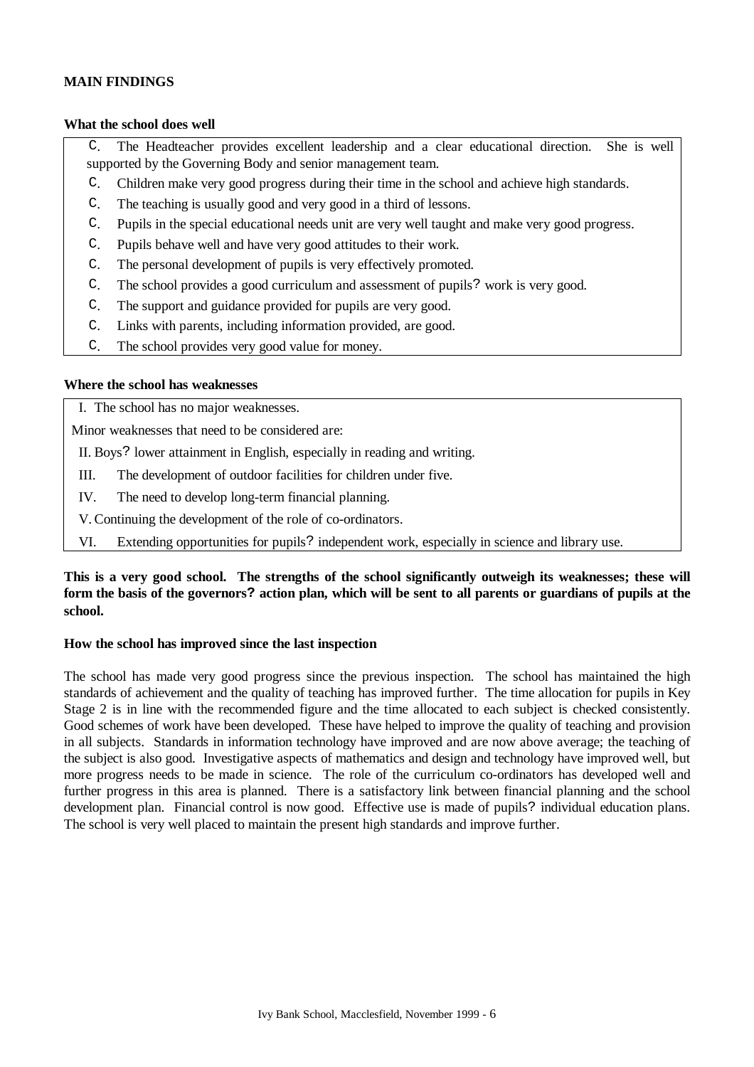**MAIN FINDINGS**

**What the school does well**

- The Headteacher provides excellent leadership and a clear educational direction. She is well supported by the Governing Body and senior management team.
- Children make very good progress during their time in the school and achieve high standards.
- The teaching is usually good and very good in a third of lessons.
- Pupils in the special educational needs unit are very well taught and make very good progress.
- Pupils behave well and have very good attitudes to their work.
- The personal development of pupils is very effectively promoted.
- The school provides a good curriculum and assessment of pupils? work is very good.
- The support and guidance provided for pupils are very good.
- Links with parents, including information provided, are good.
- The school provides very good value for money.

**Where the school has weaknesses**

I. The school has no major weaknesses.

Minor weaknesses that need to be considered are:

II. Boys? lower attainment in English, especially in reading and writing.

III. The development of outdoor facilities for children under five.

IV. The need to develop long-term financial planning.

V. Continuing the development of the role of co-ordinators.

VI. Extending opportunities for pupils? independent work, especially in science and library use.

**This is a very good school. The strengths of the school significantly outweigh its weaknesses; these will form the basis of the governors? action plan, which will be sent to all parents or guardians of pupils at the school.**

**How the school has improved since the last inspection**

The school has made very good progress since the previous inspection. The school has maintained the high standards of achievement and the quality of teaching has improved further. The time allocation for pupils in Key Stage 2 is in line with the recommended figure and the time allocated to each subject is checked consistently. Good schemes of work have been developed. These have helped to improve the quality of teaching and provision in all subjects. Standards in information technology have improved and are now above average; the teaching of the subject is also good. Investigative aspects of mathematics and design and technology have improved well, but more progress needs to be made in science. The role of the curriculum co-ordinators has developed well and further progress in this area is planned. There is a satisfactory link between financial planning and the school development plan. Financial control is now good. Effective use is made of pupils? individual education plans. The school is very well placed to maintain the present high standards and improve further.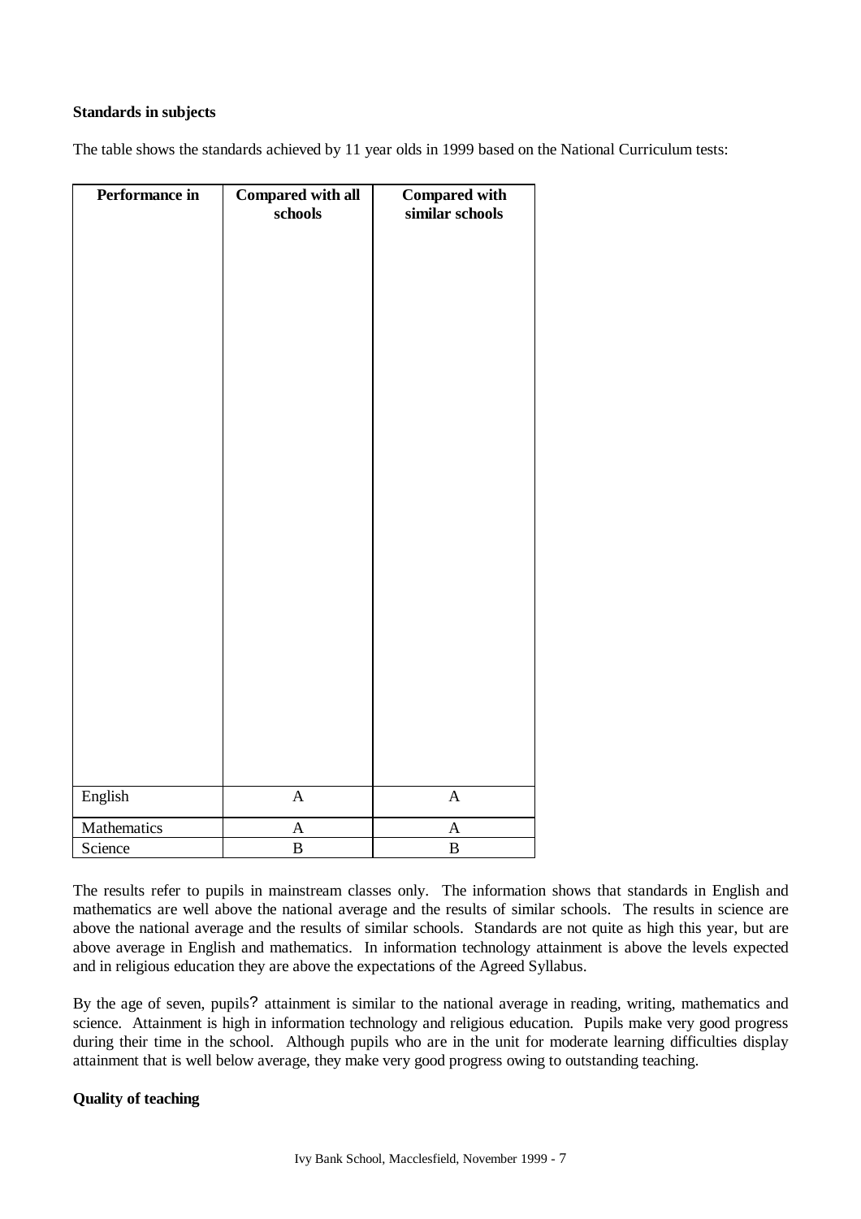**Standards in subjects**

The table shows the standards achieved by 11 year olds in 1999 based on the National Curriculum tests:

| Performance in | Compared with all schools | Compared with similar schools |
|---|---|---|
| English | A | A |
| Mathematics | A | A |
| Science | B | B |

The results refer to pupils in mainstream classes only. The information shows that standards in English and mathematics are well above the national average and the results of similar schools. The results in science are above the national average and the results of similar schools. Standards are not quite as high this year, but are above average in English and mathematics. In information technology attainment is above the levels expected and in religious education they are above the expectations of the Agreed Syllabus.

By the age of seven, pupils? attainment is similar to the national average in reading, writing, mathematics and science. Attainment is high in information technology and religious education. Pupils make very good progress during their time in the school. Although pupils who are in the unit for moderate learning difficulties display attainment that is well below average, they make very good progress owing to outstanding teaching.

**Quality of teaching**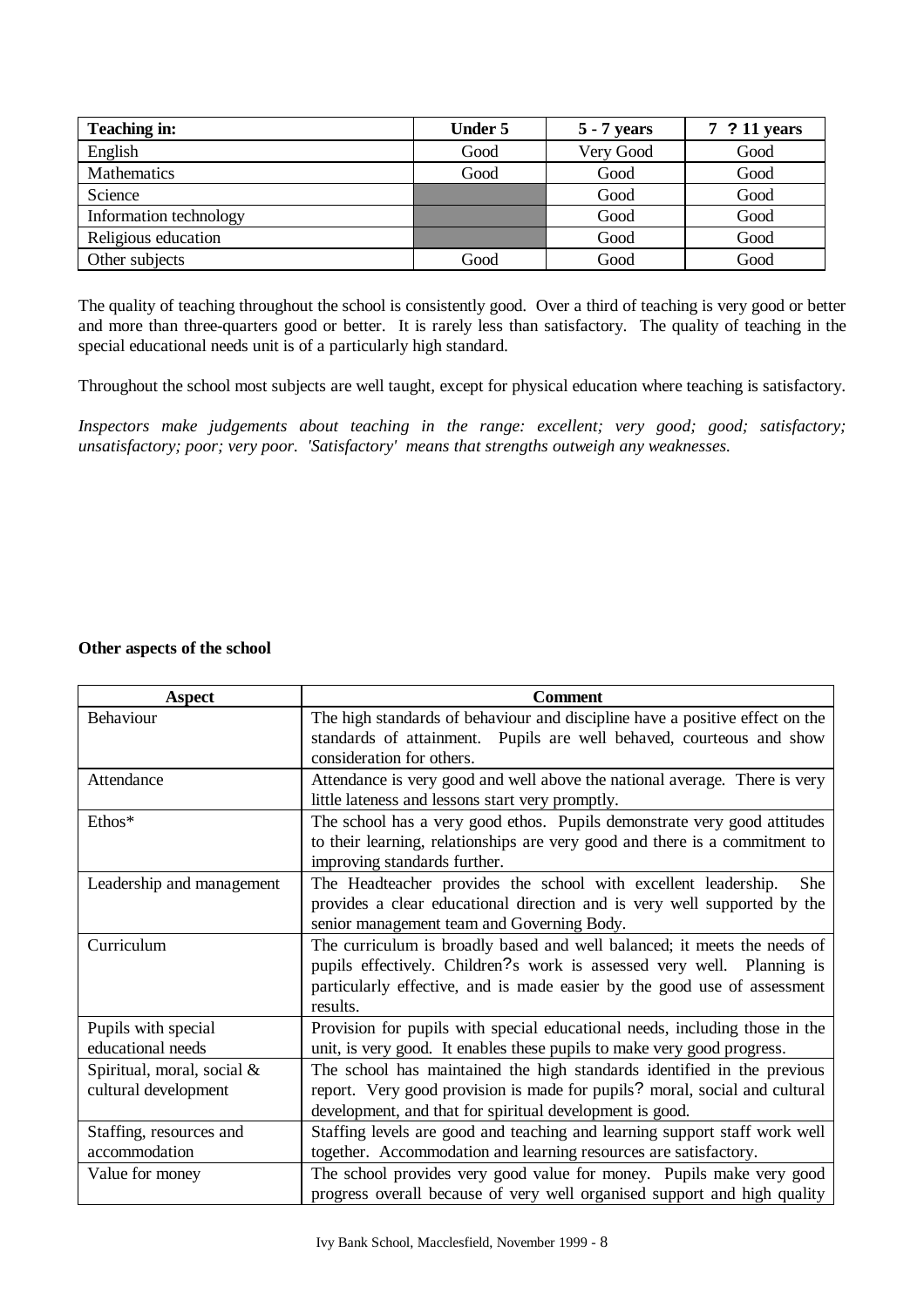| Teaching in: | Under 5 | 5 - 7 years | 7 ? 11 years |
|---|---|---|---|
| English | Good | Very Good | Good |
| Mathematics | Good | Good | Good |
| Science | | Good | Good |
| Information technology | | Good | Good |
| Religious education | | Good | Good |
| Other subjects | Good | Good | Good |

The quality of teaching throughout the school is consistently good. Over a third of teaching is very good or better and more than three-quarters good or better. It is rarely less than satisfactory. The quality of teaching in the special educational needs unit is of a particularly high standard.

Throughout the school most subjects are well taught, except for physical education where teaching is satisfactory.

*Inspectors make judgements about teaching in the range: excellent; very good; good; satisfactory; unsatisfactory; poor; very poor. 'Satisfactory' means that strengths outweigh any weaknesses.*

**Other aspects of the school**

| Aspect | Comment |
|---|---|
| Behaviour | The high standards of behaviour and discipline have a positive effect on the standards of attainment. Pupils are well behaved, courteous and show consideration for others. |
| Attendance | Attendance is very good and well above the national average. There is very little lateness and lessons start very promptly. |
| Ethos* | The school has a very good ethos. Pupils demonstrate very good attitudes to their learning, relationships are very good and there is a commitment to improving standards further. |
| Leadership and management | The Headteacher provides the school with excellent leadership. She provides a clear educational direction and is very well supported by the senior management team and Governing Body. |
| Curriculum | The curriculum is broadly based and well balanced; it meets the needs of pupils effectively. Children?s work is assessed very well. Planning is particularly effective, and is made easier by the good use of assessment results. |
| Pupils with special educational needs | Provision for pupils with special educational needs, including those in the unit, is very good. It enables these pupils to make very good progress. |
| Spiritual, moral, social & cultural development | The school has maintained the high standards identified in the previous report. Very good provision is made for pupils? moral, social and cultural development, and that for spiritual development is good. |
| Staffing, resources and accommodation | Staffing levels are good and teaching and learning support staff work well together. Accommodation and learning resources are satisfactory. |
| Value for money | The school provides very good value for money. Pupils make very good progress overall because of very well organised support and high quality |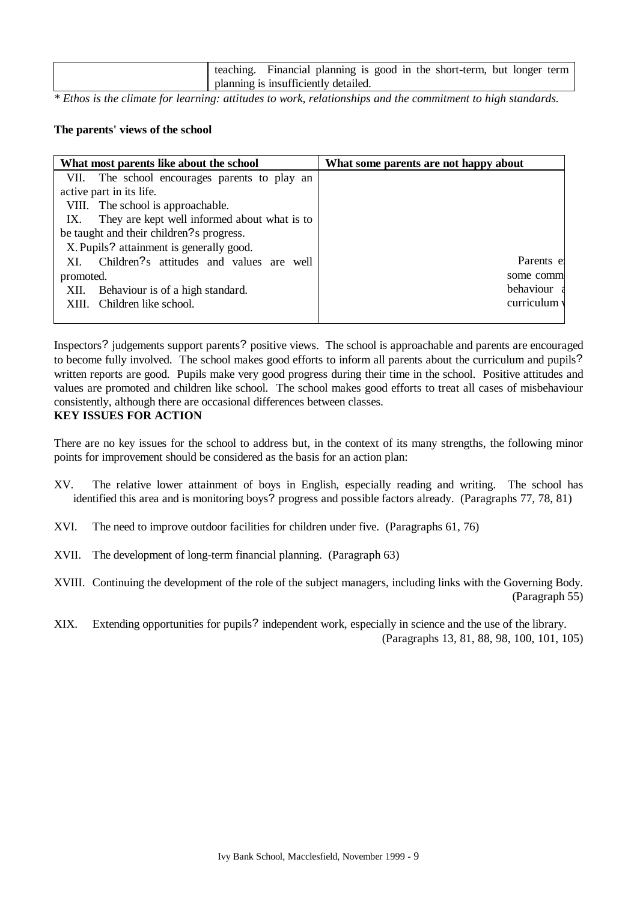| | |
|---|---|
| | teaching. Financial planning is good in the short-term, but longer term planning is insufficiently detailed. |

*\* Ethos is the climate for learning: attitudes to work, relationships and the commitment to high standards.*

**The parents' views of the school**

| What most parents like about the school | What some parents are not happy about |
|---|---|
| VII. The school encourages parents to play an active part in its life.<br>VIII. The school is approachable.<br>IX. They are kept well informed about what is to be taught and their children?s progress.<br>X. Pupils? attainment is generally good.<br>XI. Children?s attitudes and values are well promoted.<br>XII. Behaviour is of a high standard.<br>XIII. Children like school. | Parents e<br>some comm<br>behaviour a<br>curriculum v |

Inspectors? judgements support parents? positive views. The school is approachable and parents are encouraged to become fully involved. The school makes good efforts to inform all parents about the curriculum and pupils? written reports are good. Pupils make very good progress during their time in the school. Positive attitudes and values are promoted and children like school. The school makes good efforts to treat all cases of misbehaviour consistently, although there are occasional differences between classes.

**KEY ISSUES FOR ACTION**

There are no key issues for the school to address but, in the context of its many strengths, the following minor points for improvement should be considered as the basis for an action plan:

XV. The relative lower attainment of boys in English, especially reading and writing. The school has identified this area and is monitoring boys? progress and possible factors already. (Paragraphs 77, 78, 81)

XVI. The need to improve outdoor facilities for children under five. (Paragraphs 61, 76)

XVII. The development of long-term financial planning. (Paragraph 63)

XVIII. Continuing the development of the role of the subject managers, including links with the Governing Body. (Paragraph 55)

XIX. Extending opportunities for pupils? independent work, especially in science and the use of the library. (Paragraphs 13, 81, 88, 98, 100, 101, 105)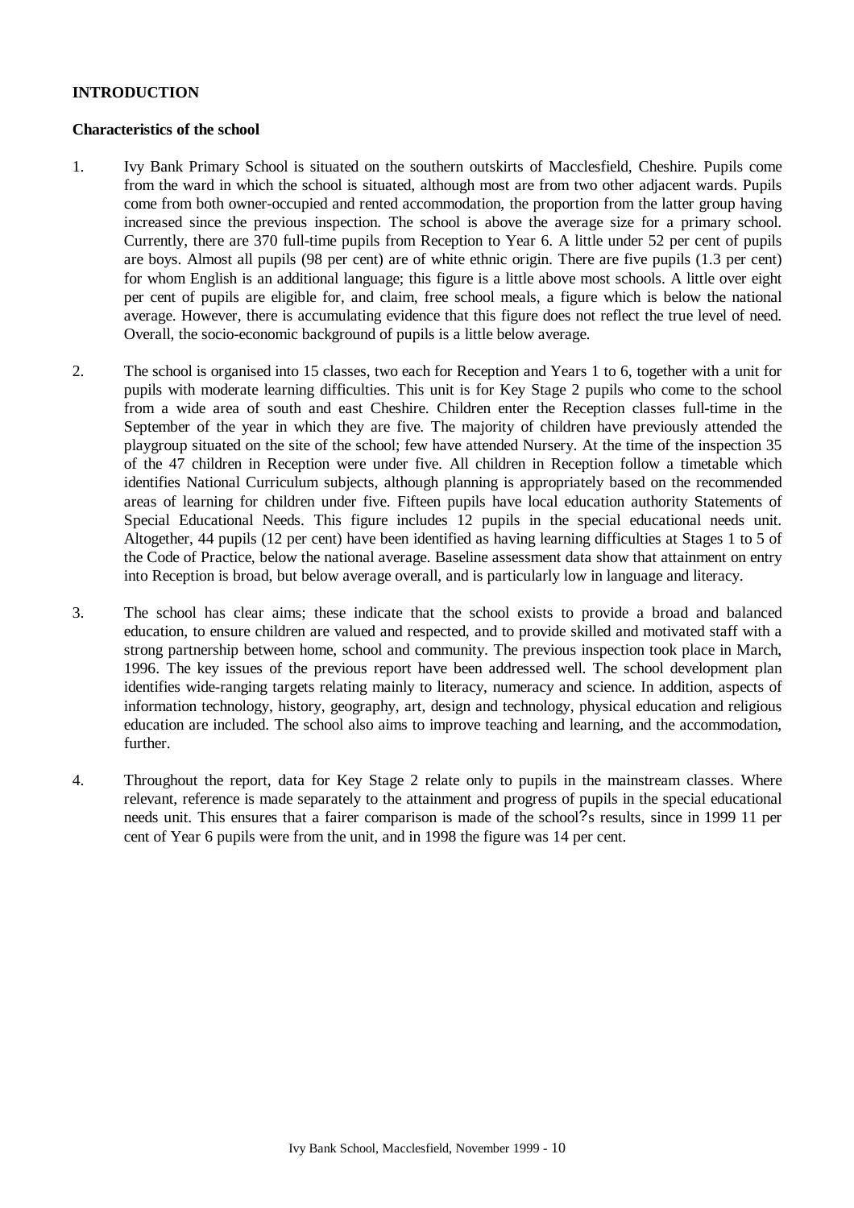## INTRODUCTION

### Characteristics of the school

1. Ivy Bank Primary School is situated on the southern outskirts of Macclesfield, Cheshire. Pupils come from the ward in which the school is situated, although most are from two other adjacent wards. Pupils come from both owner-occupied and rented accommodation, the proportion from the latter group having increased since the previous inspection. The school is above the average size for a primary school. Currently, there are 370 full-time pupils from Reception to Year 6. A little under 52 per cent of pupils are boys. Almost all pupils (98 per cent) are of white ethnic origin. There are five pupils (1.3 per cent) for whom English is an additional language; this figure is a little above most schools. A little over eight per cent of pupils are eligible for, and claim, free school meals, a figure which is below the national average. However, there is accumulating evidence that this figure does not reflect the true level of need. Overall, the socio-economic background of pupils is a little below average.

2. The school is organised into 15 classes, two each for Reception and Years 1 to 6, together with a unit for pupils with moderate learning difficulties. This unit is for Key Stage 2 pupils who come to the school from a wide area of south and east Cheshire. Children enter the Reception classes full-time in the September of the year in which they are five. The majority of children have previously attended the playgroup situated on the site of the school; few have attended Nursery. At the time of the inspection 35 of the 47 children in Reception were under five. All children in Reception follow a timetable which identifies National Curriculum subjects, although planning is appropriately based on the recommended areas of learning for children under five. Fifteen pupils have local education authority Statements of Special Educational Needs. This figure includes 12 pupils in the special educational needs unit. Altogether, 44 pupils (12 per cent) have been identified as having learning difficulties at Stages 1 to 5 of the Code of Practice, below the national average. Baseline assessment data show that attainment on entry into Reception is broad, but below average overall, and is particularly low in language and literacy.

3. The school has clear aims; these indicate that the school exists to provide a broad and balanced education, to ensure children are valued and respected, and to provide skilled and motivated staff with a strong partnership between home, school and community. The previous inspection took place in March, 1996. The key issues of the previous report have been addressed well. The school development plan identifies wide-ranging targets relating mainly to literacy, numeracy and science. In addition, aspects of information technology, history, geography, art, design and technology, physical education and religious education are included. The school also aims to improve teaching and learning, and the accommodation, further.

4. Throughout the report, data for Key Stage 2 relate only to pupils in the mainstream classes. Where relevant, reference is made separately to the attainment and progress of pupils in the special educational needs unit. This ensures that a fairer comparison is made of the school?s results, since in 1999 11 per cent of Year 6 pupils were from the unit, and in 1998 the figure was 14 per cent.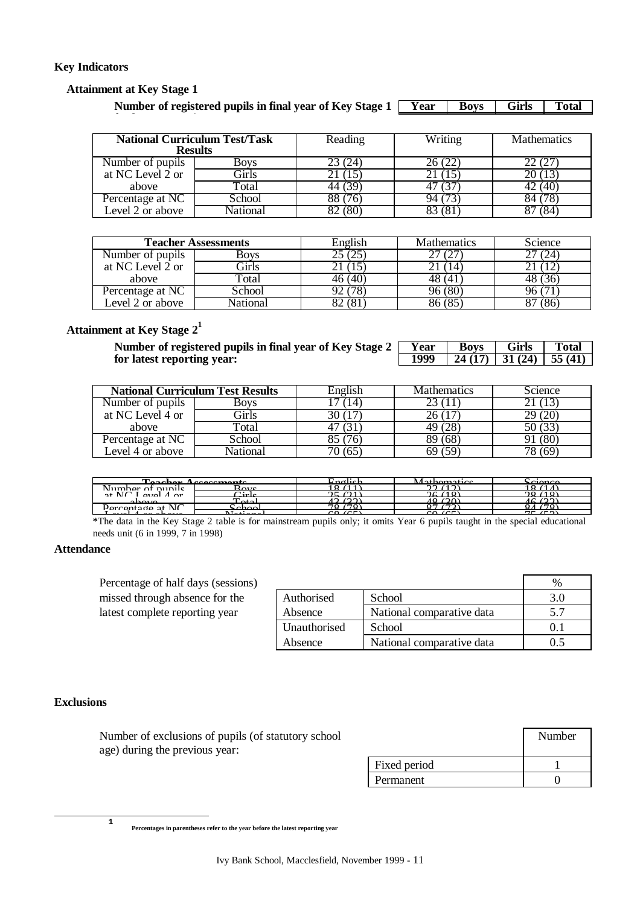## Key Indicators

### Attainment at Key Stage 1

| Number of registered pupils in final year of Key Stage 1 | Year | Boys | Girls | Total |
|---|---|---|---|---|

| National Curriculum Test/Task Results | | Reading | Writing | Mathematics |
|---|---|---|---|---|
| Number of pupils at NC Level 2 or above | Boys | 23 (24) | 26 (22) | 22 (27) |
| | Girls | 21 (15) | 21 (15) | 20 (13) |
| | Total | 44 (39) | 47 (37) | 42 (40) |
| Percentage at NC Level 2 or above | School | 88 (76) | 94 (73) | 84 (78) |
| | National | 82 (80) | 83 (81) | 87 (84) |

| Teacher Assessments | | English | Mathematics | Science |
|---|---|---|---|---|
| Number of pupils at NC Level 2 or above | Boys | 25 (25) | 27 (27) | 27 (24) |
| | Girls | 21 (15) | 21 (14) | 21 (12) |
| | Total | 46 (40) | 48 (41) | 48 (36) |
| Percentage at NC Level 2 or above | School | 92 (78) | 96 (80) | 96 (71) |
| | National | 82 (81) | 86 (85) | 87 (86) |

### Attainment at Key Stage 2[1]

| Number of registered pupils in final year of Key Stage 2 for latest reporting year: | Year | Boys | Girls | Total |
|---|---|---|---|---|
| | 1999 | 24 (17) | 31 (24) | 55 (41) |

| National Curriculum Test Results | | English | Mathematics | Science |
|---|---|---|---|---|
| Number of pupils at NC Level 4 or above | Boys | 17 (14) | 23 (11) | 21 (13) |
| | Girls | 30 (17) | 26 (17) | 29 (20) |
| | Total | 47 (31) | 49 (28) | 50 (33) |
| Percentage at NC Level 4 or above | School | 85 (76) | 89 (68) | 91 (80) |
| | National | 70 (65) | 69 (59) | 78 (69) |

| Teacher Assessments | | English | Mathematics | Science |
|---|---|---|---|---|
| Number of pupils at NC Level 4 or above | Boys | 18 (11) | 23 (12) | 18 (14) |
| | Girls | 25 (21) | 26 (18) | 28 (18) |
| | Total | 43 (32) | 49 (30) | 46 (32) |
| Percentage at NC Level 4 or above | School | 78 (78) | 87 (73) | 84 (78) |
| | National | 68 (65) | 69 (65) | 75 (72) |

*The data in the Key Stage 2 table is for mainstream pupils only; it omits Year 6 pupils taught in the special educational needs unit (6 in 1999, 7 in 1998)

### Attendance

Percentage of half days (sessions) missed through absence for the latest complete reporting year

| | | % |
|---|---|---|
| Authorised Absence | School | 3.0 |
| | National comparative data | 5.7 |
| Unauthorised Absence | School | 0.1 |
| | National comparative data | 0.5 |

### Exclusions

Number of exclusions of pupils (of statutory school age) during the previous year:

| | Number |
|---|---|
| Fixed period | 1 |
| Permanent | 0 |

[1] Percentages in parentheses refer to the year before the latest reporting year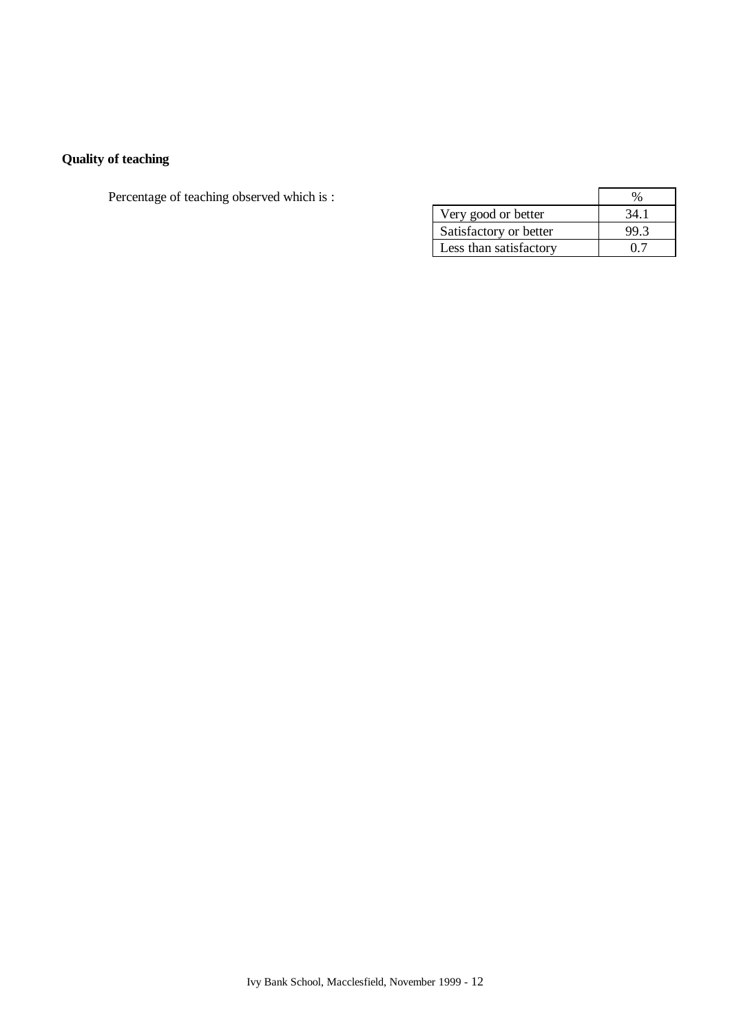**Quality of teaching**

Percentage of teaching observed which is :

| | % |
|---|---|
| Very good or better | 34.1 |
| Satisfactory or better | 99.3 |
| Less than satisfactory | 0.7 |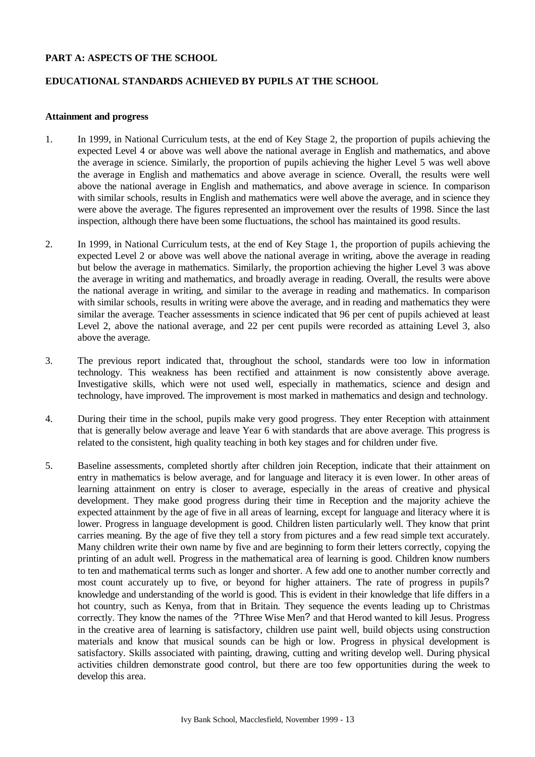**PART A: ASPECTS OF THE SCHOOL**

**EDUCATIONAL STANDARDS ACHIEVED BY PUPILS AT THE SCHOOL**

**Attainment and progress**

1. In 1999, in National Curriculum tests, at the end of Key Stage 2, the proportion of pupils achieving the expected Level 4 or above was well above the national average in English and mathematics, and above the average in science. Similarly, the proportion of pupils achieving the higher Level 5 was well above the average in English and mathematics and above average in science. Overall, the results were well above the national average in English and mathematics, and above average in science. In comparison with similar schools, results in English and mathematics were well above the average, and in science they were above the average. The figures represented an improvement over the results of 1998. Since the last inspection, although there have been some fluctuations, the school has maintained its good results.

2. In 1999, in National Curriculum tests, at the end of Key Stage 1, the proportion of pupils achieving the expected Level 2 or above was well above the national average in writing, above the average in reading but below the average in mathematics. Similarly, the proportion achieving the higher Level 3 was above the average in writing and mathematics, and broadly average in reading. Overall, the results were above the national average in writing, and similar to the average in reading and mathematics. In comparison with similar schools, results in writing were above the average, and in reading and mathematics they were similar the average. Teacher assessments in science indicated that 96 per cent of pupils achieved at least Level 2, above the national average, and 22 per cent pupils were recorded as attaining Level 3, also above the average.

3. The previous report indicated that, throughout the school, standards were too low in information technology. This weakness has been rectified and attainment is now consistently above average. Investigative skills, which were not used well, especially in mathematics, science and design and technology, have improved. The improvement is most marked in mathematics and design and technology.

4. During their time in the school, pupils make very good progress. They enter Reception with attainment that is generally below average and leave Year 6 with standards that are above average. This progress is related to the consistent, high quality teaching in both key stages and for children under five.

5. Baseline assessments, completed shortly after children join Reception, indicate that their attainment on entry in mathematics is below average, and for language and literacy it is even lower. In other areas of learning attainment on entry is closer to average, especially in the areas of creative and physical development. They make good progress during their time in Reception and the majority achieve the expected attainment by the age of five in all areas of learning, except for language and literacy where it is lower. Progress in language development is good. Children listen particularly well. They know that print carries meaning. By the age of five they tell a story from pictures and a few read simple text accurately. Many children write their own name by five and are beginning to form their letters correctly, copying the printing of an adult well. Progress in the mathematical area of learning is good. Children know numbers to ten and mathematical terms such as longer and shorter. A few add one to another number correctly and most count accurately up to five, or beyond for higher attainers. The rate of progress in pupils? knowledge and understanding of the world is good. This is evident in their knowledge that life differs in a hot country, such as Kenya, from that in Britain. They sequence the events leading up to Christmas correctly. They know the names of the ?Three Wise Men? and that Herod wanted to kill Jesus. Progress in the creative area of learning is satisfactory, children use paint well, build objects using construction materials and know that musical sounds can be high or low. Progress in physical development is satisfactory. Skills associated with painting, drawing, cutting and writing develop well. During physical activities children demonstrate good control, but there are too few opportunities during the week to develop this area.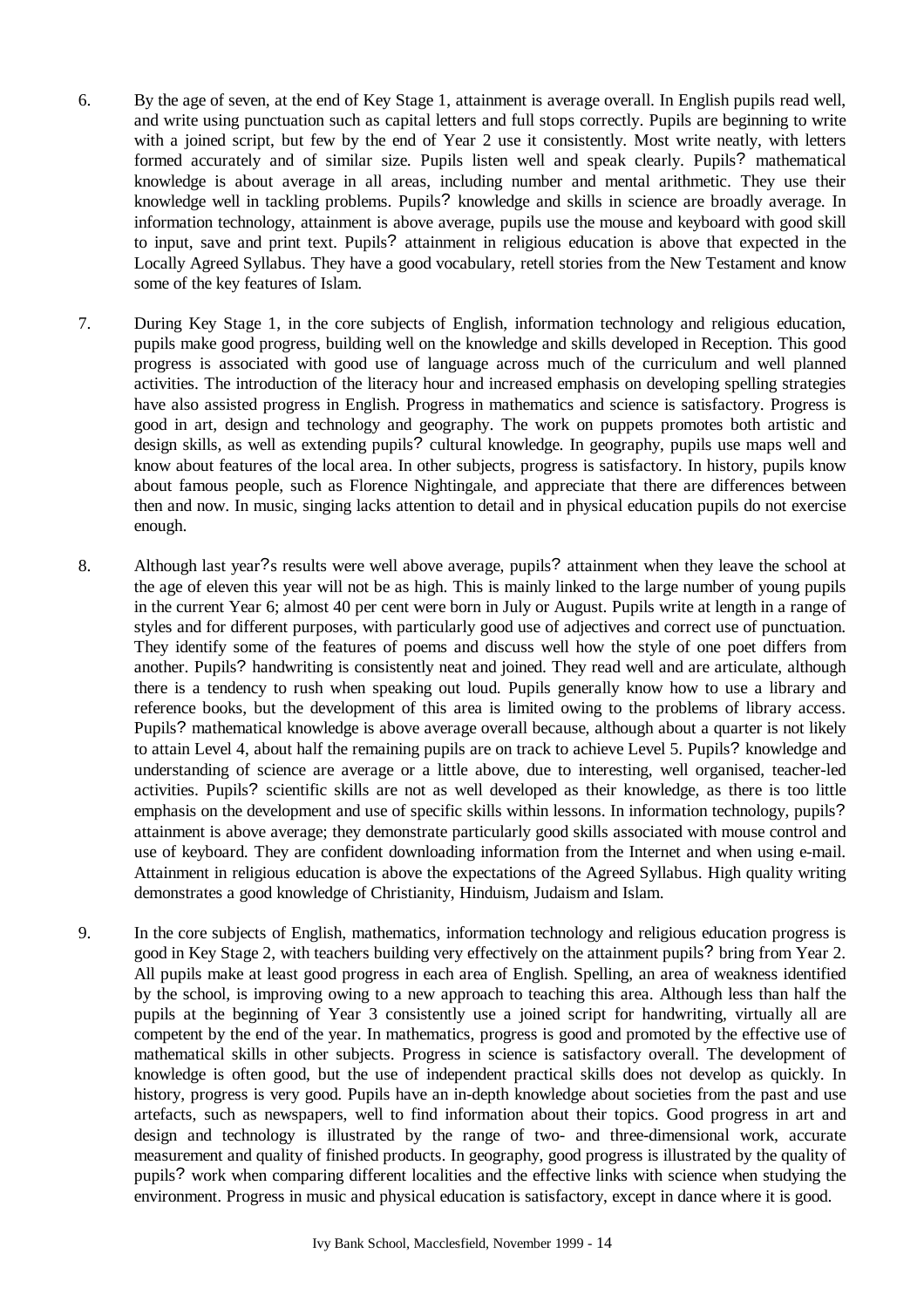6. By the age of seven, at the end of Key Stage 1, attainment is average overall. In English pupils read well, and write using punctuation such as capital letters and full stops correctly. Pupils are beginning to write with a joined script, but few by the end of Year 2 use it consistently. Most write neatly, with letters formed accurately and of similar size. Pupils listen well and speak clearly. Pupils? mathematical knowledge is about average in all areas, including number and mental arithmetic. They use their knowledge well in tackling problems. Pupils? knowledge and skills in science are broadly average. In information technology, attainment is above average, pupils use the mouse and keyboard with good skill to input, save and print text. Pupils? attainment in religious education is above that expected in the Locally Agreed Syllabus. They have a good vocabulary, retell stories from the New Testament and know some of the key features of Islam.

7. During Key Stage 1, in the core subjects of English, information technology and religious education, pupils make good progress, building well on the knowledge and skills developed in Reception. This good progress is associated with good use of language across much of the curriculum and well planned activities. The introduction of the literacy hour and increased emphasis on developing spelling strategies have also assisted progress in English. Progress in mathematics and science is satisfactory. Progress is good in art, design and technology and geography. The work on puppets promotes both artistic and design skills, as well as extending pupils? cultural knowledge. In geography, pupils use maps well and know about features of the local area. In other subjects, progress is satisfactory. In history, pupils know about famous people, such as Florence Nightingale, and appreciate that there are differences between then and now. In music, singing lacks attention to detail and in physical education pupils do not exercise enough.

8. Although last year?s results were well above average, pupils? attainment when they leave the school at the age of eleven this year will not be as high. This is mainly linked to the large number of young pupils in the current Year 6; almost 40 per cent were born in July or August. Pupils write at length in a range of styles and for different purposes, with particularly good use of adjectives and correct use of punctuation. They identify some of the features of poems and discuss well how the style of one poet differs from another. Pupils? handwriting is consistently neat and joined. They read well and are articulate, although there is a tendency to rush when speaking out loud. Pupils generally know how to use a library and reference books, but the development of this area is limited owing to the problems of library access. Pupils? mathematical knowledge is above average overall because, although about a quarter is not likely to attain Level 4, about half the remaining pupils are on track to achieve Level 5. Pupils? knowledge and understanding of science are average or a little above, due to interesting, well organised, teacher-led activities. Pupils? scientific skills are not as well developed as their knowledge, as there is too little emphasis on the development and use of specific skills within lessons. In information technology, pupils? attainment is above average; they demonstrate particularly good skills associated with mouse control and use of keyboard. They are confident downloading information from the Internet and when using e-mail. Attainment in religious education is above the expectations of the Agreed Syllabus. High quality writing demonstrates a good knowledge of Christianity, Hinduism, Judaism and Islam.

9. In the core subjects of English, mathematics, information technology and religious education progress is good in Key Stage 2, with teachers building very effectively on the attainment pupils? bring from Year 2. All pupils make at least good progress in each area of English. Spelling, an area of weakness identified by the school, is improving owing to a new approach to teaching this area. Although less than half the pupils at the beginning of Year 3 consistently use a joined script for handwriting, virtually all are competent by the end of the year. In mathematics, progress is good and promoted by the effective use of mathematical skills in other subjects. Progress in science is satisfactory overall. The development of knowledge is often good, but the use of independent practical skills does not develop as quickly. In history, progress is very good. Pupils have an in-depth knowledge about societies from the past and use artefacts, such as newspapers, well to find information about their topics. Good progress in art and design and technology is illustrated by the range of two- and three-dimensional work, accurate measurement and quality of finished products. In geography, good progress is illustrated by the quality of pupils? work when comparing different localities and the effective links with science when studying the environment. Progress in music and physical education is satisfactory, except in dance where it is good.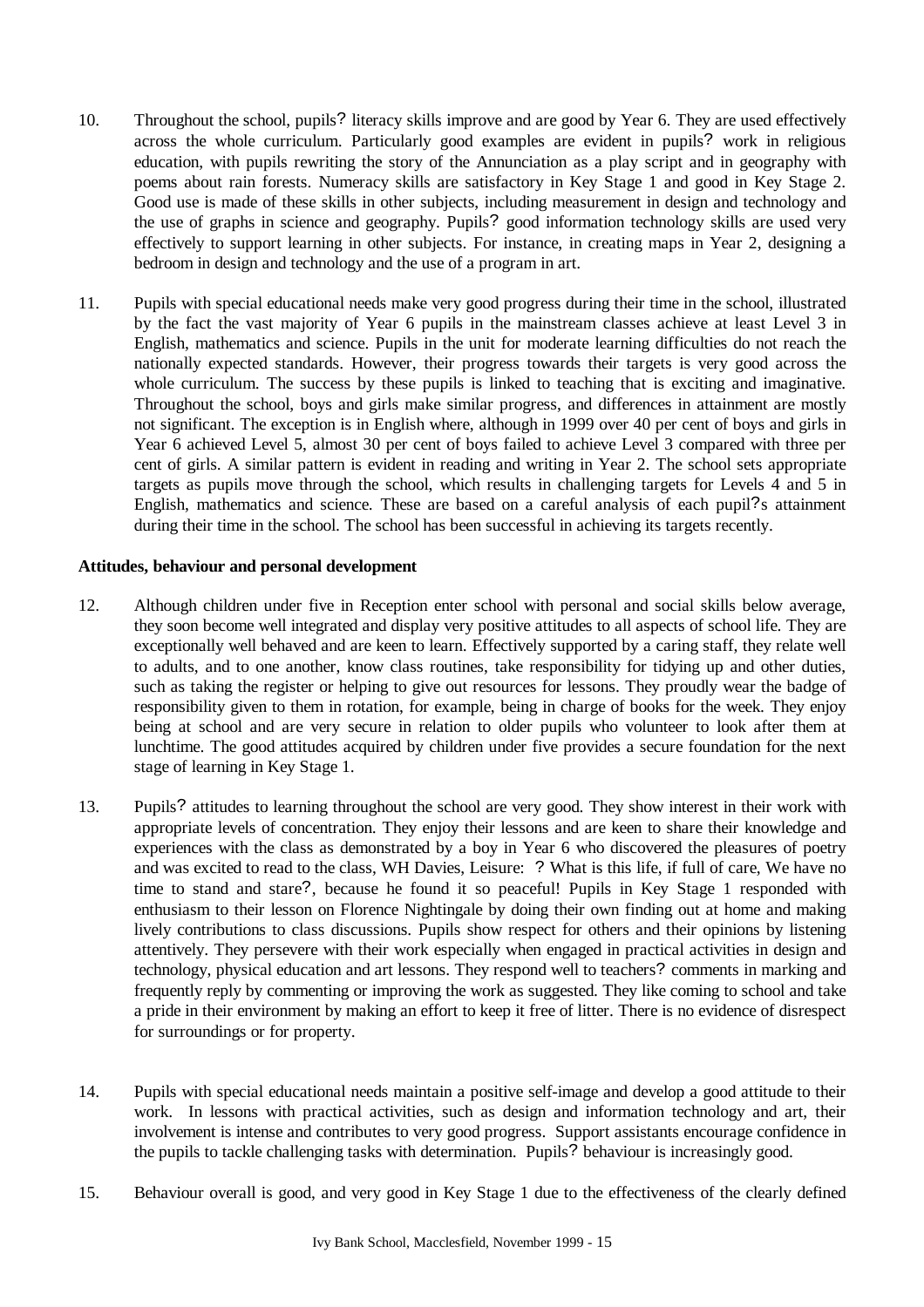10. Throughout the school, pupils? literacy skills improve and are good by Year 6. They are used effectively across the whole curriculum. Particularly good examples are evident in pupils? work in religious education, with pupils rewriting the story of the Annunciation as a play script and in geography with poems about rain forests. Numeracy skills are satisfactory in Key Stage 1 and good in Key Stage 2. Good use is made of these skills in other subjects, including measurement in design and technology and the use of graphs in science and geography. Pupils? good information technology skills are used very effectively to support learning in other subjects. For instance, in creating maps in Year 2, designing a bedroom in design and technology and the use of a program in art.

11. Pupils with special educational needs make very good progress during their time in the school, illustrated by the fact the vast majority of Year 6 pupils in the mainstream classes achieve at least Level 3 in English, mathematics and science. Pupils in the unit for moderate learning difficulties do not reach the nationally expected standards. However, their progress towards their targets is very good across the whole curriculum. The success by these pupils is linked to teaching that is exciting and imaginative. Throughout the school, boys and girls make similar progress, and differences in attainment are mostly not significant. The exception is in English where, although in 1999 over 40 per cent of boys and girls in Year 6 achieved Level 5, almost 30 per cent of boys failed to achieve Level 3 compared with three per cent of girls. A similar pattern is evident in reading and writing in Year 2. The school sets appropriate targets as pupils move through the school, which results in challenging targets for Levels 4 and 5 in English, mathematics and science. These are based on a careful analysis of each pupil?s attainment during their time in the school. The school has been successful in achieving its targets recently.

**Attitudes, behaviour and personal development**

12. Although children under five in Reception enter school with personal and social skills below average, they soon become well integrated and display very positive attitudes to all aspects of school life. They are exceptionally well behaved and are keen to learn. Effectively supported by a caring staff, they relate well to adults, and to one another, know class routines, take responsibility for tidying up and other duties, such as taking the register or helping to give out resources for lessons. They proudly wear the badge of responsibility given to them in rotation, for example, being in charge of books for the week. They enjoy being at school and are very secure in relation to older pupils who volunteer to look after them at lunchtime. The good attitudes acquired by children under five provides a secure foundation for the next stage of learning in Key Stage 1.

13. Pupils? attitudes to learning throughout the school are very good. They show interest in their work with appropriate levels of concentration. They enjoy their lessons and are keen to share their knowledge and experiences with the class as demonstrated by a boy in Year 6 who discovered the pleasures of poetry and was excited to read to the class, WH Davies, Leisure: ? What is this life, if full of care, We have no time to stand and stare?, because he found it so peaceful! Pupils in Key Stage 1 responded with enthusiasm to their lesson on Florence Nightingale by doing their own finding out at home and making lively contributions to class discussions. Pupils show respect for others and their opinions by listening attentively. They persevere with their work especially when engaged in practical activities in design and technology, physical education and art lessons. They respond well to teachers? comments in marking and frequently reply by commenting or improving the work as suggested. They like coming to school and take a pride in their environment by making an effort to keep it free of litter. There is no evidence of disrespect for surroundings or for property.

14. Pupils with special educational needs maintain a positive self-image and develop a good attitude to their work. In lessons with practical activities, such as design and information technology and art, their involvement is intense and contributes to very good progress. Support assistants encourage confidence in the pupils to tackle challenging tasks with determination. Pupils? behaviour is increasingly good.

15. Behaviour overall is good, and very good in Key Stage 1 due to the effectiveness of the clearly defined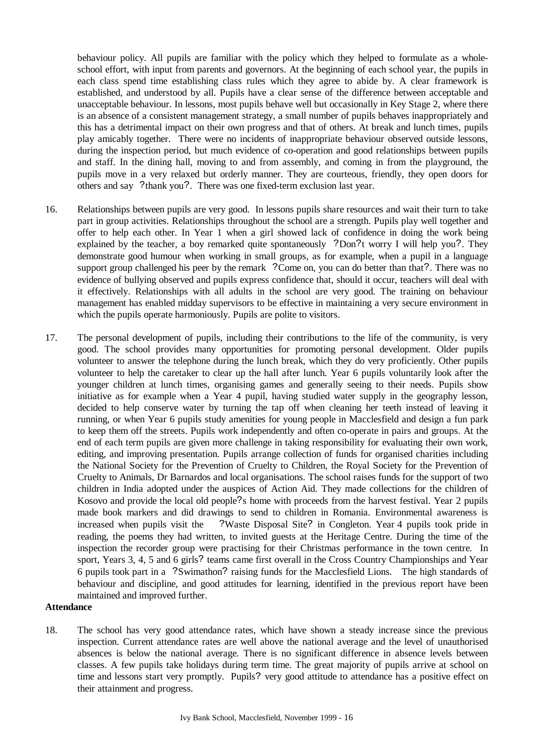behaviour policy. All pupils are familiar with the policy which they helped to formulate as a whole-school effort, with input from parents and governors. At the beginning of each school year, the pupils in each class spend time establishing class rules which they agree to abide by. A clear framework is established, and understood by all. Pupils have a clear sense of the difference between acceptable and unacceptable behaviour. In lessons, most pupils behave well but occasionally in Key Stage 2, where there is an absence of a consistent management strategy, a small number of pupils behaves inappropriately and this has a detrimental impact on their own progress and that of others. At break and lunch times, pupils play amicably together. There were no incidents of inappropriate behaviour observed outside lessons, during the inspection period, but much evidence of co-operation and good relationships between pupils and staff. In the dining hall, moving to and from assembly, and coming in from the playground, the pupils move in a very relaxed but orderly manner. They are courteous, friendly, they open doors for others and say ?thank you?. There was one fixed-term exclusion last year.

16. Relationships between pupils are very good. In lessons pupils share resources and wait their turn to take part in group activities. Relationships throughout the school are a strength. Pupils play well together and offer to help each other. In Year 1 when a girl showed lack of confidence in doing the work being explained by the teacher, a boy remarked quite spontaneously ?Don?t worry I will help you?. They demonstrate good humour when working in small groups, as for example, when a pupil in a language support group challenged his peer by the remark ?Come on, you can do better than that?. There was no evidence of bullying observed and pupils express confidence that, should it occur, teachers will deal with it effectively. Relationships with all adults in the school are very good. The training on behaviour management has enabled midday supervisors to be effective in maintaining a very secure environment in which the pupils operate harmoniously. Pupils are polite to visitors.

17. The personal development of pupils, including their contributions to the life of the community, is very good. The school provides many opportunities for promoting personal development. Older pupils volunteer to answer the telephone during the lunch break, which they do very proficiently. Other pupils volunteer to help the caretaker to clear up the hall after lunch. Year 6 pupils voluntarily look after the younger children at lunch times, organising games and generally seeing to their needs. Pupils show initiative as for example when a Year 4 pupil, having studied water supply in the geography lesson, decided to help conserve water by turning the tap off when cleaning her teeth instead of leaving it running, or when Year 6 pupils study amenities for young people in Macclesfield and design a fun park to keep them off the streets. Pupils work independently and often co-operate in pairs and groups. At the end of each term pupils are given more challenge in taking responsibility for evaluating their own work, editing, and improving presentation. Pupils arrange collection of funds for organised charities including the National Society for the Prevention of Cruelty to Children, the Royal Society for the Prevention of Cruelty to Animals, Dr Barnardos and local organisations. The school raises funds for the support of two children in India adopted under the auspices of Action Aid. They made collections for the children of Kosovo and provide the local old people?s home with proceeds from the harvest festival. Year 2 pupils made book markers and did drawings to send to children in Romania. Environmental awareness is increased when pupils visit the ?Waste Disposal Site? in Congleton. Year 4 pupils took pride in reading, the poems they had written, to invited guests at the Heritage Centre. During the time of the inspection the recorder group were practising for their Christmas performance in the town centre. In sport, Years 3, 4, 5 and 6 girls? teams came first overall in the Cross Country Championships and Year 6 pupils took part in a ?Swimathon? raising funds for the Macclesfield Lions. The high standards of behaviour and discipline, and good attitudes for learning, identified in the previous report have been maintained and improved further.

**Attendance**

18. The school has very good attendance rates, which have shown a steady increase since the previous inspection. Current attendance rates are well above the national average and the level of unauthorised absences is below the national average. There is no significant difference in absence levels between classes. A few pupils take holidays during term time. The great majority of pupils arrive at school on time and lessons start very promptly. Pupils? very good attitude to attendance has a positive effect on their attainment and progress.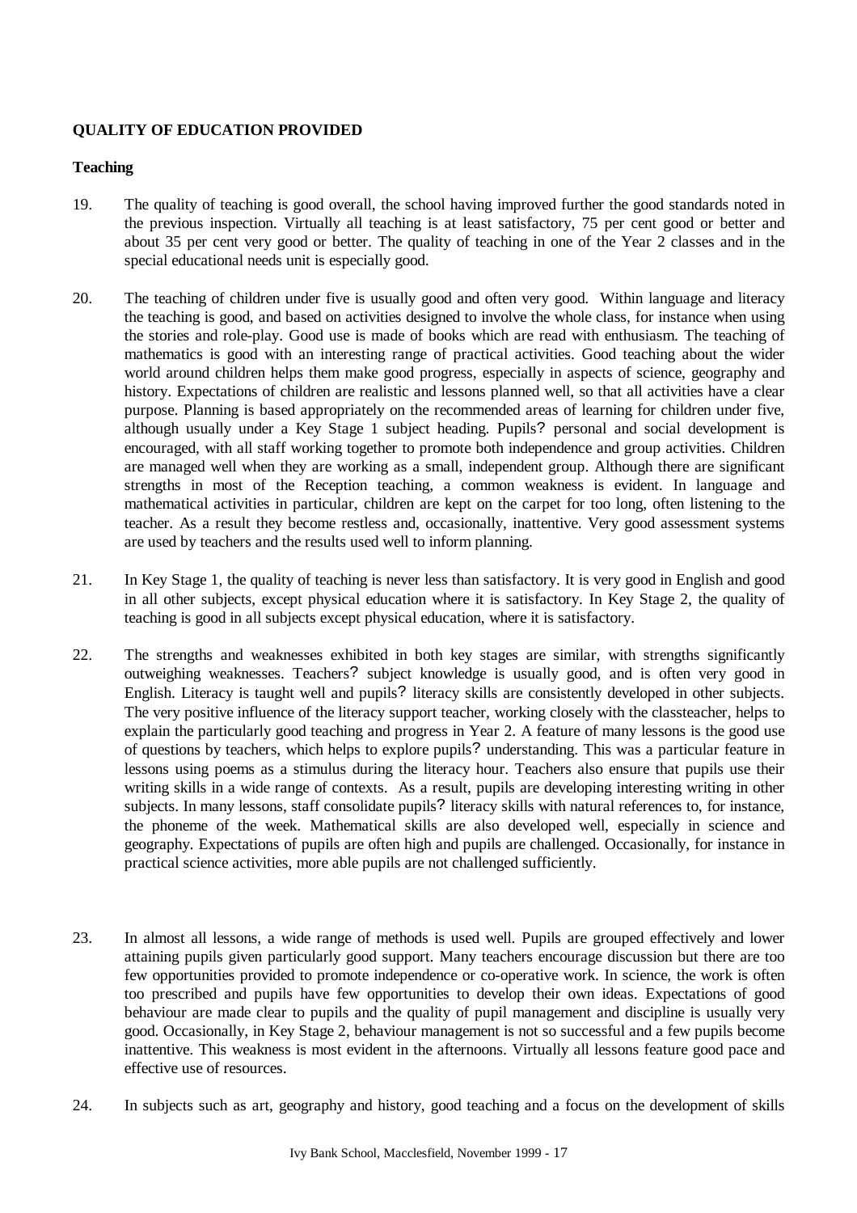## QUALITY OF EDUCATION PROVIDED

### Teaching

19. The quality of teaching is good overall, the school having improved further the good standards noted in the previous inspection. Virtually all teaching is at least satisfactory, 75 per cent good or better and about 35 per cent very good or better. The quality of teaching in one of the Year 2 classes and in the special educational needs unit is especially good.

20. The teaching of children under five is usually good and often very good. Within language and literacy the teaching is good, and based on activities designed to involve the whole class, for instance when using the stories and role-play. Good use is made of books which are read with enthusiasm. The teaching of mathematics is good with an interesting range of practical activities. Good teaching about the wider world around children helps them make good progress, especially in aspects of science, geography and history. Expectations of children are realistic and lessons planned well, so that all activities have a clear purpose. Planning is based appropriately on the recommended areas of learning for children under five, although usually under a Key Stage 1 subject heading. Pupils? personal and social development is encouraged, with all staff working together to promote both independence and group activities. Children are managed well when they are working as a small, independent group. Although there are significant strengths in most of the Reception teaching, a common weakness is evident. In language and mathematical activities in particular, children are kept on the carpet for too long, often listening to the teacher. As a result they become restless and, occasionally, inattentive. Very good assessment systems are used by teachers and the results used well to inform planning.

21. In Key Stage 1, the quality of teaching is never less than satisfactory. It is very good in English and good in all other subjects, except physical education where it is satisfactory. In Key Stage 2, the quality of teaching is good in all subjects except physical education, where it is satisfactory.

22. The strengths and weaknesses exhibited in both key stages are similar, with strengths significantly outweighing weaknesses. Teachers? subject knowledge is usually good, and is often very good in English. Literacy is taught well and pupils? literacy skills are consistently developed in other subjects. The very positive influence of the literacy support teacher, working closely with the classteacher, helps to explain the particularly good teaching and progress in Year 2. A feature of many lessons is the good use of questions by teachers, which helps to explore pupils? understanding. This was a particular feature in lessons using poems as a stimulus during the literacy hour. Teachers also ensure that pupils use their writing skills in a wide range of contexts. As a result, pupils are developing interesting writing in other subjects. In many lessons, staff consolidate pupils? literacy skills with natural references to, for instance, the phoneme of the week. Mathematical skills are also developed well, especially in science and geography. Expectations of pupils are often high and pupils are challenged. Occasionally, for instance in practical science activities, more able pupils are not challenged sufficiently.

23. In almost all lessons, a wide range of methods is used well. Pupils are grouped effectively and lower attaining pupils given particularly good support. Many teachers encourage discussion but there are too few opportunities provided to promote independence or co-operative work. In science, the work is often too prescribed and pupils have few opportunities to develop their own ideas. Expectations of good behaviour are made clear to pupils and the quality of pupil management and discipline is usually very good. Occasionally, in Key Stage 2, behaviour management is not so successful and a few pupils become inattentive. This weakness is most evident in the afternoons. Virtually all lessons feature good pace and effective use of resources.

24. In subjects such as art, geography and history, good teaching and a focus on the development of skills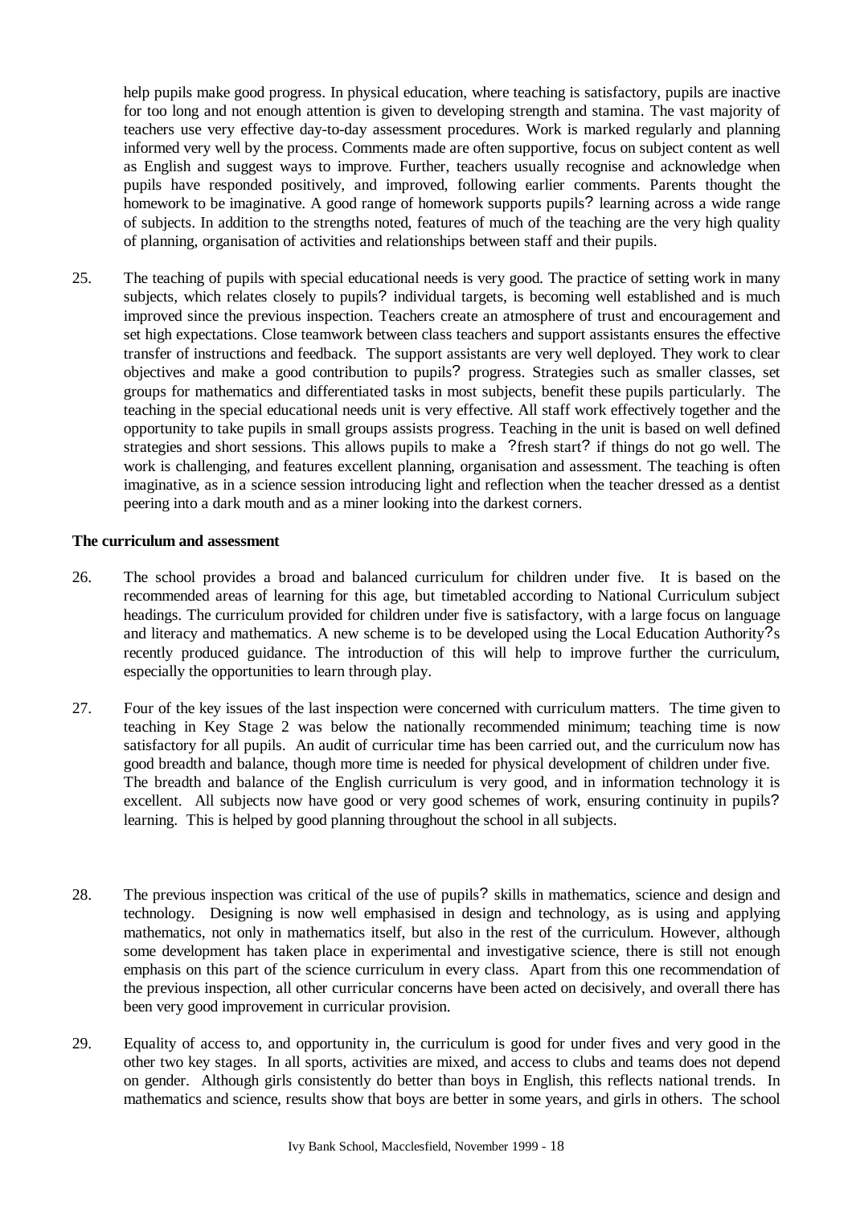help pupils make good progress. In physical education, where teaching is satisfactory, pupils are inactive for too long and not enough attention is given to developing strength and stamina. The vast majority of teachers use very effective day-to-day assessment procedures. Work is marked regularly and planning informed very well by the process. Comments made are often supportive, focus on subject content as well as English and suggest ways to improve. Further, teachers usually recognise and acknowledge when pupils have responded positively, and improved, following earlier comments. Parents thought the homework to be imaginative. A good range of homework supports pupils? learning across a wide range of subjects. In addition to the strengths noted, features of much of the teaching are the very high quality of planning, organisation of activities and relationships between staff and their pupils.

25. The teaching of pupils with special educational needs is very good. The practice of setting work in many subjects, which relates closely to pupils? individual targets, is becoming well established and is much improved since the previous inspection. Teachers create an atmosphere of trust and encouragement and set high expectations. Close teamwork between class teachers and support assistants ensures the effective transfer of instructions and feedback. The support assistants are very well deployed. They work to clear objectives and make a good contribution to pupils? progress. Strategies such as smaller classes, set groups for mathematics and differentiated tasks in most subjects, benefit these pupils particularly. The teaching in the special educational needs unit is very effective. All staff work effectively together and the opportunity to take pupils in small groups assists progress. Teaching in the unit is based on well defined strategies and short sessions. This allows pupils to make a ?fresh start? if things do not go well. The work is challenging, and features excellent planning, organisation and assessment. The teaching is often imaginative, as in a science session introducing light and reflection when the teacher dressed as a dentist peering into a dark mouth and as a miner looking into the darkest corners.

**The curriculum and assessment**

26. The school provides a broad and balanced curriculum for children under five. It is based on the recommended areas of learning for this age, but timetabled according to National Curriculum subject headings. The curriculum provided for children under five is satisfactory, with a large focus on language and literacy and mathematics. A new scheme is to be developed using the Local Education Authority?s recently produced guidance. The introduction of this will help to improve further the curriculum, especially the opportunities to learn through play.

27. Four of the key issues of the last inspection were concerned with curriculum matters. The time given to teaching in Key Stage 2 was below the nationally recommended minimum; teaching time is now satisfactory for all pupils. An audit of curricular time has been carried out, and the curriculum now has good breadth and balance, though more time is needed for physical development of children under five. The breadth and balance of the English curriculum is very good, and in information technology it is excellent. All subjects now have good or very good schemes of work, ensuring continuity in pupils? learning. This is helped by good planning throughout the school in all subjects.

28. The previous inspection was critical of the use of pupils? skills in mathematics, science and design and technology. Designing is now well emphasised in design and technology, as is using and applying mathematics, not only in mathematics itself, but also in the rest of the curriculum. However, although some development has taken place in experimental and investigative science, there is still not enough emphasis on this part of the science curriculum in every class. Apart from this one recommendation of the previous inspection, all other curricular concerns have been acted on decisively, and overall there has been very good improvement in curricular provision.

29. Equality of access to, and opportunity in, the curriculum is good for under fives and very good in the other two key stages. In all sports, activities are mixed, and access to clubs and teams does not depend on gender. Although girls consistently do better than boys in English, this reflects national trends. In mathematics and science, results show that boys are better in some years, and girls in others. The school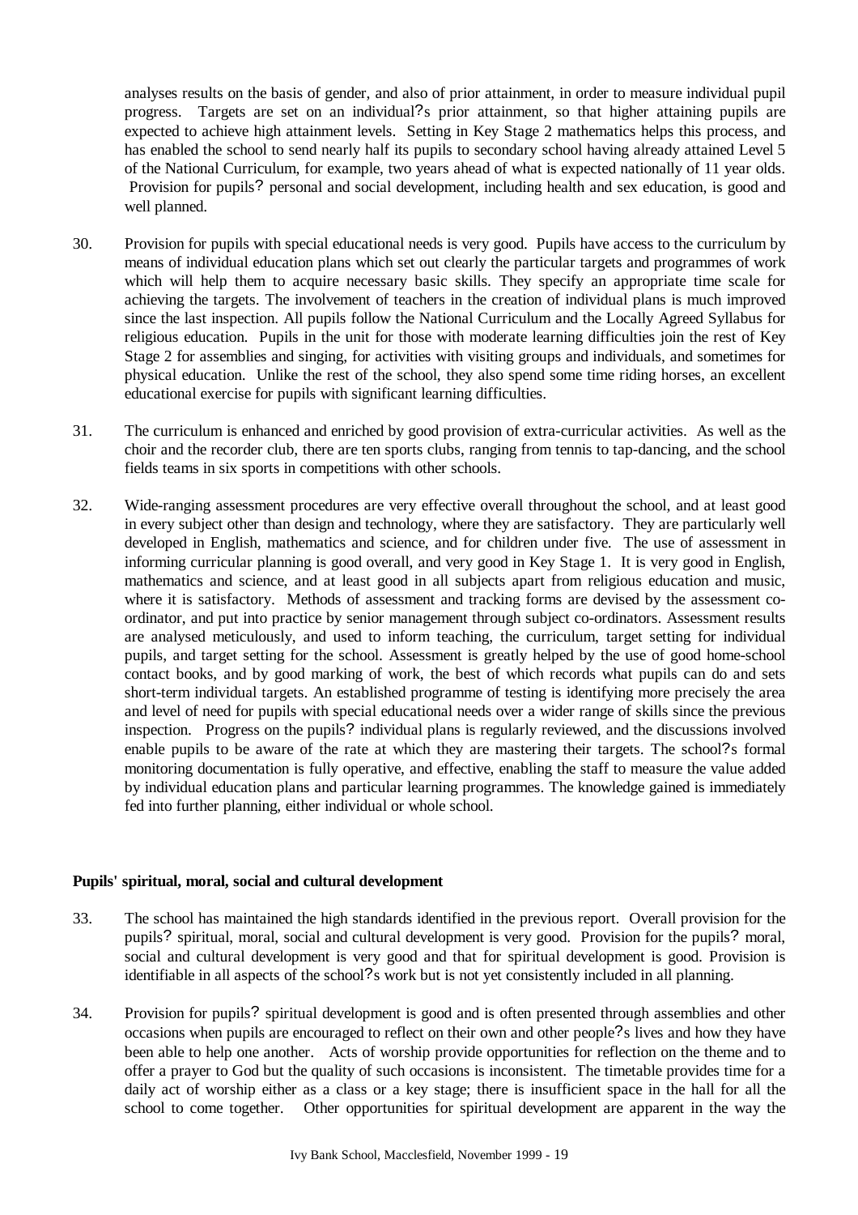analyses results on the basis of gender, and also of prior attainment, in order to measure individual pupil progress. Targets are set on an individual?s prior attainment, so that higher attaining pupils are expected to achieve high attainment levels. Setting in Key Stage 2 mathematics helps this process, and has enabled the school to send nearly half its pupils to secondary school having already attained Level 5 of the National Curriculum, for example, two years ahead of what is expected nationally of 11 year olds. Provision for pupils? personal and social development, including health and sex education, is good and well planned.

30. Provision for pupils with special educational needs is very good. Pupils have access to the curriculum by means of individual education plans which set out clearly the particular targets and programmes of work which will help them to acquire necessary basic skills. They specify an appropriate time scale for achieving the targets. The involvement of teachers in the creation of individual plans is much improved since the last inspection. All pupils follow the National Curriculum and the Locally Agreed Syllabus for religious education. Pupils in the unit for those with moderate learning difficulties join the rest of Key Stage 2 for assemblies and singing, for activities with visiting groups and individuals, and sometimes for physical education. Unlike the rest of the school, they also spend some time riding horses, an excellent educational exercise for pupils with significant learning difficulties.

31. The curriculum is enhanced and enriched by good provision of extra-curricular activities. As well as the choir and the recorder club, there are ten sports clubs, ranging from tennis to tap-dancing, and the school fields teams in six sports in competitions with other schools.

32. Wide-ranging assessment procedures are very effective overall throughout the school, and at least good in every subject other than design and technology, where they are satisfactory. They are particularly well developed in English, mathematics and science, and for children under five. The use of assessment in informing curricular planning is good overall, and very good in Key Stage 1. It is very good in English, mathematics and science, and at least good in all subjects apart from religious education and music, where it is satisfactory. Methods of assessment and tracking forms are devised by the assessment co-ordinator, and put into practice by senior management through subject co-ordinators. Assessment results are analysed meticulously, and used to inform teaching, the curriculum, target setting for individual pupils, and target setting for the school. Assessment is greatly helped by the use of good home-school contact books, and by good marking of work, the best of which records what pupils can do and sets short-term individual targets. An established programme of testing is identifying more precisely the area and level of need for pupils with special educational needs over a wider range of skills since the previous inspection. Progress on the pupils? individual plans is regularly reviewed, and the discussions involved enable pupils to be aware of the rate at which they are mastering their targets. The school?s formal monitoring documentation is fully operative, and effective, enabling the staff to measure the value added by individual education plans and particular learning programmes. The knowledge gained is immediately fed into further planning, either individual or whole school.

**Pupils' spiritual, moral, social and cultural development**

33. The school has maintained the high standards identified in the previous report. Overall provision for the pupils? spiritual, moral, social and cultural development is very good. Provision for the pupils? moral, social and cultural development is very good and that for spiritual development is good. Provision is identifiable in all aspects of the school?s work but is not yet consistently included in all planning.

34. Provision for pupils? spiritual development is good and is often presented through assemblies and other occasions when pupils are encouraged to reflect on their own and other people?s lives and how they have been able to help one another. Acts of worship provide opportunities for reflection on the theme and to offer a prayer to God but the quality of such occasions is inconsistent. The timetable provides time for a daily act of worship either as a class or a key stage; there is insufficient space in the hall for all the school to come together. Other opportunities for spiritual development are apparent in the way the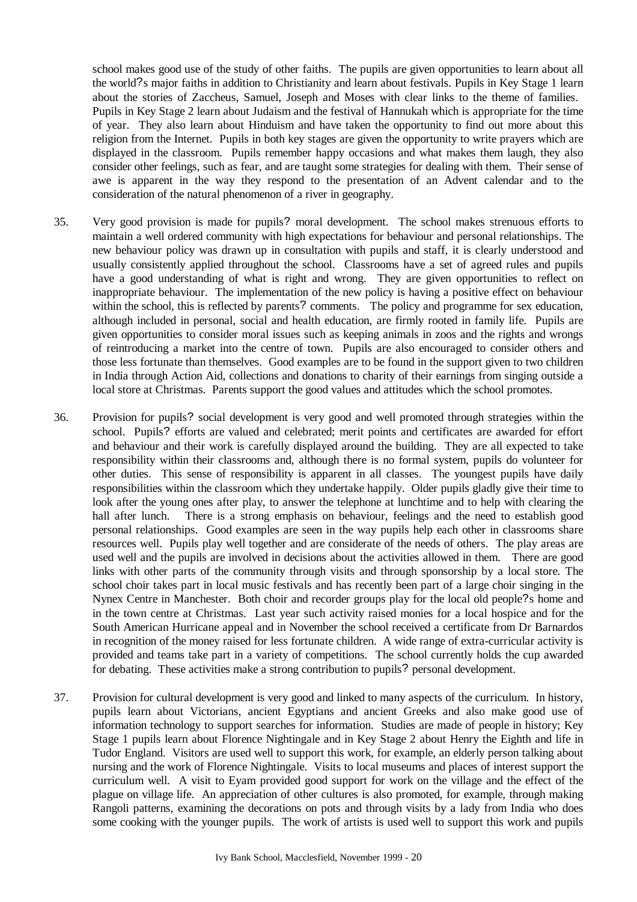school makes good use of the study of other faiths. The pupils are given opportunities to learn about all the world?s major faiths in addition to Christianity and learn about festivals. Pupils in Key Stage 1 learn about the stories of Zaccheus, Samuel, Joseph and Moses with clear links to the theme of families. Pupils in Key Stage 2 learn about Judaism and the festival of Hannukah which is appropriate for the time of year. They also learn about Hinduism and have taken the opportunity to find out more about this religion from the Internet. Pupils in both key stages are given the opportunity to write prayers which are displayed in the classroom. Pupils remember happy occasions and what makes them laugh, they also consider other feelings, such as fear, and are taught some strategies for dealing with them. Their sense of awe is apparent in the way they respond to the presentation of an Advent calendar and to the consideration of the natural phenomenon of a river in geography.

35. Very good provision is made for pupils? moral development. The school makes strenuous efforts to maintain a well ordered community with high expectations for behaviour and personal relationships. The new behaviour policy was drawn up in consultation with pupils and staff, it is clearly understood and usually consistently applied throughout the school. Classrooms have a set of agreed rules and pupils have a good understanding of what is right and wrong. They are given opportunities to reflect on inappropriate behaviour. The implementation of the new policy is having a positive effect on behaviour within the school, this is reflected by parents? comments. The policy and programme for sex education, although included in personal, social and health education, are firmly rooted in family life. Pupils are given opportunities to consider moral issues such as keeping animals in zoos and the rights and wrongs of reintroducing a market into the centre of town. Pupils are also encouraged to consider others and those less fortunate than themselves. Good examples are to be found in the support given to two children in India through Action Aid, collections and donations to charity of their earnings from singing outside a local store at Christmas. Parents support the good values and attitudes which the school promotes.

36. Provision for pupils? social development is very good and well promoted through strategies within the school. Pupils? efforts are valued and celebrated; merit points and certificates are awarded for effort and behaviour and their work is carefully displayed around the building. They are all expected to take responsibility within their classrooms and, although there is no formal system, pupils do volunteer for other duties. This sense of responsibility is apparent in all classes. The youngest pupils have daily responsibilities within the classroom which they undertake happily. Older pupils gladly give their time to look after the young ones after play, to answer the telephone at lunchtime and to help with clearing the hall after lunch. There is a strong emphasis on behaviour, feelings and the need to establish good personal relationships. Good examples are seen in the way pupils help each other in classrooms share resources well. Pupils play well together and are considerate of the needs of others. The play areas are used well and the pupils are involved in decisions about the activities allowed in them. There are good links with other parts of the community through visits and through sponsorship by a local store. The school choir takes part in local music festivals and has recently been part of a large choir singing in the Nynex Centre in Manchester. Both choir and recorder groups play for the local old people?s home and in the town centre at Christmas. Last year such activity raised monies for a local hospice and for the South American Hurricane appeal and in November the school received a certificate from Dr Barnardos in recognition of the money raised for less fortunate children. A wide range of extra-curricular activity is provided and teams take part in a variety of competitions. The school currently holds the cup awarded for debating. These activities make a strong contribution to pupils? personal development.

37. Provision for cultural development is very good and linked to many aspects of the curriculum. In history, pupils learn about Victorians, ancient Egyptians and ancient Greeks and also make good use of information technology to support searches for information. Studies are made of people in history; Key Stage 1 pupils learn about Florence Nightingale and in Key Stage 2 about Henry the Eighth and life in Tudor England. Visitors are used well to support this work, for example, an elderly person talking about nursing and the work of Florence Nightingale. Visits to local museums and places of interest support the curriculum well. A visit to Eyam provided good support for work on the village and the effect of the plague on village life. An appreciation of other cultures is also promoted, for example, through making Rangoli patterns, examining the decorations on pots and through visits by a lady from India who does some cooking with the younger pupils. The work of artists is used well to support this work and pupils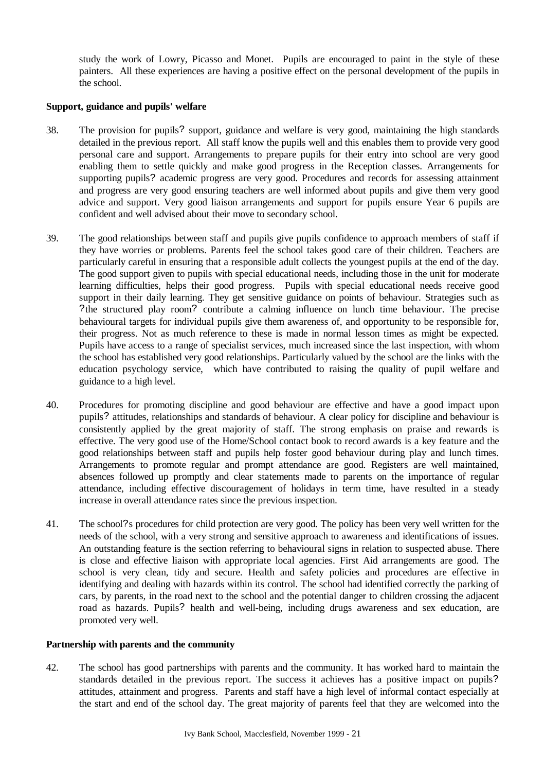study the work of Lowry, Picasso and Monet. Pupils are encouraged to paint in the style of these painters. All these experiences are having a positive effect on the personal development of the pupils in the school.

**Support, guidance and pupils' welfare**

38. The provision for pupils? support, guidance and welfare is very good, maintaining the high standards detailed in the previous report. All staff know the pupils well and this enables them to provide very good personal care and support. Arrangements to prepare pupils for their entry into school are very good enabling them to settle quickly and make good progress in the Reception classes. Arrangements for supporting pupils? academic progress are very good. Procedures and records for assessing attainment and progress are very good ensuring teachers are well informed about pupils and give them very good advice and support. Very good liaison arrangements and support for pupils ensure Year 6 pupils are confident and well advised about their move to secondary school.

39. The good relationships between staff and pupils give pupils confidence to approach members of staff if they have worries or problems. Parents feel the school takes good care of their children. Teachers are particularly careful in ensuring that a responsible adult collects the youngest pupils at the end of the day. The good support given to pupils with special educational needs, including those in the unit for moderate learning difficulties, helps their good progress. Pupils with special educational needs receive good support in their daily learning. They get sensitive guidance on points of behaviour. Strategies such as ?the structured play room? contribute a calming influence on lunch time behaviour. The precise behavioural targets for individual pupils give them awareness of, and opportunity to be responsible for, their progress. Not as much reference to these is made in normal lesson times as might be expected. Pupils have access to a range of specialist services, much increased since the last inspection, with whom the school has established very good relationships. Particularly valued by the school are the links with the education psychology service, which have contributed to raising the quality of pupil welfare and guidance to a high level.

40. Procedures for promoting discipline and good behaviour are effective and have a good impact upon pupils? attitudes, relationships and standards of behaviour. A clear policy for discipline and behaviour is consistently applied by the great majority of staff. The strong emphasis on praise and rewards is effective. The very good use of the Home/School contact book to record awards is a key feature and the good relationships between staff and pupils help foster good behaviour during play and lunch times. Arrangements to promote regular and prompt attendance are good. Registers are well maintained, absences followed up promptly and clear statements made to parents on the importance of regular attendance, including effective discouragement of holidays in term time, have resulted in a steady increase in overall attendance rates since the previous inspection.

41. The school?s procedures for child protection are very good. The policy has been very well written for the needs of the school, with a very strong and sensitive approach to awareness and identifications of issues. An outstanding feature is the section referring to behavioural signs in relation to suspected abuse. There is close and effective liaison with appropriate local agencies. First Aid arrangements are good. The school is very clean, tidy and secure. Health and safety policies and procedures are effective in identifying and dealing with hazards within its control. The school had identified correctly the parking of cars, by parents, in the road next to the school and the potential danger to children crossing the adjacent road as hazards. Pupils? health and well-being, including drugs awareness and sex education, are promoted very well.

**Partnership with parents and the community**

42. The school has good partnerships with parents and the community. It has worked hard to maintain the standards detailed in the previous report. The success it achieves has a positive impact on pupils? attitudes, attainment and progress. Parents and staff have a high level of informal contact especially at the start and end of the school day. The great majority of parents feel that they are welcomed into the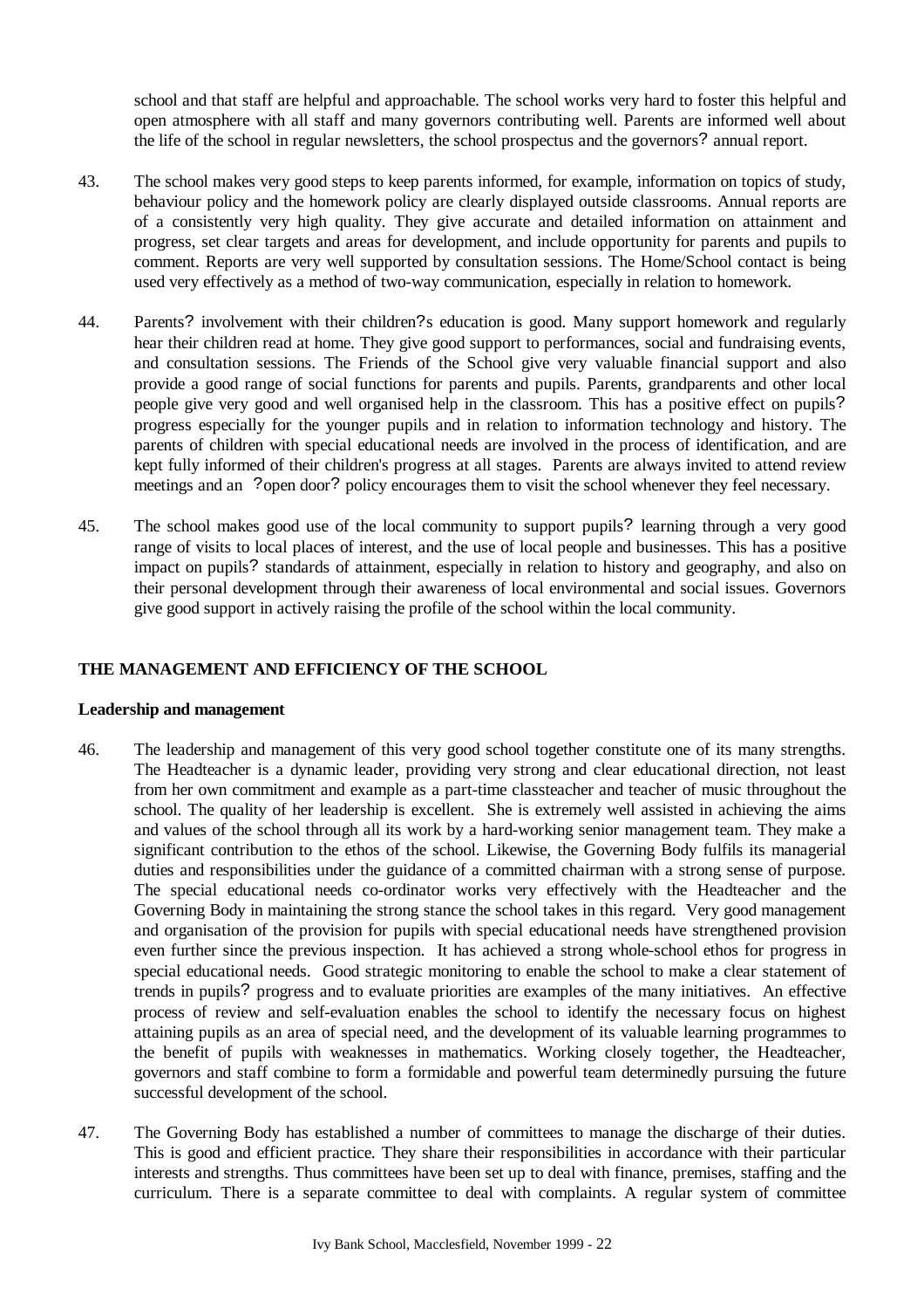school and that staff are helpful and approachable. The school works very hard to foster this helpful and open atmosphere with all staff and many governors contributing well. Parents are informed well about the life of the school in regular newsletters, the school prospectus and the governors? annual report.

43. The school makes very good steps to keep parents informed, for example, information on topics of study, behaviour policy and the homework policy are clearly displayed outside classrooms. Annual reports are of a consistently very high quality. They give accurate and detailed information on attainment and progress, set clear targets and areas for development, and include opportunity for parents and pupils to comment. Reports are very well supported by consultation sessions. The Home/School contact is being used very effectively as a method of two-way communication, especially in relation to homework.

44. Parents? involvement with their children?s education is good. Many support homework and regularly hear their children read at home. They give good support to performances, social and fundraising events, and consultation sessions. The Friends of the School give very valuable financial support and also provide a good range of social functions for parents and pupils. Parents, grandparents and other local people give very good and well organised help in the classroom. This has a positive effect on pupils? progress especially for the younger pupils and in relation to information technology and history. The parents of children with special educational needs are involved in the process of identification, and are kept fully informed of their children's progress at all stages. Parents are always invited to attend review meetings and an ?open door? policy encourages them to visit the school whenever they feel necessary.

45. The school makes good use of the local community to support pupils? learning through a very good range of visits to local places of interest, and the use of local people and businesses. This has a positive impact on pupils? standards of attainment, especially in relation to history and geography, and also on their personal development through their awareness of local environmental and social issues. Governors give good support in actively raising the profile of the school within the local community.

## THE MANAGEMENT AND EFFICIENCY OF THE SCHOOL

### Leadership and management

46. The leadership and management of this very good school together constitute one of its many strengths. The Headteacher is a dynamic leader, providing very strong and clear educational direction, not least from her own commitment and example as a part-time classteacher and teacher of music throughout the school. The quality of her leadership is excellent. She is extremely well assisted in achieving the aims and values of the school through all its work by a hard-working senior management team. They make a significant contribution to the ethos of the school. Likewise, the Governing Body fulfils its managerial duties and responsibilities under the guidance of a committed chairman with a strong sense of purpose. The special educational needs co-ordinator works very effectively with the Headteacher and the Governing Body in maintaining the strong stance the school takes in this regard. Very good management and organisation of the provision for pupils with special educational needs have strengthened provision even further since the previous inspection. It has achieved a strong whole-school ethos for progress in special educational needs. Good strategic monitoring to enable the school to make a clear statement of trends in pupils? progress and to evaluate priorities are examples of the many initiatives. An effective process of review and self-evaluation enables the school to identify the necessary focus on highest attaining pupils as an area of special need, and the development of its valuable learning programmes to the benefit of pupils with weaknesses in mathematics. Working closely together, the Headteacher, governors and staff combine to form a formidable and powerful team determinedly pursuing the future successful development of the school.

47. The Governing Body has established a number of committees to manage the discharge of their duties. This is good and efficient practice. They share their responsibilities in accordance with their particular interests and strengths. Thus committees have been set up to deal with finance, premises, staffing and the curriculum. There is a separate committee to deal with complaints. A regular system of committee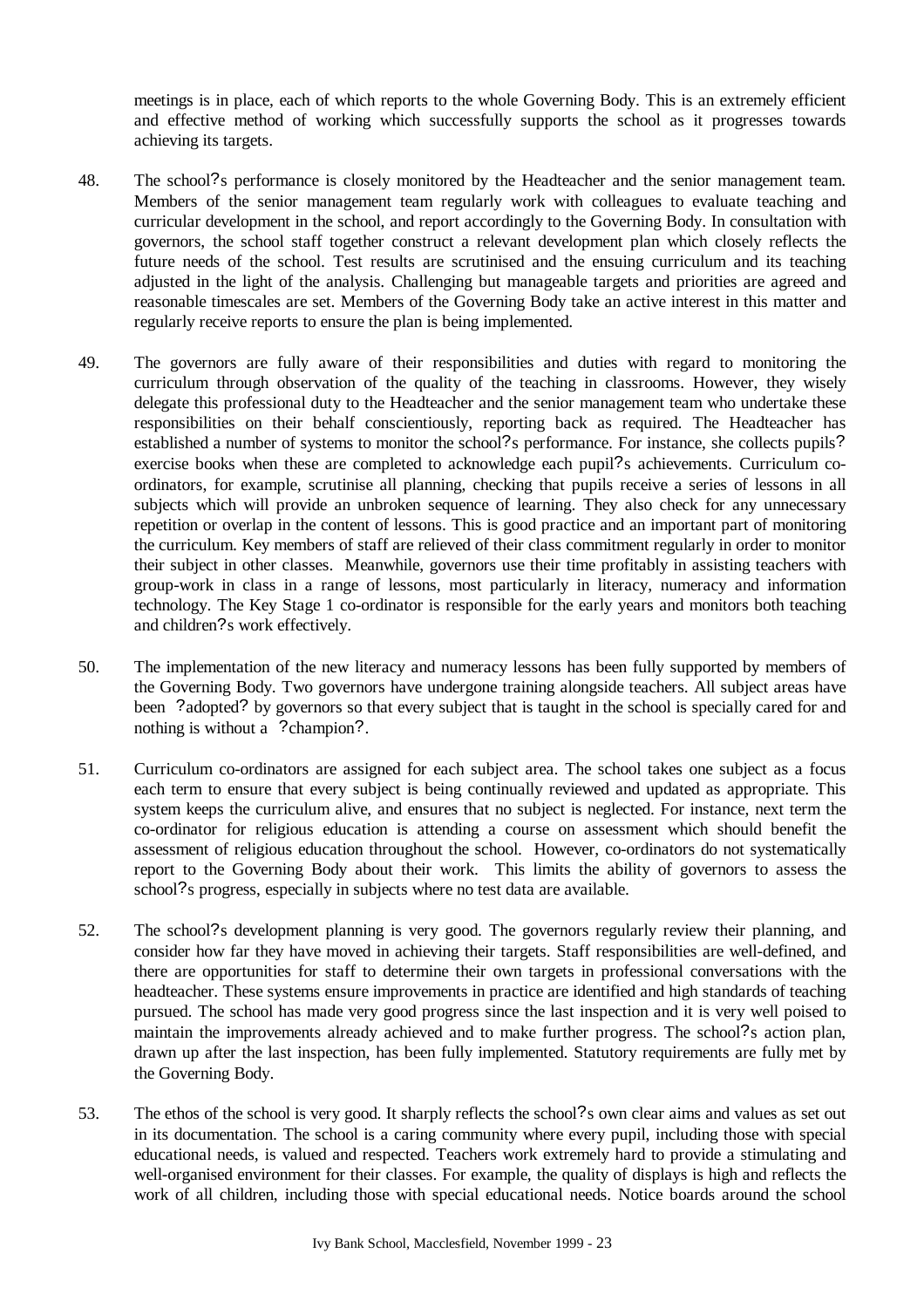meetings is in place, each of which reports to the whole Governing Body. This is an extremely efficient and effective method of working which successfully supports the school as it progresses towards achieving its targets.

48. The school?s performance is closely monitored by the Headteacher and the senior management team. Members of the senior management team regularly work with colleagues to evaluate teaching and curricular development in the school, and report accordingly to the Governing Body. In consultation with governors, the school staff together construct a relevant development plan which closely reflects the future needs of the school. Test results are scrutinised and the ensuing curriculum and its teaching adjusted in the light of the analysis. Challenging but manageable targets and priorities are agreed and reasonable timescales are set. Members of the Governing Body take an active interest in this matter and regularly receive reports to ensure the plan is being implemented.

49. The governors are fully aware of their responsibilities and duties with regard to monitoring the curriculum through observation of the quality of the teaching in classrooms. However, they wisely delegate this professional duty to the Headteacher and the senior management team who undertake these responsibilities on their behalf conscientiously, reporting back as required. The Headteacher has established a number of systems to monitor the school?s performance. For instance, she collects pupils? exercise books when these are completed to acknowledge each pupil?s achievements. Curriculum co-ordinators, for example, scrutinise all planning, checking that pupils receive a series of lessons in all subjects which will provide an unbroken sequence of learning. They also check for any unnecessary repetition or overlap in the content of lessons. This is good practice and an important part of monitoring the curriculum. Key members of staff are relieved of their class commitment regularly in order to monitor their subject in other classes. Meanwhile, governors use their time profitably in assisting teachers with group-work in class in a range of lessons, most particularly in literacy, numeracy and information technology. The Key Stage 1 co-ordinator is responsible for the early years and monitors both teaching and children?s work effectively.

50. The implementation of the new literacy and numeracy lessons has been fully supported by members of the Governing Body. Two governors have undergone training alongside teachers. All subject areas have been ?adopted? by governors so that every subject that is taught in the school is specially cared for and nothing is without a ?champion?.

51. Curriculum co-ordinators are assigned for each subject area. The school takes one subject as a focus each term to ensure that every subject is being continually reviewed and updated as appropriate. This system keeps the curriculum alive, and ensures that no subject is neglected. For instance, next term the co-ordinator for religious education is attending a course on assessment which should benefit the assessment of religious education throughout the school. However, co-ordinators do not systematically report to the Governing Body about their work. This limits the ability of governors to assess the school?s progress, especially in subjects where no test data are available.

52. The school?s development planning is very good. The governors regularly review their planning, and consider how far they have moved in achieving their targets. Staff responsibilities are well-defined, and there are opportunities for staff to determine their own targets in professional conversations with the headteacher. These systems ensure improvements in practice are identified and high standards of teaching pursued. The school has made very good progress since the last inspection and it is very well poised to maintain the improvements already achieved and to make further progress. The school?s action plan, drawn up after the last inspection, has been fully implemented. Statutory requirements are fully met by the Governing Body.

53. The ethos of the school is very good. It sharply reflects the school?s own clear aims and values as set out in its documentation. The school is a caring community where every pupil, including those with special educational needs, is valued and respected. Teachers work extremely hard to provide a stimulating and well-organised environment for their classes. For example, the quality of displays is high and reflects the work of all children, including those with special educational needs. Notice boards around the school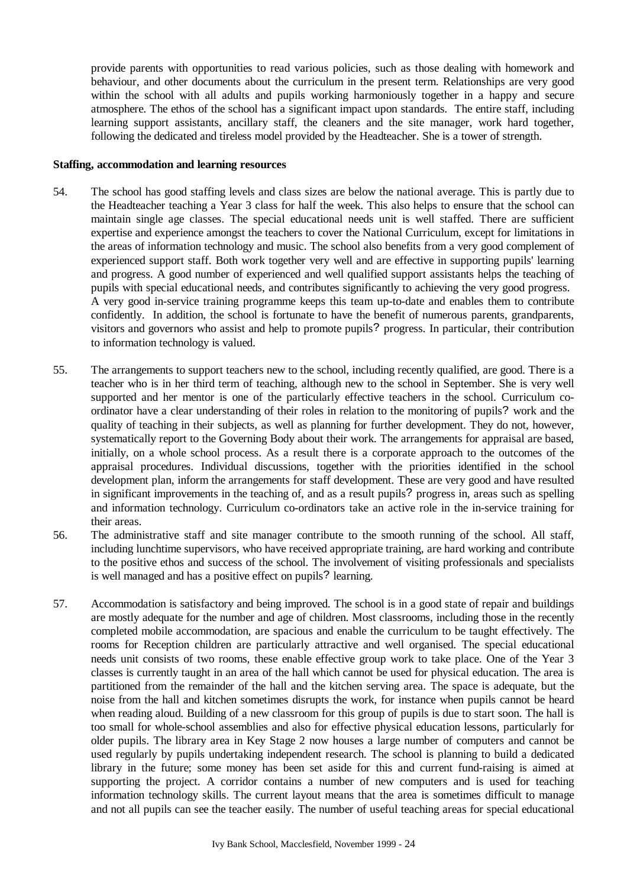provide parents with opportunities to read various policies, such as those dealing with homework and behaviour, and other documents about the curriculum in the present term. Relationships are very good within the school with all adults and pupils working harmoniously together in a happy and secure atmosphere. The ethos of the school has a significant impact upon standards. The entire staff, including learning support assistants, ancillary staff, the cleaners and the site manager, work hard together, following the dedicated and tireless model provided by the Headteacher. She is a tower of strength.

**Staffing, accommodation and learning resources**

54. The school has good staffing levels and class sizes are below the national average. This is partly due to the Headteacher teaching a Year 3 class for half the week. This also helps to ensure that the school can maintain single age classes. The special educational needs unit is well staffed. There are sufficient expertise and experience amongst the teachers to cover the National Curriculum, except for limitations in the areas of information technology and music. The school also benefits from a very good complement of experienced support staff. Both work together very well and are effective in supporting pupils' learning and progress. A good number of experienced and well qualified support assistants helps the teaching of pupils with special educational needs, and contributes significantly to achieving the very good progress. A very good in-service training programme keeps this team up-to-date and enables them to contribute confidently. In addition, the school is fortunate to have the benefit of numerous parents, grandparents, visitors and governors who assist and help to promote pupils? progress. In particular, their contribution to information technology is valued.

55. The arrangements to support teachers new to the school, including recently qualified, are good. There is a teacher who is in her third term of teaching, although new to the school in September. She is very well supported and her mentor is one of the particularly effective teachers in the school. Curriculum co-ordinator have a clear understanding of their roles in relation to the monitoring of pupils? work and the quality of teaching in their subjects, as well as planning for further development. They do not, however, systematically report to the Governing Body about their work. The arrangements for appraisal are based, initially, on a whole school process. As a result there is a corporate approach to the outcomes of the appraisal procedures. Individual discussions, together with the priorities identified in the school development plan, inform the arrangements for staff development. These are very good and have resulted in significant improvements in the teaching of, and as a result pupils? progress in, areas such as spelling and information technology. Curriculum co-ordinators take an active role in the in-service training for their areas.

56. The administrative staff and site manager contribute to the smooth running of the school. All staff, including lunchtime supervisors, who have received appropriate training, are hard working and contribute to the positive ethos and success of the school. The involvement of visiting professionals and specialists is well managed and has a positive effect on pupils? learning.

57. Accommodation is satisfactory and being improved. The school is in a good state of repair and buildings are mostly adequate for the number and age of children. Most classrooms, including those in the recently completed mobile accommodation, are spacious and enable the curriculum to be taught effectively. The rooms for Reception children are particularly attractive and well organised. The special educational needs unit consists of two rooms, these enable effective group work to take place. One of the Year 3 classes is currently taught in an area of the hall which cannot be used for physical education. The area is partitioned from the remainder of the hall and the kitchen serving area. The space is adequate, but the noise from the hall and kitchen sometimes disrupts the work, for instance when pupils cannot be heard when reading aloud. Building of a new classroom for this group of pupils is due to start soon. The hall is too small for whole-school assemblies and also for effective physical education lessons, particularly for older pupils. The library area in Key Stage 2 now houses a large number of computers and cannot be used regularly by pupils undertaking independent research. The school is planning to build a dedicated library in the future; some money has been set aside for this and current fund-raising is aimed at supporting the project. A corridor contains a number of new computers and is used for teaching information technology skills. The current layout means that the area is sometimes difficult to manage and not all pupils can see the teacher easily. The number of useful teaching areas for special educational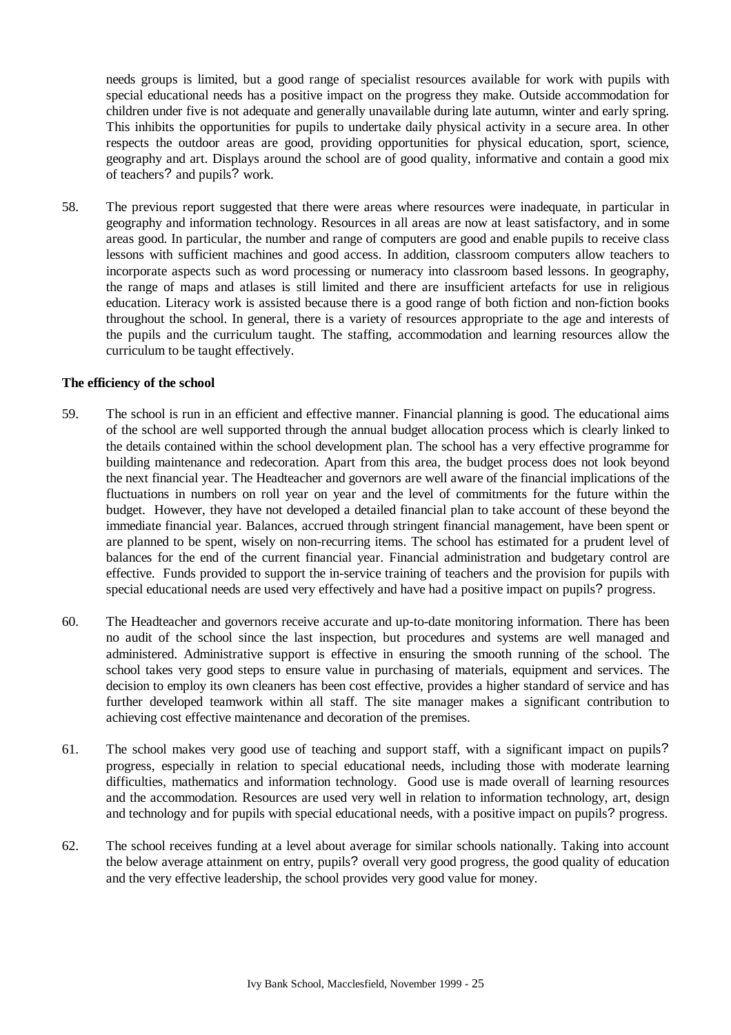needs groups is limited, but a good range of specialist resources available for work with pupils with special educational needs has a positive impact on the progress they make. Outside accommodation for children under five is not adequate and generally unavailable during late autumn, winter and early spring. This inhibits the opportunities for pupils to undertake daily physical activity in a secure area. In other respects the outdoor areas are good, providing opportunities for physical education, sport, science, geography and art. Displays around the school are of good quality, informative and contain a good mix of teachers? and pupils? work.

58. The previous report suggested that there were areas where resources were inadequate, in particular in geography and information technology. Resources in all areas are now at least satisfactory, and in some areas good. In particular, the number and range of computers are good and enable pupils to receive class lessons with sufficient machines and good access. In addition, classroom computers allow teachers to incorporate aspects such as word processing or numeracy into classroom based lessons. In geography, the range of maps and atlases is still limited and there are insufficient artefacts for use in religious education. Literacy work is assisted because there is a good range of both fiction and non-fiction books throughout the school. In general, there is a variety of resources appropriate to the age and interests of the pupils and the curriculum taught. The staffing, accommodation and learning resources allow the curriculum to be taught effectively.

### The efficiency of the school

59. The school is run in an efficient and effective manner. Financial planning is good. The educational aims of the school are well supported through the annual budget allocation process which is clearly linked to the details contained within the school development plan. The school has a very effective programme for building maintenance and redecoration. Apart from this area, the budget process does not look beyond the next financial year. The Headteacher and governors are well aware of the financial implications of the fluctuations in numbers on roll year on year and the level of commitments for the future within the budget. However, they have not developed a detailed financial plan to take account of these beyond the immediate financial year. Balances, accrued through stringent financial management, have been spent or are planned to be spent, wisely on non-recurring items. The school has estimated for a prudent level of balances for the end of the current financial year. Financial administration and budgetary control are effective. Funds provided to support the in-service training of teachers and the provision for pupils with special educational needs are used very effectively and have had a positive impact on pupils? progress.

60. The Headteacher and governors receive accurate and up-to-date monitoring information. There has been no audit of the school since the last inspection, but procedures and systems are well managed and administered. Administrative support is effective in ensuring the smooth running of the school. The school takes very good steps to ensure value in purchasing of materials, equipment and services. The decision to employ its own cleaners has been cost effective, provides a higher standard of service and has further developed teamwork within all staff. The site manager makes a significant contribution to achieving cost effective maintenance and decoration of the premises.

61. The school makes very good use of teaching and support staff, with a significant impact on pupils? progress, especially in relation to special educational needs, including those with moderate learning difficulties, mathematics and information technology. Good use is made overall of learning resources and the accommodation. Resources are used very well in relation to information technology, art, design and technology and for pupils with special educational needs, with a positive impact on pupils? progress.

62. The school receives funding at a level about average for similar schools nationally. Taking into account the below average attainment on entry, pupils? overall very good progress, the good quality of education and the very effective leadership, the school provides very good value for money.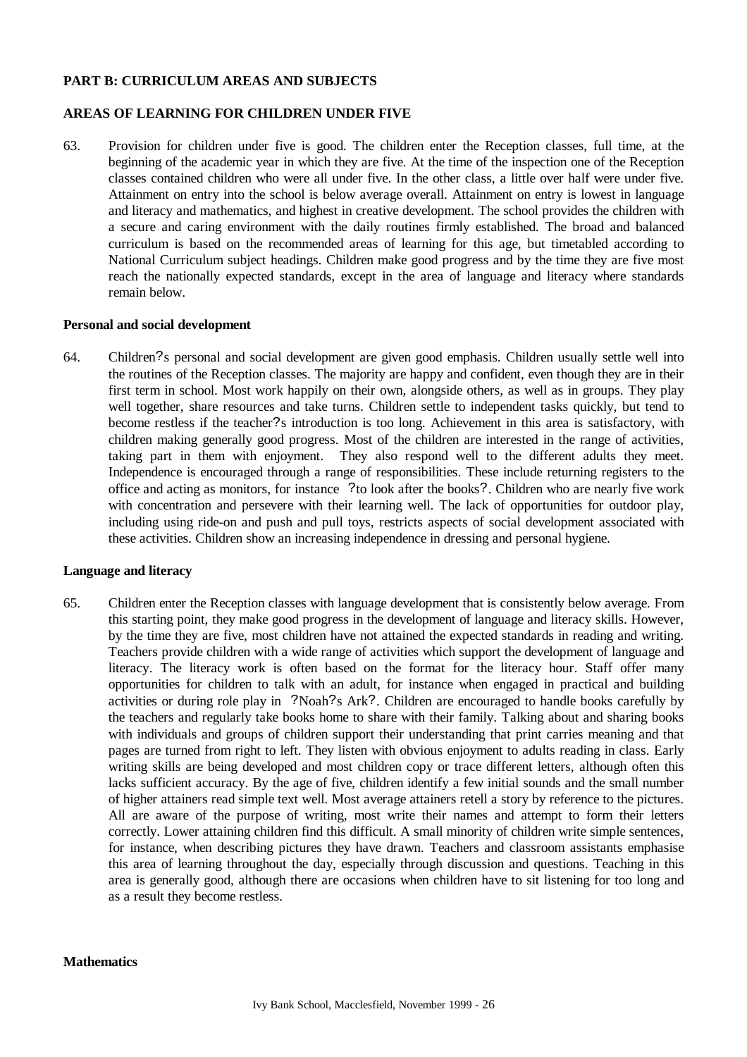## PART B: CURRICULUM AREAS AND SUBJECTS

### AREAS OF LEARNING FOR CHILDREN UNDER FIVE

63. Provision for children under five is good. The children enter the Reception classes, full time, at the beginning of the academic year in which they are five. At the time of the inspection one of the Reception classes contained children who were all under five. In the other class, a little over half were under five. Attainment on entry into the school is below average overall. Attainment on entry is lowest in language and literacy and mathematics, and highest in creative development. The school provides the children with a secure and caring environment with the daily routines firmly established. The broad and balanced curriculum is based on the recommended areas of learning for this age, but timetabled according to National Curriculum subject headings. Children make good progress and by the time they are five most reach the nationally expected standards, except in the area of language and literacy where standards remain below.

#### Personal and social development

64. Children?s personal and social development are given good emphasis. Children usually settle well into the routines of the Reception classes. The majority are happy and confident, even though they are in their first term in school. Most work happily on their own, alongside others, as well as in groups. They play well together, share resources and take turns. Children settle to independent tasks quickly, but tend to become restless if the teacher?s introduction is too long. Achievement in this area is satisfactory, with children making generally good progress. Most of the children are interested in the range of activities, taking part in them with enjoyment. They also respond well to the different adults they meet. Independence is encouraged through a range of responsibilities. These include returning registers to the office and acting as monitors, for instance ?to look after the books?. Children who are nearly five work with concentration and persevere with their learning well. The lack of opportunities for outdoor play, including using ride-on and push and pull toys, restricts aspects of social development associated with these activities. Children show an increasing independence in dressing and personal hygiene.

#### Language and literacy

65. Children enter the Reception classes with language development that is consistently below average. From this starting point, they make good progress in the development of language and literacy skills. However, by the time they are five, most children have not attained the expected standards in reading and writing. Teachers provide children with a wide range of activities which support the development of language and literacy. The literacy work is often based on the format for the literacy hour. Staff offer many opportunities for children to talk with an adult, for instance when engaged in practical and building activities or during role play in ?Noah?s Ark?. Children are encouraged to handle books carefully by the teachers and regularly take books home to share with their family. Talking about and sharing books with individuals and groups of children support their understanding that print carries meaning and that pages are turned from right to left. They listen with obvious enjoyment to adults reading in class. Early writing skills are being developed and most children copy or trace different letters, although often this lacks sufficient accuracy. By the age of five, children identify a few initial sounds and the small number of higher attainers read simple text well. Most average attainers retell a story by reference to the pictures. All are aware of the purpose of writing, most write their names and attempt to form their letters correctly. Lower attaining children find this difficult. A small minority of children write simple sentences, for instance, when describing pictures they have drawn. Teachers and classroom assistants emphasise this area of learning throughout the day, especially through discussion and questions. Teaching in this area is generally good, although there are occasions when children have to sit listening for too long and as a result they become restless.

#### Mathematics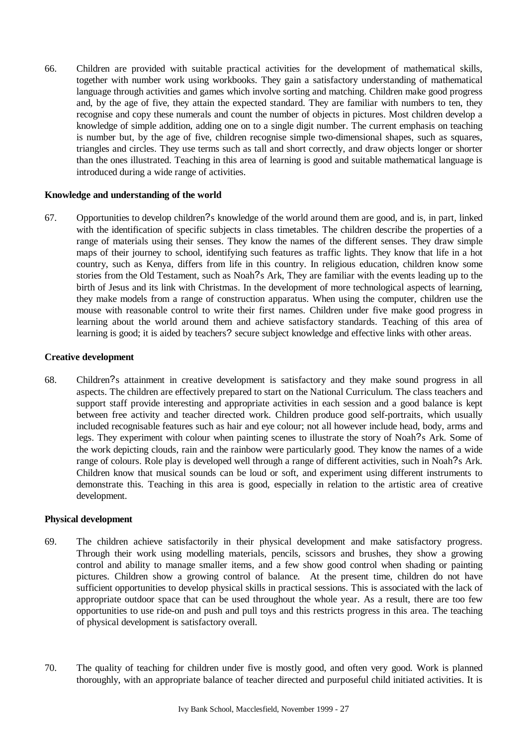66. Children are provided with suitable practical activities for the development of mathematical skills, together with number work using workbooks. They gain a satisfactory understanding of mathematical language through activities and games which involve sorting and matching. Children make good progress and, by the age of five, they attain the expected standard. They are familiar with numbers to ten, they recognise and copy these numerals and count the number of objects in pictures. Most children develop a knowledge of simple addition, adding one on to a single digit number. The current emphasis on teaching is number but, by the age of five, children recognise simple two-dimensional shapes, such as squares, triangles and circles. They use terms such as tall and short correctly, and draw objects longer or shorter than the ones illustrated. Teaching in this area of learning is good and suitable mathematical language is introduced during a wide range of activities.

**Knowledge and understanding of the world**

67. Opportunities to develop children?s knowledge of the world around them are good, and is, in part, linked with the identification of specific subjects in class timetables. The children describe the properties of a range of materials using their senses. They know the names of the different senses. They draw simple maps of their journey to school, identifying such features as traffic lights. They know that life in a hot country, such as Kenya, differs from life in this country. In religious education, children know some stories from the Old Testament, such as Noah?s Ark, They are familiar with the events leading up to the birth of Jesus and its link with Christmas. In the development of more technological aspects of learning, they make models from a range of construction apparatus. When using the computer, children use the mouse with reasonable control to write their first names. Children under five make good progress in learning about the world around them and achieve satisfactory standards. Teaching of this area of learning is good; it is aided by teachers? secure subject knowledge and effective links with other areas.

**Creative development**

68. Children?s attainment in creative development is satisfactory and they make sound progress in all aspects. The children are effectively prepared to start on the National Curriculum. The class teachers and support staff provide interesting and appropriate activities in each session and a good balance is kept between free activity and teacher directed work. Children produce good self-portraits, which usually included recognisable features such as hair and eye colour; not all however include head, body, arms and legs. They experiment with colour when painting scenes to illustrate the story of Noah?s Ark. Some of the work depicting clouds, rain and the rainbow were particularly good. They know the names of a wide range of colours. Role play is developed well through a range of different activities, such in Noah?s Ark. Children know that musical sounds can be loud or soft, and experiment using different instruments to demonstrate this. Teaching in this area is good, especially in relation to the artistic area of creative development.

**Physical development**

69. The children achieve satisfactorily in their physical development and make satisfactory progress. Through their work using modelling materials, pencils, scissors and brushes, they show a growing control and ability to manage smaller items, and a few show good control when shading or painting pictures. Children show a growing control of balance. At the present time, children do not have sufficient opportunities to develop physical skills in practical sessions. This is associated with the lack of appropriate outdoor space that can be used throughout the whole year. As a result, there are too few opportunities to use ride-on and push and pull toys and this restricts progress in this area. The teaching of physical development is satisfactory overall.

70. The quality of teaching for children under five is mostly good, and often very good. Work is planned thoroughly, with an appropriate balance of teacher directed and purposeful child initiated activities. It is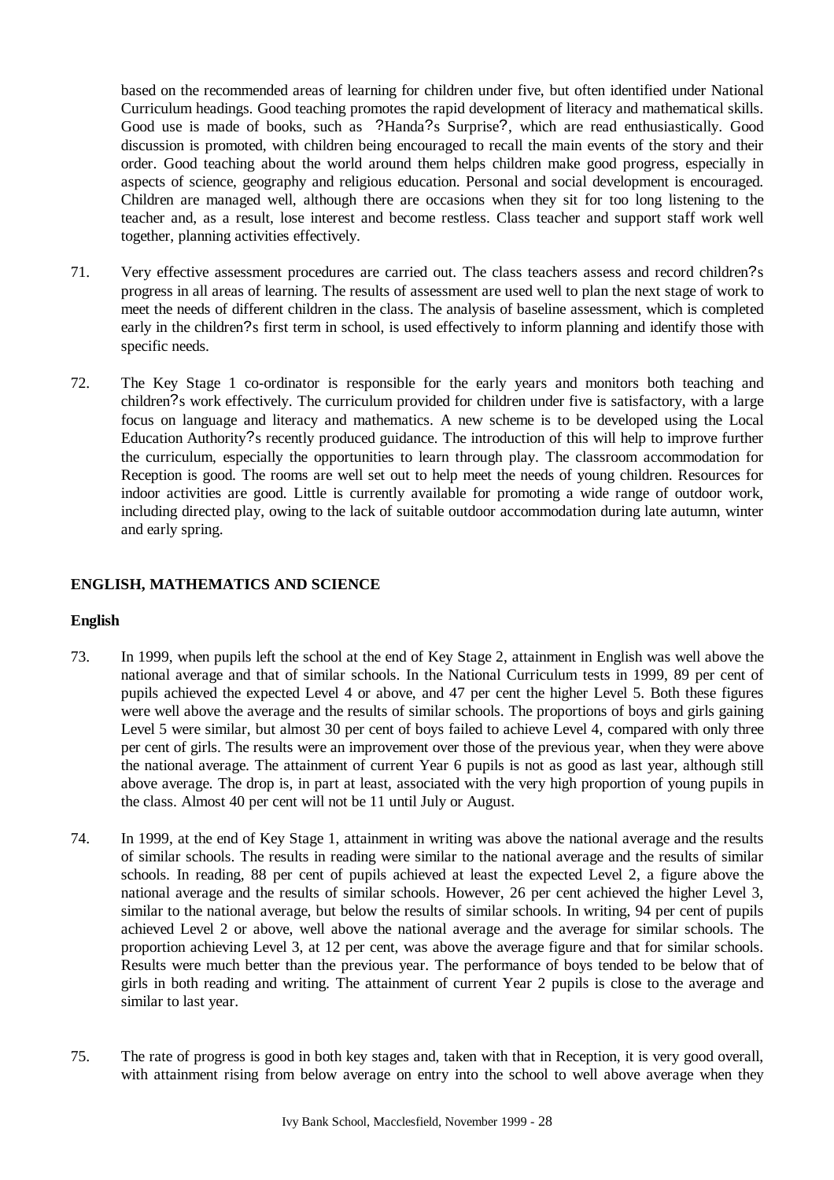based on the recommended areas of learning for children under five, but often identified under National Curriculum headings. Good teaching promotes the rapid development of literacy and mathematical skills. Good use is made of books, such as ?Handa?s Surprise?, which are read enthusiastically. Good discussion is promoted, with children being encouraged to recall the main events of the story and their order. Good teaching about the world around them helps children make good progress, especially in aspects of science, geography and religious education. Personal and social development is encouraged. Children are managed well, although there are occasions when they sit for too long listening to the teacher and, as a result, lose interest and become restless. Class teacher and support staff work well together, planning activities effectively.

71. Very effective assessment procedures are carried out. The class teachers assess and record children?s progress in all areas of learning. The results of assessment are used well to plan the next stage of work to meet the needs of different children in the class. The analysis of baseline assessment, which is completed early in the children?s first term in school, is used effectively to inform planning and identify those with specific needs.

72. The Key Stage 1 co-ordinator is responsible for the early years and monitors both teaching and children?s work effectively. The curriculum provided for children under five is satisfactory, with a large focus on language and literacy and mathematics. A new scheme is to be developed using the Local Education Authority?s recently produced guidance. The introduction of this will help to improve further the curriculum, especially the opportunities to learn through play. The classroom accommodation for Reception is good. The rooms are well set out to help meet the needs of young children. Resources for indoor activities are good. Little is currently available for promoting a wide range of outdoor work, including directed play, owing to the lack of suitable outdoor accommodation during late autumn, winter and early spring.

## ENGLISH, MATHEMATICS AND SCIENCE

### English

73. In 1999, when pupils left the school at the end of Key Stage 2, attainment in English was well above the national average and that of similar schools. In the National Curriculum tests in 1999, 89 per cent of pupils achieved the expected Level 4 or above, and 47 per cent the higher Level 5. Both these figures were well above the average and the results of similar schools. The proportions of boys and girls gaining Level 5 were similar, but almost 30 per cent of boys failed to achieve Level 4, compared with only three per cent of girls. The results were an improvement over those of the previous year, when they were above the national average. The attainment of current Year 6 pupils is not as good as last year, although still above average. The drop is, in part at least, associated with the very high proportion of young pupils in the class. Almost 40 per cent will not be 11 until July or August.

74. In 1999, at the end of Key Stage 1, attainment in writing was above the national average and the results of similar schools. The results in reading were similar to the national average and the results of similar schools. In reading, 88 per cent of pupils achieved at least the expected Level 2, a figure above the national average and the results of similar schools. However, 26 per cent achieved the higher Level 3, similar to the national average, but below the results of similar schools. In writing, 94 per cent of pupils achieved Level 2 or above, well above the national average and the average for similar schools. The proportion achieving Level 3, at 12 per cent, was above the average figure and that for similar schools. Results were much better than the previous year. The performance of boys tended to be below that of girls in both reading and writing. The attainment of current Year 2 pupils is close to the average and similar to last year.

75. The rate of progress is good in both key stages and, taken with that in Reception, it is very good overall, with attainment rising from below average on entry into the school to well above average when they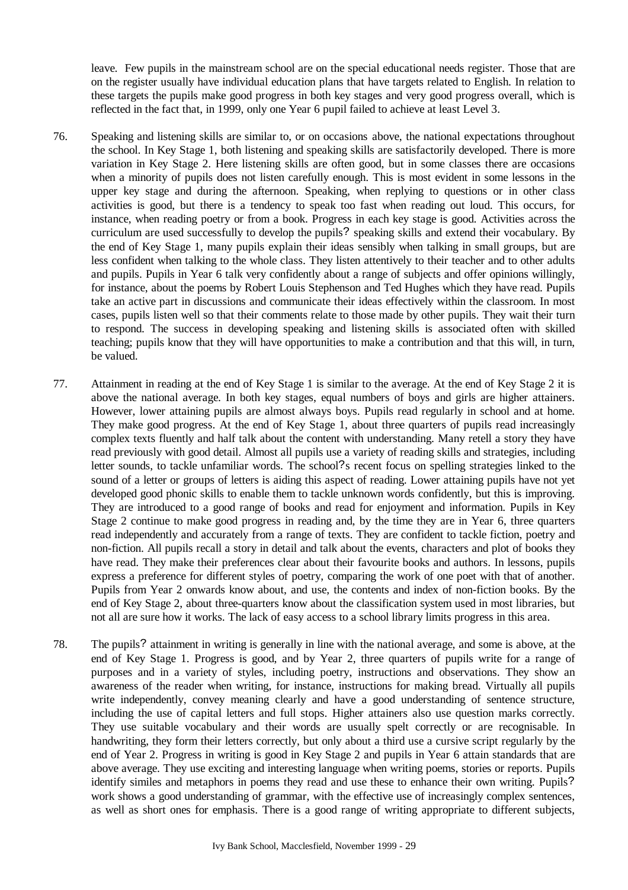leave. Few pupils in the mainstream school are on the special educational needs register. Those that are on the register usually have individual education plans that have targets related to English. In relation to these targets the pupils make good progress in both key stages and very good progress overall, which is reflected in the fact that, in 1999, only one Year 6 pupil failed to achieve at least Level 3.

76. Speaking and listening skills are similar to, or on occasions above, the national expectations throughout the school. In Key Stage 1, both listening and speaking skills are satisfactorily developed. There is more variation in Key Stage 2. Here listening skills are often good, but in some classes there are occasions when a minority of pupils does not listen carefully enough. This is most evident in some lessons in the upper key stage and during the afternoon. Speaking, when replying to questions or in other class activities is good, but there is a tendency to speak too fast when reading out loud. This occurs, for instance, when reading poetry or from a book. Progress in each key stage is good. Activities across the curriculum are used successfully to develop the pupils? speaking skills and extend their vocabulary. By the end of Key Stage 1, many pupils explain their ideas sensibly when talking in small groups, but are less confident when talking to the whole class. They listen attentively to their teacher and to other adults and pupils. Pupils in Year 6 talk very confidently about a range of subjects and offer opinions willingly, for instance, about the poems by Robert Louis Stephenson and Ted Hughes which they have read. Pupils take an active part in discussions and communicate their ideas effectively within the classroom. In most cases, pupils listen well so that their comments relate to those made by other pupils. They wait their turn to respond. The success in developing speaking and listening skills is associated often with skilled teaching; pupils know that they will have opportunities to make a contribution and that this will, in turn, be valued.

77. Attainment in reading at the end of Key Stage 1 is similar to the average. At the end of Key Stage 2 it is above the national average. In both key stages, equal numbers of boys and girls are higher attainers. However, lower attaining pupils are almost always boys. Pupils read regularly in school and at home. They make good progress. At the end of Key Stage 1, about three quarters of pupils read increasingly complex texts fluently and half talk about the content with understanding. Many retell a story they have read previously with good detail. Almost all pupils use a variety of reading skills and strategies, including letter sounds, to tackle unfamiliar words. The school?s recent focus on spelling strategies linked to the sound of a letter or groups of letters is aiding this aspect of reading. Lower attaining pupils have not yet developed good phonic skills to enable them to tackle unknown words confidently, but this is improving. They are introduced to a good range of books and read for enjoyment and information. Pupils in Key Stage 2 continue to make good progress in reading and, by the time they are in Year 6, three quarters read independently and accurately from a range of texts. They are confident to tackle fiction, poetry and non-fiction. All pupils recall a story in detail and talk about the events, characters and plot of books they have read. They make their preferences clear about their favourite books and authors. In lessons, pupils express a preference for different styles of poetry, comparing the work of one poet with that of another. Pupils from Year 2 onwards know about, and use, the contents and index of non-fiction books. By the end of Key Stage 2, about three-quarters know about the classification system used in most libraries, but not all are sure how it works. The lack of easy access to a school library limits progress in this area.

78. The pupils? attainment in writing is generally in line with the national average, and some is above, at the end of Key Stage 1. Progress is good, and by Year 2, three quarters of pupils write for a range of purposes and in a variety of styles, including poetry, instructions and observations. They show an awareness of the reader when writing, for instance, instructions for making bread. Virtually all pupils write independently, convey meaning clearly and have a good understanding of sentence structure, including the use of capital letters and full stops. Higher attainers also use question marks correctly. They use suitable vocabulary and their words are usually spelt correctly or are recognisable. In handwriting, they form their letters correctly, but only about a third use a cursive script regularly by the end of Year 2. Progress in writing is good in Key Stage 2 and pupils in Year 6 attain standards that are above average. They use exciting and interesting language when writing poems, stories or reports. Pupils identify similes and metaphors in poems they read and use these to enhance their own writing. Pupils? work shows a good understanding of grammar, with the effective use of increasingly complex sentences, as well as short ones for emphasis. There is a good range of writing appropriate to different subjects,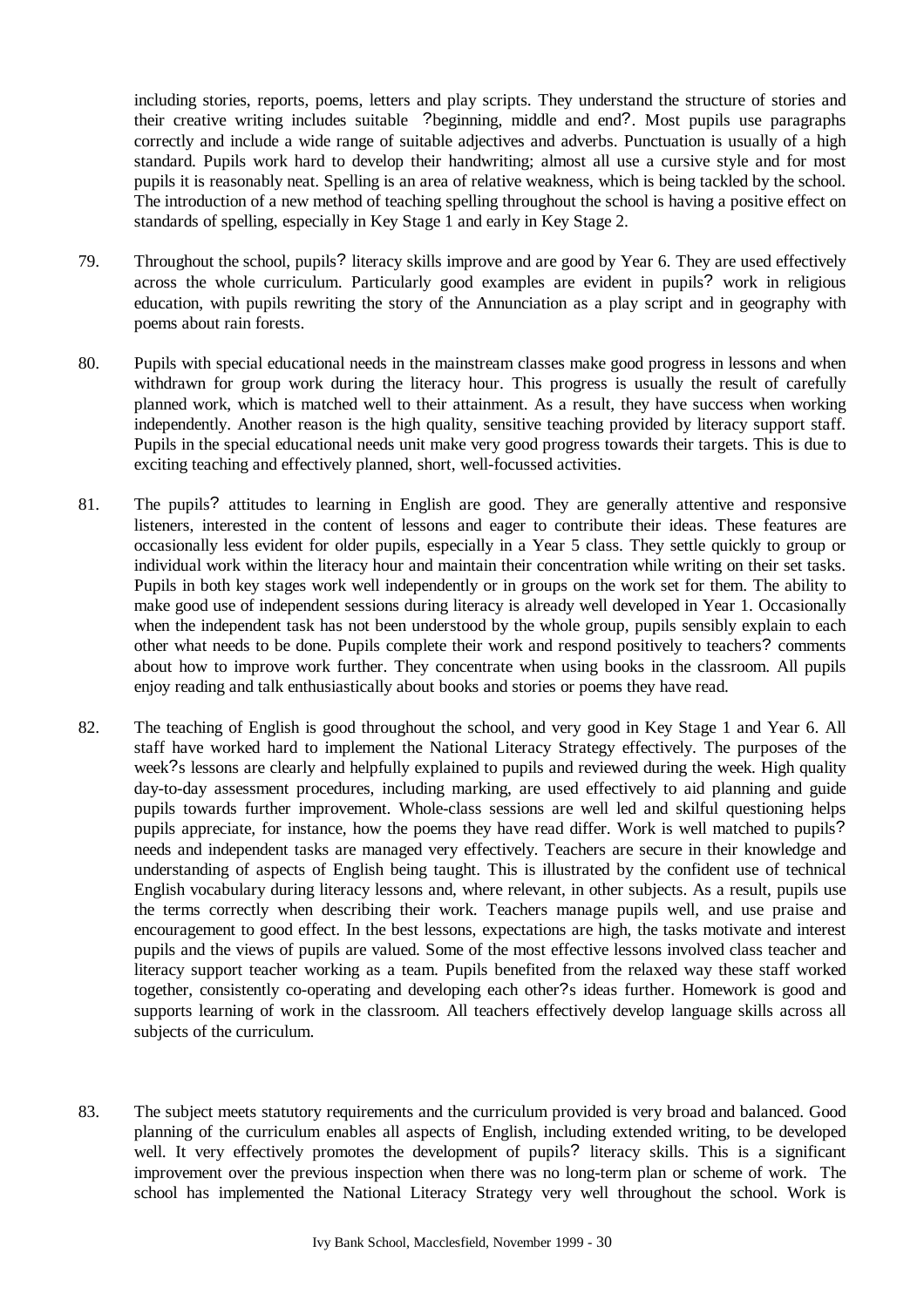including stories, reports, poems, letters and play scripts. They understand the structure of stories and their creative writing includes suitable ?beginning, middle and end?. Most pupils use paragraphs correctly and include a wide range of suitable adjectives and adverbs. Punctuation is usually of a high standard. Pupils work hard to develop their handwriting; almost all use a cursive style and for most pupils it is reasonably neat. Spelling is an area of relative weakness, which is being tackled by the school. The introduction of a new method of teaching spelling throughout the school is having a positive effect on standards of spelling, especially in Key Stage 1 and early in Key Stage 2.

79. Throughout the school, pupils? literacy skills improve and are good by Year 6. They are used effectively across the whole curriculum. Particularly good examples are evident in pupils? work in religious education, with pupils rewriting the story of the Annunciation as a play script and in geography with poems about rain forests.

80. Pupils with special educational needs in the mainstream classes make good progress in lessons and when withdrawn for group work during the literacy hour. This progress is usually the result of carefully planned work, which is matched well to their attainment. As a result, they have success when working independently. Another reason is the high quality, sensitive teaching provided by literacy support staff. Pupils in the special educational needs unit make very good progress towards their targets. This is due to exciting teaching and effectively planned, short, well-focussed activities.

81. The pupils? attitudes to learning in English are good. They are generally attentive and responsive listeners, interested in the content of lessons and eager to contribute their ideas. These features are occasionally less evident for older pupils, especially in a Year 5 class. They settle quickly to group or individual work within the literacy hour and maintain their concentration while writing on their set tasks. Pupils in both key stages work well independently or in groups on the work set for them. The ability to make good use of independent sessions during literacy is already well developed in Year 1. Occasionally when the independent task has not been understood by the whole group, pupils sensibly explain to each other what needs to be done. Pupils complete their work and respond positively to teachers? comments about how to improve work further. They concentrate when using books in the classroom. All pupils enjoy reading and talk enthusiastically about books and stories or poems they have read.

82. The teaching of English is good throughout the school, and very good in Key Stage 1 and Year 6. All staff have worked hard to implement the National Literacy Strategy effectively. The purposes of the week?s lessons are clearly and helpfully explained to pupils and reviewed during the week. High quality day-to-day assessment procedures, including marking, are used effectively to aid planning and guide pupils towards further improvement. Whole-class sessions are well led and skilful questioning helps pupils appreciate, for instance, how the poems they have read differ. Work is well matched to pupils? needs and independent tasks are managed very effectively. Teachers are secure in their knowledge and understanding of aspects of English being taught. This is illustrated by the confident use of technical English vocabulary during literacy lessons and, where relevant, in other subjects. As a result, pupils use the terms correctly when describing their work. Teachers manage pupils well, and use praise and encouragement to good effect. In the best lessons, expectations are high, the tasks motivate and interest pupils and the views of pupils are valued. Some of the most effective lessons involved class teacher and literacy support teacher working as a team. Pupils benefited from the relaxed way these staff worked together, consistently co-operating and developing each other?s ideas further. Homework is good and supports learning of work in the classroom. All teachers effectively develop language skills across all subjects of the curriculum.

83. The subject meets statutory requirements and the curriculum provided is very broad and balanced. Good planning of the curriculum enables all aspects of English, including extended writing, to be developed well. It very effectively promotes the development of pupils? literacy skills. This is a significant improvement over the previous inspection when there was no long-term plan or scheme of work. The school has implemented the National Literacy Strategy very well throughout the school. Work is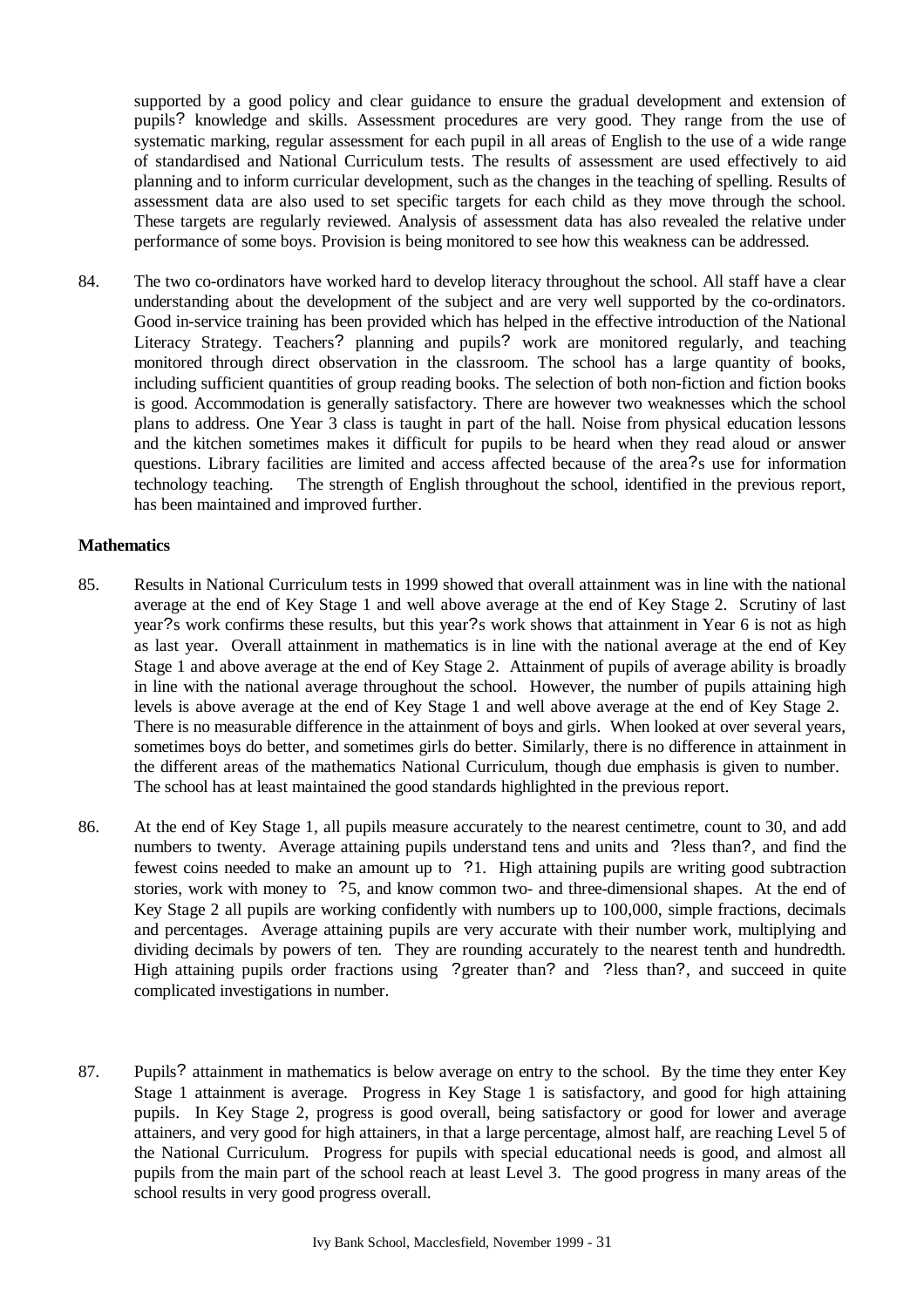supported by a good policy and clear guidance to ensure the gradual development and extension of pupils? knowledge and skills. Assessment procedures are very good. They range from the use of systematic marking, regular assessment for each pupil in all areas of English to the use of a wide range of standardised and National Curriculum tests. The results of assessment are used effectively to aid planning and to inform curricular development, such as the changes in the teaching of spelling. Results of assessment data are also used to set specific targets for each child as they move through the school. These targets are regularly reviewed. Analysis of assessment data has also revealed the relative under performance of some boys. Provision is being monitored to see how this weakness can be addressed.

84. The two co-ordinators have worked hard to develop literacy throughout the school. All staff have a clear understanding about the development of the subject and are very well supported by the co-ordinators. Good in-service training has been provided which has helped in the effective introduction of the National Literacy Strategy. Teachers? planning and pupils? work are monitored regularly, and teaching monitored through direct observation in the classroom. The school has a large quantity of books, including sufficient quantities of group reading books. The selection of both non-fiction and fiction books is good. Accommodation is generally satisfactory. There are however two weaknesses which the school plans to address. One Year 3 class is taught in part of the hall. Noise from physical education lessons and the kitchen sometimes makes it difficult for pupils to be heard when they read aloud or answer questions. Library facilities are limited and access affected because of the area?s use for information technology teaching. The strength of English throughout the school, identified in the previous report, has been maintained and improved further.

**Mathematics**

85. Results in National Curriculum tests in 1999 showed that overall attainment was in line with the national average at the end of Key Stage 1 and well above average at the end of Key Stage 2. Scrutiny of last year?s work confirms these results, but this year?s work shows that attainment in Year 6 is not as high as last year. Overall attainment in mathematics is in line with the national average at the end of Key Stage 1 and above average at the end of Key Stage 2. Attainment of pupils of average ability is broadly in line with the national average throughout the school. However, the number of pupils attaining high levels is above average at the end of Key Stage 1 and well above average at the end of Key Stage 2. There is no measurable difference in the attainment of boys and girls. When looked at over several years, sometimes boys do better, and sometimes girls do better. Similarly, there is no difference in attainment in the different areas of the mathematics National Curriculum, though due emphasis is given to number. The school has at least maintained the good standards highlighted in the previous report.

86. At the end of Key Stage 1, all pupils measure accurately to the nearest centimetre, count to 30, and add numbers to twenty. Average attaining pupils understand tens and units and ?less than?, and find the fewest coins needed to make an amount up to ?1. High attaining pupils are writing good subtraction stories, work with money to ?5, and know common two- and three-dimensional shapes. At the end of Key Stage 2 all pupils are working confidently with numbers up to 100,000, simple fractions, decimals and percentages. Average attaining pupils are very accurate with their number work, multiplying and dividing decimals by powers of ten. They are rounding accurately to the nearest tenth and hundredth. High attaining pupils order fractions using ?greater than? and ?less than?, and succeed in quite complicated investigations in number.

87. Pupils? attainment in mathematics is below average on entry to the school. By the time they enter Key Stage 1 attainment is average. Progress in Key Stage 1 is satisfactory, and good for high attaining pupils. In Key Stage 2, progress is good overall, being satisfactory or good for lower and average attainers, and very good for high attainers, in that a large percentage, almost half, are reaching Level 5 of the National Curriculum. Progress for pupils with special educational needs is good, and almost all pupils from the main part of the school reach at least Level 3. The good progress in many areas of the school results in very good progress overall.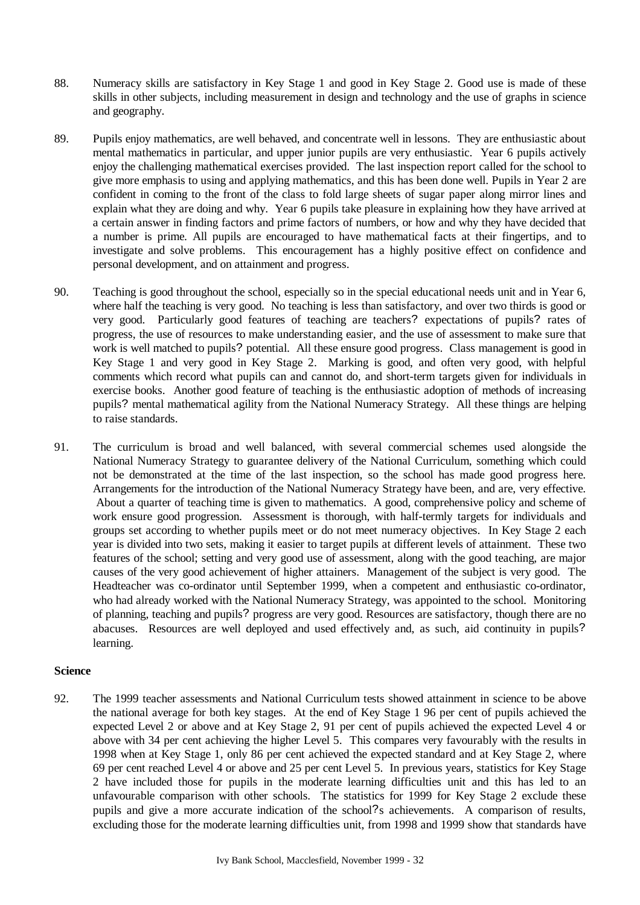88. Numeracy skills are satisfactory in Key Stage 1 and good in Key Stage 2. Good use is made of these skills in other subjects, including measurement in design and technology and the use of graphs in science and geography.

89. Pupils enjoy mathematics, are well behaved, and concentrate well in lessons. They are enthusiastic about mental mathematics in particular, and upper junior pupils are very enthusiastic. Year 6 pupils actively enjoy the challenging mathematical exercises provided. The last inspection report called for the school to give more emphasis to using and applying mathematics, and this has been done well. Pupils in Year 2 are confident in coming to the front of the class to fold large sheets of sugar paper along mirror lines and explain what they are doing and why. Year 6 pupils take pleasure in explaining how they have arrived at a certain answer in finding factors and prime factors of numbers, or how and why they have decided that a number is prime. All pupils are encouraged to have mathematical facts at their fingertips, and to investigate and solve problems. This encouragement has a highly positive effect on confidence and personal development, and on attainment and progress.

90. Teaching is good throughout the school, especially so in the special educational needs unit and in Year 6, where half the teaching is very good. No teaching is less than satisfactory, and over two thirds is good or very good. Particularly good features of teaching are teachers? expectations of pupils? rates of progress, the use of resources to make understanding easier, and the use of assessment to make sure that work is well matched to pupils? potential. All these ensure good progress. Class management is good in Key Stage 1 and very good in Key Stage 2. Marking is good, and often very good, with helpful comments which record what pupils can and cannot do, and short-term targets given for individuals in exercise books. Another good feature of teaching is the enthusiastic adoption of methods of increasing pupils? mental mathematical agility from the National Numeracy Strategy. All these things are helping to raise standards.

91. The curriculum is broad and well balanced, with several commercial schemes used alongside the National Numeracy Strategy to guarantee delivery of the National Curriculum, something which could not be demonstrated at the time of the last inspection, so the school has made good progress here. Arrangements for the introduction of the National Numeracy Strategy have been, and are, very effective. About a quarter of teaching time is given to mathematics. A good, comprehensive policy and scheme of work ensure good progression. Assessment is thorough, with half-termly targets for individuals and groups set according to whether pupils meet or do not meet numeracy objectives. In Key Stage 2 each year is divided into two sets, making it easier to target pupils at different levels of attainment. These two features of the school; setting and very good use of assessment, along with the good teaching, are major causes of the very good achievement of higher attainers. Management of the subject is very good. The Headteacher was co-ordinator until September 1999, when a competent and enthusiastic co-ordinator, who had already worked with the National Numeracy Strategy, was appointed to the school. Monitoring of planning, teaching and pupils? progress are very good. Resources are satisfactory, though there are no abacuses. Resources are well deployed and used effectively and, as such, aid continuity in pupils? learning.

**Science**

92. The 1999 teacher assessments and National Curriculum tests showed attainment in science to be above the national average for both key stages. At the end of Key Stage 1 96 per cent of pupils achieved the expected Level 2 or above and at Key Stage 2, 91 per cent of pupils achieved the expected Level 4 or above with 34 per cent achieving the higher Level 5. This compares very favourably with the results in 1998 when at Key Stage 1, only 86 per cent achieved the expected standard and at Key Stage 2, where 69 per cent reached Level 4 or above and 25 per cent Level 5. In previous years, statistics for Key Stage 2 have included those for pupils in the moderate learning difficulties unit and this has led to an unfavourable comparison with other schools. The statistics for 1999 for Key Stage 2 exclude these pupils and give a more accurate indication of the school?s achievements. A comparison of results, excluding those for the moderate learning difficulties unit, from 1998 and 1999 show that standards have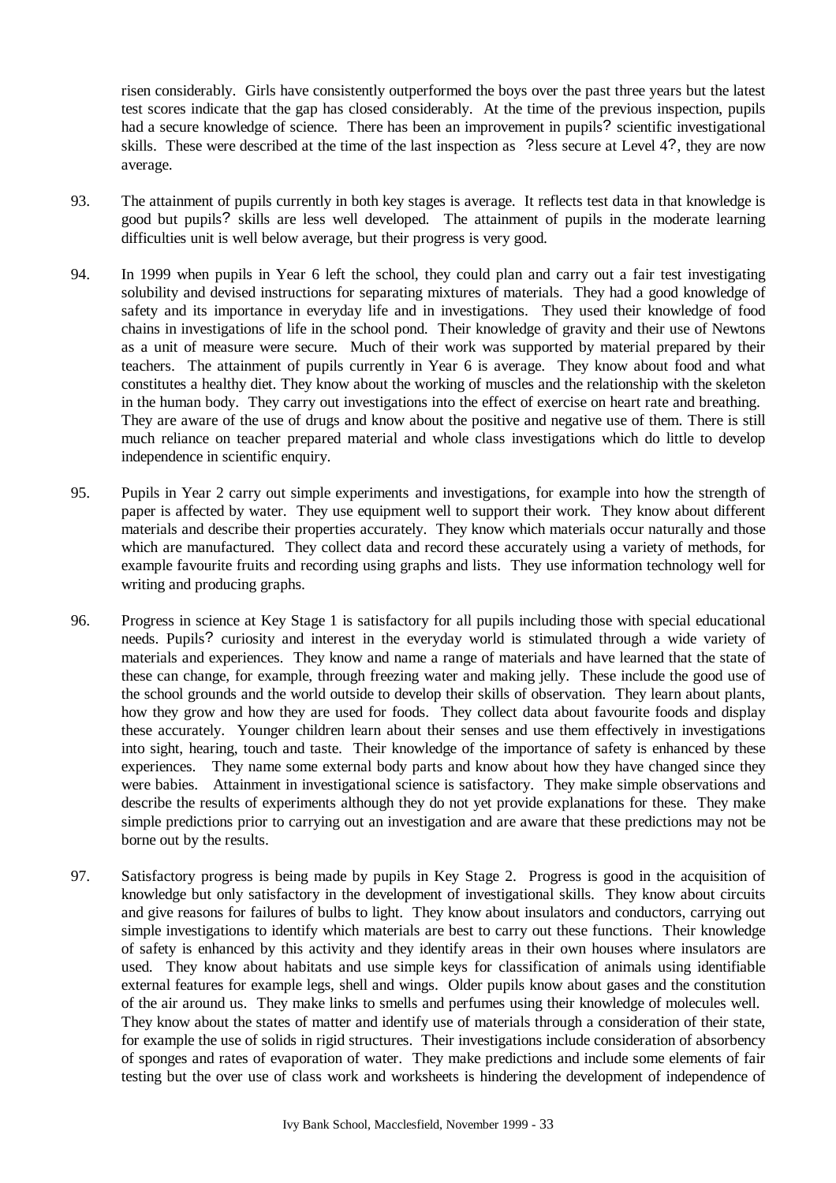risen considerably. Girls have consistently outperformed the boys over the past three years but the latest test scores indicate that the gap has closed considerably. At the time of the previous inspection, pupils had a secure knowledge of science. There has been an improvement in pupils? scientific investigational skills. These were described at the time of the last inspection as ?less secure at Level 4?, they are now average.

93. The attainment of pupils currently in both key stages is average. It reflects test data in that knowledge is good but pupils? skills are less well developed. The attainment of pupils in the moderate learning difficulties unit is well below average, but their progress is very good.

94. In 1999 when pupils in Year 6 left the school, they could plan and carry out a fair test investigating solubility and devised instructions for separating mixtures of materials. They had a good knowledge of safety and its importance in everyday life and in investigations. They used their knowledge of food chains in investigations of life in the school pond. Their knowledge of gravity and their use of Newtons as a unit of measure were secure. Much of their work was supported by material prepared by their teachers. The attainment of pupils currently in Year 6 is average. They know about food and what constitutes a healthy diet. They know about the working of muscles and the relationship with the skeleton in the human body. They carry out investigations into the effect of exercise on heart rate and breathing. They are aware of the use of drugs and know about the positive and negative use of them. There is still much reliance on teacher prepared material and whole class investigations which do little to develop independence in scientific enquiry.

95. Pupils in Year 2 carry out simple experiments and investigations, for example into how the strength of paper is affected by water. They use equipment well to support their work. They know about different materials and describe their properties accurately. They know which materials occur naturally and those which are manufactured. They collect data and record these accurately using a variety of methods, for example favourite fruits and recording using graphs and lists. They use information technology well for writing and producing graphs.

96. Progress in science at Key Stage 1 is satisfactory for all pupils including those with special educational needs. Pupils? curiosity and interest in the everyday world is stimulated through a wide variety of materials and experiences. They know and name a range of materials and have learned that the state of these can change, for example, through freezing water and making jelly. These include the good use of the school grounds and the world outside to develop their skills of observation. They learn about plants, how they grow and how they are used for foods. They collect data about favourite foods and display these accurately. Younger children learn about their senses and use them effectively in investigations into sight, hearing, touch and taste. Their knowledge of the importance of safety is enhanced by these experiences. They name some external body parts and know about how they have changed since they were babies. Attainment in investigational science is satisfactory. They make simple observations and describe the results of experiments although they do not yet provide explanations for these. They make simple predictions prior to carrying out an investigation and are aware that these predictions may not be borne out by the results.

97. Satisfactory progress is being made by pupils in Key Stage 2. Progress is good in the acquisition of knowledge but only satisfactory in the development of investigational skills. They know about circuits and give reasons for failures of bulbs to light. They know about insulators and conductors, carrying out simple investigations to identify which materials are best to carry out these functions. Their knowledge of safety is enhanced by this activity and they identify areas in their own houses where insulators are used. They know about habitats and use simple keys for classification of animals using identifiable external features for example legs, shell and wings. Older pupils know about gases and the constitution of the air around us. They make links to smells and perfumes using their knowledge of molecules well. They know about the states of matter and identify use of materials through a consideration of their state, for example the use of solids in rigid structures. Their investigations include consideration of absorbency of sponges and rates of evaporation of water. They make predictions and include some elements of fair testing but the over use of class work and worksheets is hindering the development of independence of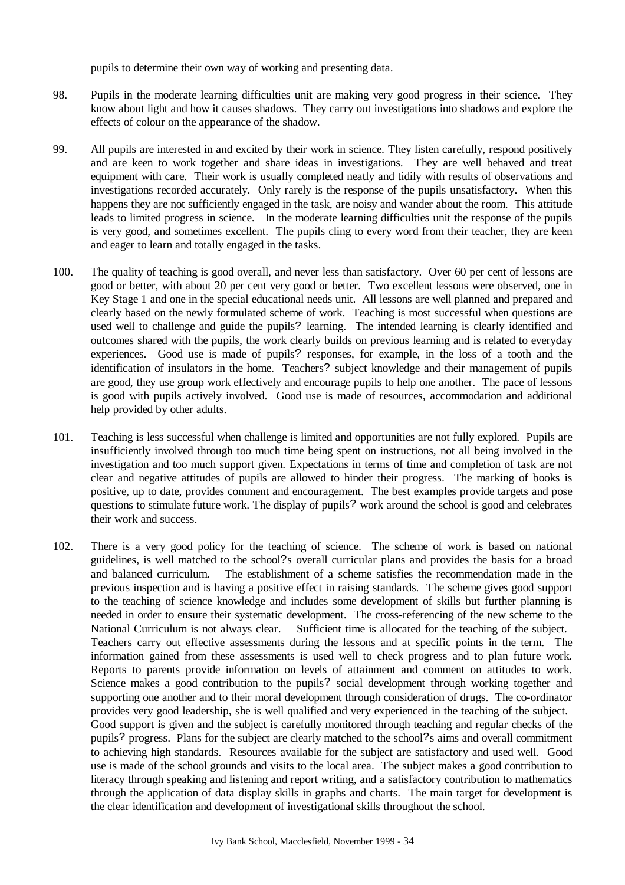pupils to determine their own way of working and presenting data.

98. Pupils in the moderate learning difficulties unit are making very good progress in their science. They know about light and how it causes shadows. They carry out investigations into shadows and explore the effects of colour on the appearance of the shadow.

99. All pupils are interested in and excited by their work in science. They listen carefully, respond positively and are keen to work together and share ideas in investigations. They are well behaved and treat equipment with care. Their work is usually completed neatly and tidily with results of observations and investigations recorded accurately. Only rarely is the response of the pupils unsatisfactory. When this happens they are not sufficiently engaged in the task, are noisy and wander about the room. This attitude leads to limited progress in science. In the moderate learning difficulties unit the response of the pupils is very good, and sometimes excellent. The pupils cling to every word from their teacher, they are keen and eager to learn and totally engaged in the tasks.

100. The quality of teaching is good overall, and never less than satisfactory. Over 60 per cent of lessons are good or better, with about 20 per cent very good or better. Two excellent lessons were observed, one in Key Stage 1 and one in the special educational needs unit. All lessons are well planned and prepared and clearly based on the newly formulated scheme of work. Teaching is most successful when questions are used well to challenge and guide the pupils? learning. The intended learning is clearly identified and outcomes shared with the pupils, the work clearly builds on previous learning and is related to everyday experiences. Good use is made of pupils? responses, for example, in the loss of a tooth and the identification of insulators in the home. Teachers? subject knowledge and their management of pupils are good, they use group work effectively and encourage pupils to help one another. The pace of lessons is good with pupils actively involved. Good use is made of resources, accommodation and additional help provided by other adults.

101. Teaching is less successful when challenge is limited and opportunities are not fully explored. Pupils are insufficiently involved through too much time being spent on instructions, not all being involved in the investigation and too much support given. Expectations in terms of time and completion of task are not clear and negative attitudes of pupils are allowed to hinder their progress. The marking of books is positive, up to date, provides comment and encouragement. The best examples provide targets and pose questions to stimulate future work. The display of pupils? work around the school is good and celebrates their work and success.

102. There is a very good policy for the teaching of science. The scheme of work is based on national guidelines, is well matched to the school?s overall curricular plans and provides the basis for a broad and balanced curriculum. The establishment of a scheme satisfies the recommendation made in the previous inspection and is having a positive effect in raising standards. The scheme gives good support to the teaching of science knowledge and includes some development of skills but further planning is needed in order to ensure their systematic development. The cross-referencing of the new scheme to the National Curriculum is not always clear. Sufficient time is allocated for the teaching of the subject. Teachers carry out effective assessments during the lessons and at specific points in the term. The information gained from these assessments is used well to check progress and to plan future work. Reports to parents provide information on levels of attainment and comment on attitudes to work. Science makes a good contribution to the pupils? social development through working together and supporting one another and to their moral development through consideration of drugs. The co-ordinator provides very good leadership, she is well qualified and very experienced in the teaching of the subject. Good support is given and the subject is carefully monitored through teaching and regular checks of the pupils? progress. Plans for the subject are clearly matched to the school?s aims and overall commitment to achieving high standards. Resources available for the subject are satisfactory and used well. Good use is made of the school grounds and visits to the local area. The subject makes a good contribution to literacy through speaking and listening and report writing, and a satisfactory contribution to mathematics through the application of data display skills in graphs and charts. The main target for development is the clear identification and development of investigational skills throughout the school.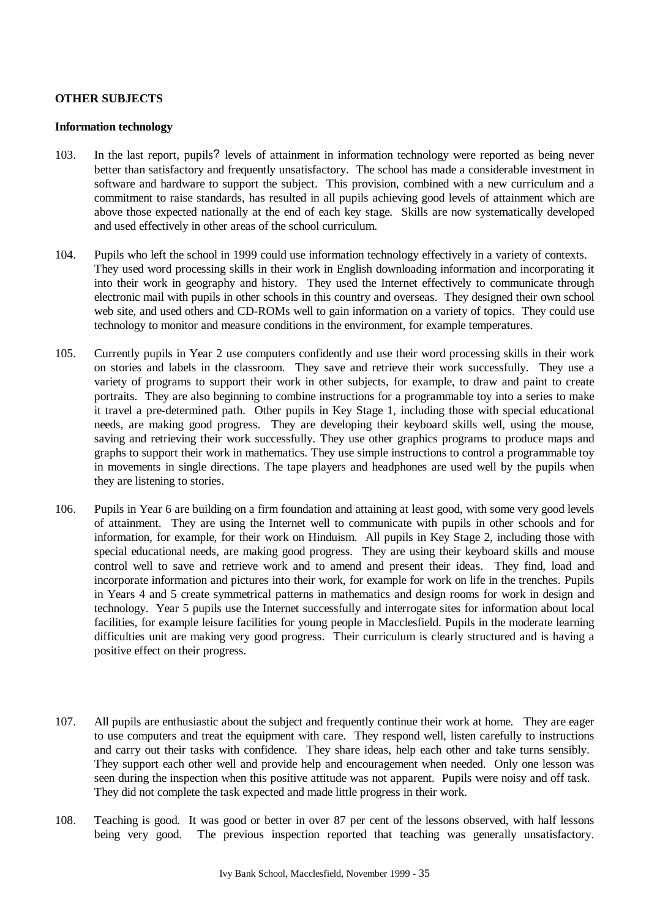**OTHER SUBJECTS**

**Information technology**

103. In the last report, pupils? levels of attainment in information technology were reported as being never better than satisfactory and frequently unsatisfactory. The school has made a considerable investment in software and hardware to support the subject. This provision, combined with a new curriculum and a commitment to raise standards, has resulted in all pupils achieving good levels of attainment which are above those expected nationally at the end of each key stage. Skills are now systematically developed and used effectively in other areas of the school curriculum.

104. Pupils who left the school in 1999 could use information technology effectively in a variety of contexts. They used word processing skills in their work in English downloading information and incorporating it into their work in geography and history. They used the Internet effectively to communicate through electronic mail with pupils in other schools in this country and overseas. They designed their own school web site, and used others and CD-ROMs well to gain information on a variety of topics. They could use technology to monitor and measure conditions in the environment, for example temperatures.

105. Currently pupils in Year 2 use computers confidently and use their word processing skills in their work on stories and labels in the classroom. They save and retrieve their work successfully. They use a variety of programs to support their work in other subjects, for example, to draw and paint to create portraits. They are also beginning to combine instructions for a programmable toy into a series to make it travel a pre-determined path. Other pupils in Key Stage 1, including those with special educational needs, are making good progress. They are developing their keyboard skills well, using the mouse, saving and retrieving their work successfully. They use other graphics programs to produce maps and graphs to support their work in mathematics. They use simple instructions to control a programmable toy in movements in single directions. The tape players and headphones are used well by the pupils when they are listening to stories.

106. Pupils in Year 6 are building on a firm foundation and attaining at least good, with some very good levels of attainment. They are using the Internet well to communicate with pupils in other schools and for information, for example, for their work on Hinduism. All pupils in Key Stage 2, including those with special educational needs, are making good progress. They are using their keyboard skills and mouse control well to save and retrieve work and to amend and present their ideas. They find, load and incorporate information and pictures into their work, for example for work on life in the trenches. Pupils in Years 4 and 5 create symmetrical patterns in mathematics and design rooms for work in design and technology. Year 5 pupils use the Internet successfully and interrogate sites for information about local facilities, for example leisure facilities for young people in Macclesfield. Pupils in the moderate learning difficulties unit are making very good progress. Their curriculum is clearly structured and is having a positive effect on their progress.

107. All pupils are enthusiastic about the subject and frequently continue their work at home. They are eager to use computers and treat the equipment with care. They respond well, listen carefully to instructions and carry out their tasks with confidence. They share ideas, help each other and take turns sensibly. They support each other well and provide help and encouragement when needed. Only one lesson was seen during the inspection when this positive attitude was not apparent. Pupils were noisy and off task. They did not complete the task expected and made little progress in their work.

108. Teaching is good. It was good or better in over 87 per cent of the lessons observed, with half lessons being very good. The previous inspection reported that teaching was generally unsatisfactory.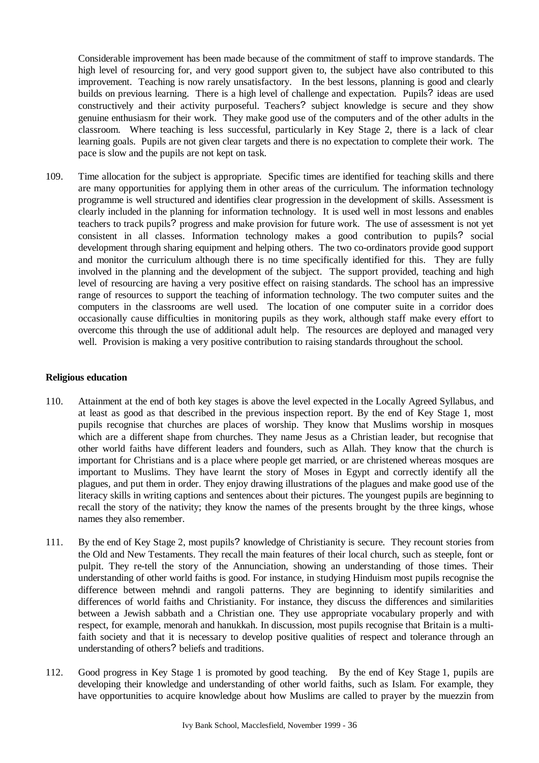Considerable improvement has been made because of the commitment of staff to improve standards. The high level of resourcing for, and very good support given to, the subject have also contributed to this improvement. Teaching is now rarely unsatisfactory. In the best lessons, planning is good and clearly builds on previous learning. There is a high level of challenge and expectation. Pupils? ideas are used constructively and their activity purposeful. Teachers? subject knowledge is secure and they show genuine enthusiasm for their work. They make good use of the computers and of the other adults in the classroom. Where teaching is less successful, particularly in Key Stage 2, there is a lack of clear learning goals. Pupils are not given clear targets and there is no expectation to complete their work. The pace is slow and the pupils are not kept on task.

109. Time allocation for the subject is appropriate. Specific times are identified for teaching skills and there are many opportunities for applying them in other areas of the curriculum. The information technology programme is well structured and identifies clear progression in the development of skills. Assessment is clearly included in the planning for information technology. It is used well in most lessons and enables teachers to track pupils? progress and make provision for future work. The use of assessment is not yet consistent in all classes. Information technology makes a good contribution to pupils? social development through sharing equipment and helping others. The two co-ordinators provide good support and monitor the curriculum although there is no time specifically identified for this. They are fully involved in the planning and the development of the subject. The support provided, teaching and high level of resourcing are having a very positive effect on raising standards. The school has an impressive range of resources to support the teaching of information technology. The two computer suites and the computers in the classrooms are well used. The location of one computer suite in a corridor does occasionally cause difficulties in monitoring pupils as they work, although staff make every effort to overcome this through the use of additional adult help. The resources are deployed and managed very well. Provision is making a very positive contribution to raising standards throughout the school.

**Religious education**

110. Attainment at the end of both key stages is above the level expected in the Locally Agreed Syllabus, and at least as good as that described in the previous inspection report. By the end of Key Stage 1, most pupils recognise that churches are places of worship. They know that Muslims worship in mosques which are a different shape from churches. They name Jesus as a Christian leader, but recognise that other world faiths have different leaders and founders, such as Allah. They know that the church is important for Christians and is a place where people get married, or are christened whereas mosques are important to Muslims. They have learnt the story of Moses in Egypt and correctly identify all the plagues, and put them in order. They enjoy drawing illustrations of the plagues and make good use of the literacy skills in writing captions and sentences about their pictures. The youngest pupils are beginning to recall the story of the nativity; they know the names of the presents brought by the three kings, whose names they also remember.

111. By the end of Key Stage 2, most pupils? knowledge of Christianity is secure. They recount stories from the Old and New Testaments. They recall the main features of their local church, such as steeple, font or pulpit. They re-tell the story of the Annunciation, showing an understanding of those times. Their understanding of other world faiths is good. For instance, in studying Hinduism most pupils recognise the difference between mehndi and rangoli patterns. They are beginning to identify similarities and differences of world faiths and Christianity. For instance, they discuss the differences and similarities between a Jewish sabbath and a Christian one. They use appropriate vocabulary properly and with respect, for example, menorah and hanukkah. In discussion, most pupils recognise that Britain is a multi-faith society and that it is necessary to develop positive qualities of respect and tolerance through an understanding of others? beliefs and traditions.

112. Good progress in Key Stage 1 is promoted by good teaching. By the end of Key Stage 1, pupils are developing their knowledge and understanding of other world faiths, such as Islam. For example, they have opportunities to acquire knowledge about how Muslims are called to prayer by the muezzin from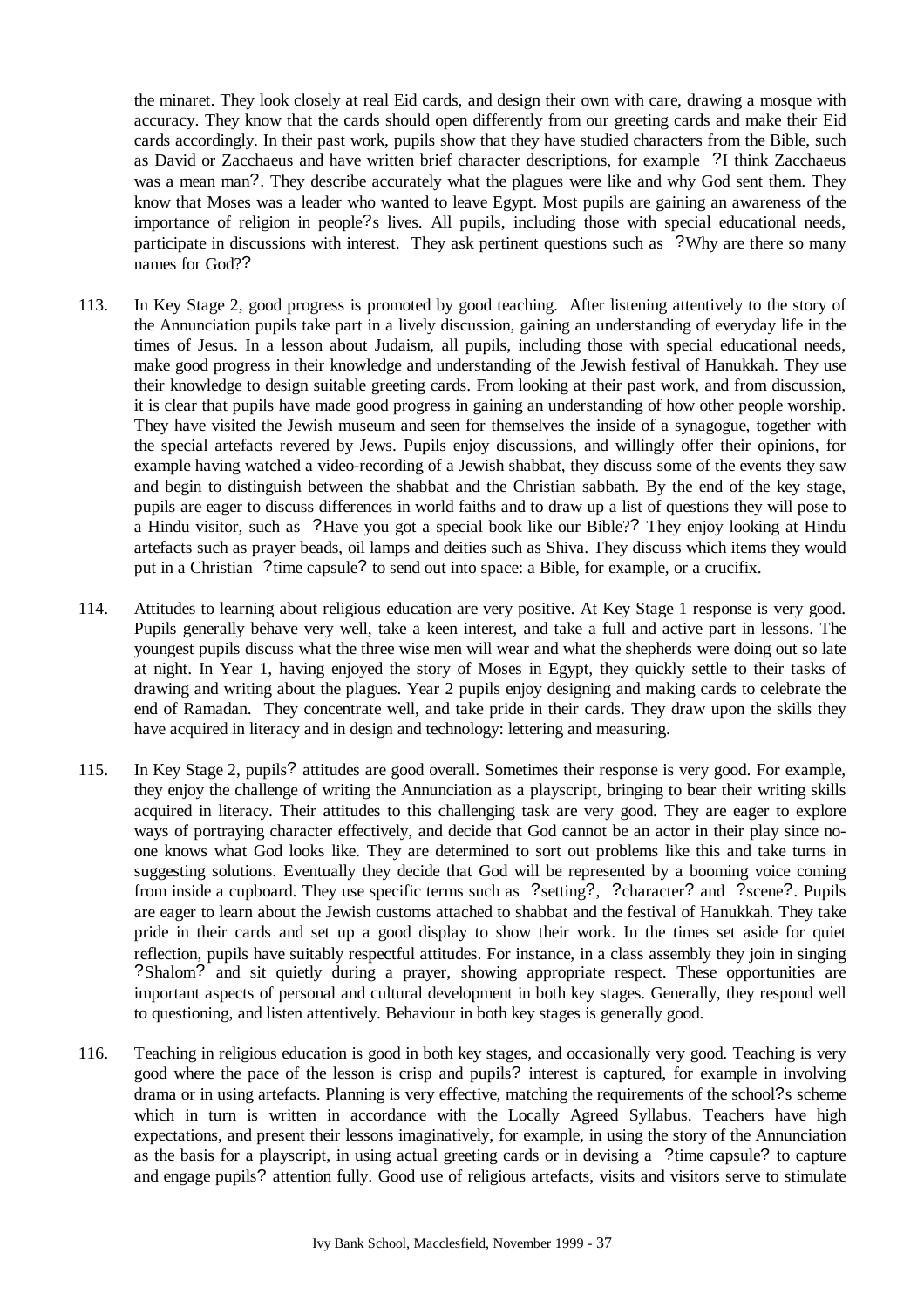the minaret. They look closely at real Eid cards, and design their own with care, drawing a mosque with accuracy. They know that the cards should open differently from our greeting cards and make their Eid cards accordingly. In their past work, pupils show that they have studied characters from the Bible, such as David or Zacchaeus and have written brief character descriptions, for example ?I think Zacchaeus was a mean man?. They describe accurately what the plagues were like and why God sent them. They know that Moses was a leader who wanted to leave Egypt. Most pupils are gaining an awareness of the importance of religion in people?s lives. All pupils, including those with special educational needs, participate in discussions with interest. They ask pertinent questions such as ?Why are there so many names for God??

113. In Key Stage 2, good progress is promoted by good teaching. After listening attentively to the story of the Annunciation pupils take part in a lively discussion, gaining an understanding of everyday life in the times of Jesus. In a lesson about Judaism, all pupils, including those with special educational needs, make good progress in their knowledge and understanding of the Jewish festival of Hanukkah. They use their knowledge to design suitable greeting cards. From looking at their past work, and from discussion, it is clear that pupils have made good progress in gaining an understanding of how other people worship. They have visited the Jewish museum and seen for themselves the inside of a synagogue, together with the special artefacts revered by Jews. Pupils enjoy discussions, and willingly offer their opinions, for example having watched a video-recording of a Jewish shabbat, they discuss some of the events they saw and begin to distinguish between the shabbat and the Christian sabbath. By the end of the key stage, pupils are eager to discuss differences in world faiths and to draw up a list of questions they will pose to a Hindu visitor, such as ?Have you got a special book like our Bible?? They enjoy looking at Hindu artefacts such as prayer beads, oil lamps and deities such as Shiva. They discuss which items they would put in a Christian ?time capsule? to send out into space: a Bible, for example, or a crucifix.

114. Attitudes to learning about religious education are very positive. At Key Stage 1 response is very good. Pupils generally behave very well, take a keen interest, and take a full and active part in lessons. The youngest pupils discuss what the three wise men will wear and what the shepherds were doing out so late at night. In Year 1, having enjoyed the story of Moses in Egypt, they quickly settle to their tasks of drawing and writing about the plagues. Year 2 pupils enjoy designing and making cards to celebrate the end of Ramadan. They concentrate well, and take pride in their cards. They draw upon the skills they have acquired in literacy and in design and technology: lettering and measuring.

115. In Key Stage 2, pupils? attitudes are good overall. Sometimes their response is very good. For example, they enjoy the challenge of writing the Annunciation as a playscript, bringing to bear their writing skills acquired in literacy. Their attitudes to this challenging task are very good. They are eager to explore ways of portraying character effectively, and decide that God cannot be an actor in their play since no-one knows what God looks like. They are determined to sort out problems like this and take turns in suggesting solutions. Eventually they decide that God will be represented by a booming voice coming from inside a cupboard. They use specific terms such as ?setting?, ?character? and ?scene?. Pupils are eager to learn about the Jewish customs attached to shabbat and the festival of Hanukkah. They take pride in their cards and set up a good display to show their work. In the times set aside for quiet reflection, pupils have suitably respectful attitudes. For instance, in a class assembly they join in singing ?Shalom? and sit quietly during a prayer, showing appropriate respect. These opportunities are important aspects of personal and cultural development in both key stages. Generally, they respond well to questioning, and listen attentively. Behaviour in both key stages is generally good.

116. Teaching in religious education is good in both key stages, and occasionally very good. Teaching is very good where the pace of the lesson is crisp and pupils? interest is captured, for example in involving drama or in using artefacts. Planning is very effective, matching the requirements of the school?s scheme which in turn is written in accordance with the Locally Agreed Syllabus. Teachers have high expectations, and present their lessons imaginatively, for example, in using the story of the Annunciation as the basis for a playscript, in using actual greeting cards or in devising a ?time capsule? to capture and engage pupils? attention fully. Good use of religious artefacts, visits and visitors serve to stimulate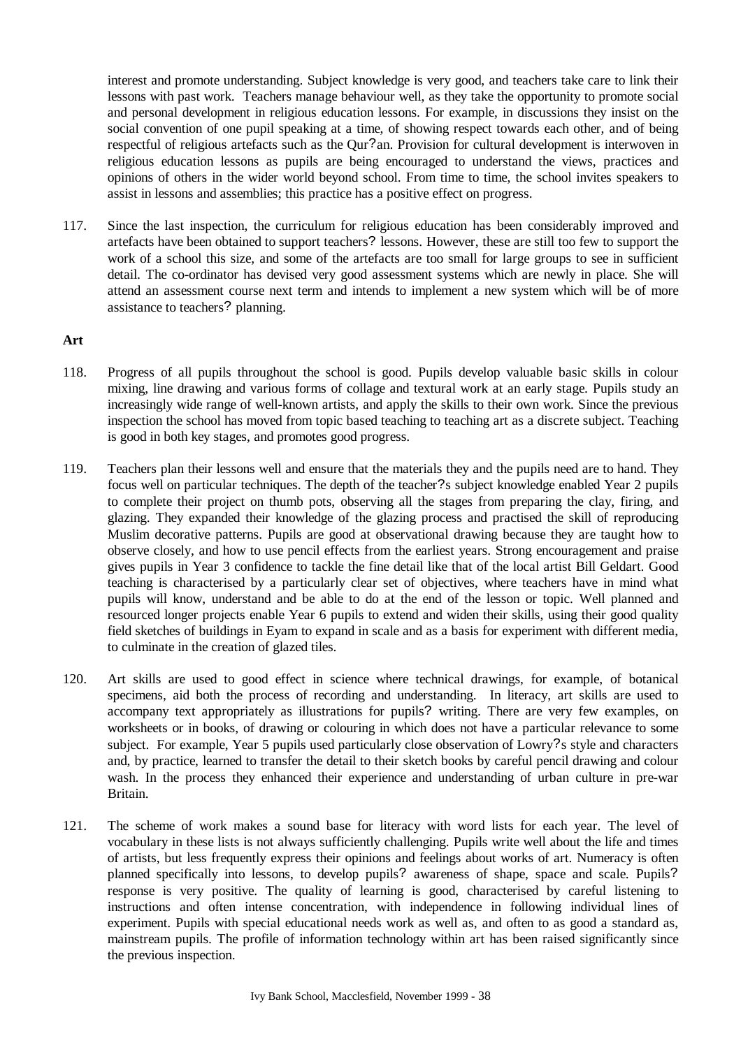interest and promote understanding. Subject knowledge is very good, and teachers take care to link their lessons with past work. Teachers manage behaviour well, as they take the opportunity to promote social and personal development in religious education lessons. For example, in discussions they insist on the social convention of one pupil speaking at a time, of showing respect towards each other, and of being respectful of religious artefacts such as the Qur?an. Provision for cultural development is interwoven in religious education lessons as pupils are being encouraged to understand the views, practices and opinions of others in the wider world beyond school. From time to time, the school invites speakers to assist in lessons and assemblies; this practice has a positive effect on progress.

117. Since the last inspection, the curriculum for religious education has been considerably improved and artefacts have been obtained to support teachers? lessons. However, these are still too few to support the work of a school this size, and some of the artefacts are too small for large groups to see in sufficient detail. The co-ordinator has devised very good assessment systems which are newly in place. She will attend an assessment course next term and intends to implement a new system which will be of more assistance to teachers? planning.

**Art**

118. Progress of all pupils throughout the school is good. Pupils develop valuable basic skills in colour mixing, line drawing and various forms of collage and textural work at an early stage. Pupils study an increasingly wide range of well-known artists, and apply the skills to their own work. Since the previous inspection the school has moved from topic based teaching to teaching art as a discrete subject. Teaching is good in both key stages, and promotes good progress.

119. Teachers plan their lessons well and ensure that the materials they and the pupils need are to hand. They focus well on particular techniques. The depth of the teacher?s subject knowledge enabled Year 2 pupils to complete their project on thumb pots, observing all the stages from preparing the clay, firing, and glazing. They expanded their knowledge of the glazing process and practised the skill of reproducing Muslim decorative patterns. Pupils are good at observational drawing because they are taught how to observe closely, and how to use pencil effects from the earliest years. Strong encouragement and praise gives pupils in Year 3 confidence to tackle the fine detail like that of the local artist Bill Geldart. Good teaching is characterised by a particularly clear set of objectives, where teachers have in mind what pupils will know, understand and be able to do at the end of the lesson or topic. Well planned and resourced longer projects enable Year 6 pupils to extend and widen their skills, using their good quality field sketches of buildings in Eyam to expand in scale and as a basis for experiment with different media, to culminate in the creation of glazed tiles.

120. Art skills are used to good effect in science where technical drawings, for example, of botanical specimens, aid both the process of recording and understanding. In literacy, art skills are used to accompany text appropriately as illustrations for pupils? writing. There are very few examples, on worksheets or in books, of drawing or colouring in which does not have a particular relevance to some subject. For example, Year 5 pupils used particularly close observation of Lowry?s style and characters and, by practice, learned to transfer the detail to their sketch books by careful pencil drawing and colour wash. In the process they enhanced their experience and understanding of urban culture in pre-war Britain.

121. The scheme of work makes a sound base for literacy with word lists for each year. The level of vocabulary in these lists is not always sufficiently challenging. Pupils write well about the life and times of artists, but less frequently express their opinions and feelings about works of art. Numeracy is often planned specifically into lessons, to develop pupils? awareness of shape, space and scale. Pupils? response is very positive. The quality of learning is good, characterised by careful listening to instructions and often intense concentration, with independence in following individual lines of experiment. Pupils with special educational needs work as well as, and often to as good a standard as, mainstream pupils. The profile of information technology within art has been raised significantly since the previous inspection.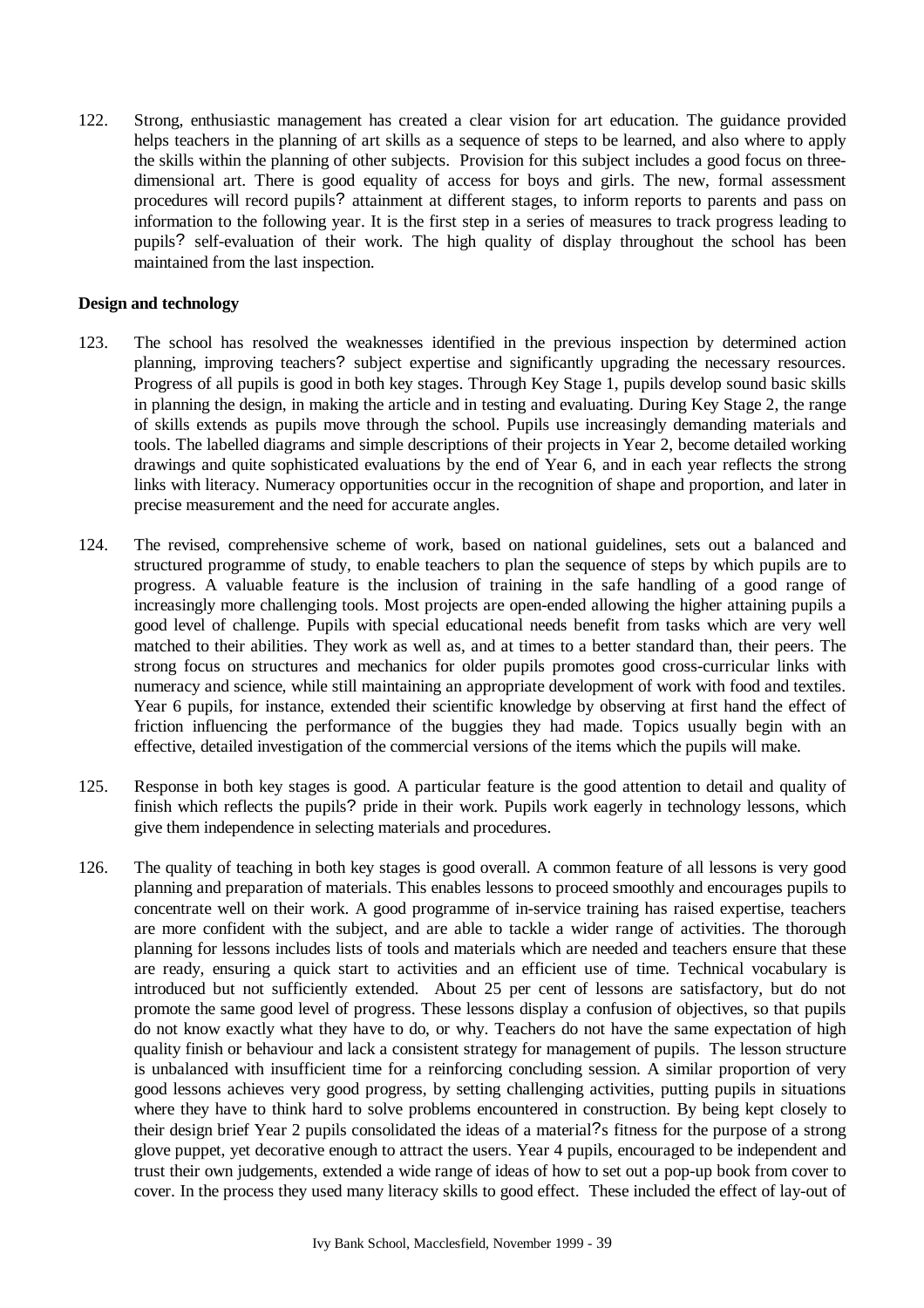122. Strong, enthusiastic management has created a clear vision for art education. The guidance provided helps teachers in the planning of art skills as a sequence of steps to be learned, and also where to apply the skills within the planning of other subjects. Provision for this subject includes a good focus on three-dimensional art. There is good equality of access for boys and girls. The new, formal assessment procedures will record pupils? attainment at different stages, to inform reports to parents and pass on information to the following year. It is the first step in a series of measures to track progress leading to pupils? self-evaluation of their work. The high quality of display throughout the school has been maintained from the last inspection.

**Design and technology**

123. The school has resolved the weaknesses identified in the previous inspection by determined action planning, improving teachers? subject expertise and significantly upgrading the necessary resources. Progress of all pupils is good in both key stages. Through Key Stage 1, pupils develop sound basic skills in planning the design, in making the article and in testing and evaluating. During Key Stage 2, the range of skills extends as pupils move through the school. Pupils use increasingly demanding materials and tools. The labelled diagrams and simple descriptions of their projects in Year 2, become detailed working drawings and quite sophisticated evaluations by the end of Year 6, and in each year reflects the strong links with literacy. Numeracy opportunities occur in the recognition of shape and proportion, and later in precise measurement and the need for accurate angles.

124. The revised, comprehensive scheme of work, based on national guidelines, sets out a balanced and structured programme of study, to enable teachers to plan the sequence of steps by which pupils are to progress. A valuable feature is the inclusion of training in the safe handling of a good range of increasingly more challenging tools. Most projects are open-ended allowing the higher attaining pupils a good level of challenge. Pupils with special educational needs benefit from tasks which are very well matched to their abilities. They work as well as, and at times to a better standard than, their peers. The strong focus on structures and mechanics for older pupils promotes good cross-curricular links with numeracy and science, while still maintaining an appropriate development of work with food and textiles. Year 6 pupils, for instance, extended their scientific knowledge by observing at first hand the effect of friction influencing the performance of the buggies they had made. Topics usually begin with an effective, detailed investigation of the commercial versions of the items which the pupils will make.

125. Response in both key stages is good. A particular feature is the good attention to detail and quality of finish which reflects the pupils? pride in their work. Pupils work eagerly in technology lessons, which give them independence in selecting materials and procedures.

126. The quality of teaching in both key stages is good overall. A common feature of all lessons is very good planning and preparation of materials. This enables lessons to proceed smoothly and encourages pupils to concentrate well on their work. A good programme of in-service training has raised expertise, teachers are more confident with the subject, and are able to tackle a wider range of activities. The thorough planning for lessons includes lists of tools and materials which are needed and teachers ensure that these are ready, ensuring a quick start to activities and an efficient use of time. Technical vocabulary is introduced but not sufficiently extended. About 25 per cent of lessons are satisfactory, but do not promote the same good level of progress. These lessons display a confusion of objectives, so that pupils do not know exactly what they have to do, or why. Teachers do not have the same expectation of high quality finish or behaviour and lack a consistent strategy for management of pupils. The lesson structure is unbalanced with insufficient time for a reinforcing concluding session. A similar proportion of very good lessons achieves very good progress, by setting challenging activities, putting pupils in situations where they have to think hard to solve problems encountered in construction. By being kept closely to their design brief Year 2 pupils consolidated the ideas of a material?s fitness for the purpose of a strong glove puppet, yet decorative enough to attract the users. Year 4 pupils, encouraged to be independent and trust their own judgements, extended a wide range of ideas of how to set out a pop-up book from cover to cover. In the process they used many literacy skills to good effect. These included the effect of lay-out of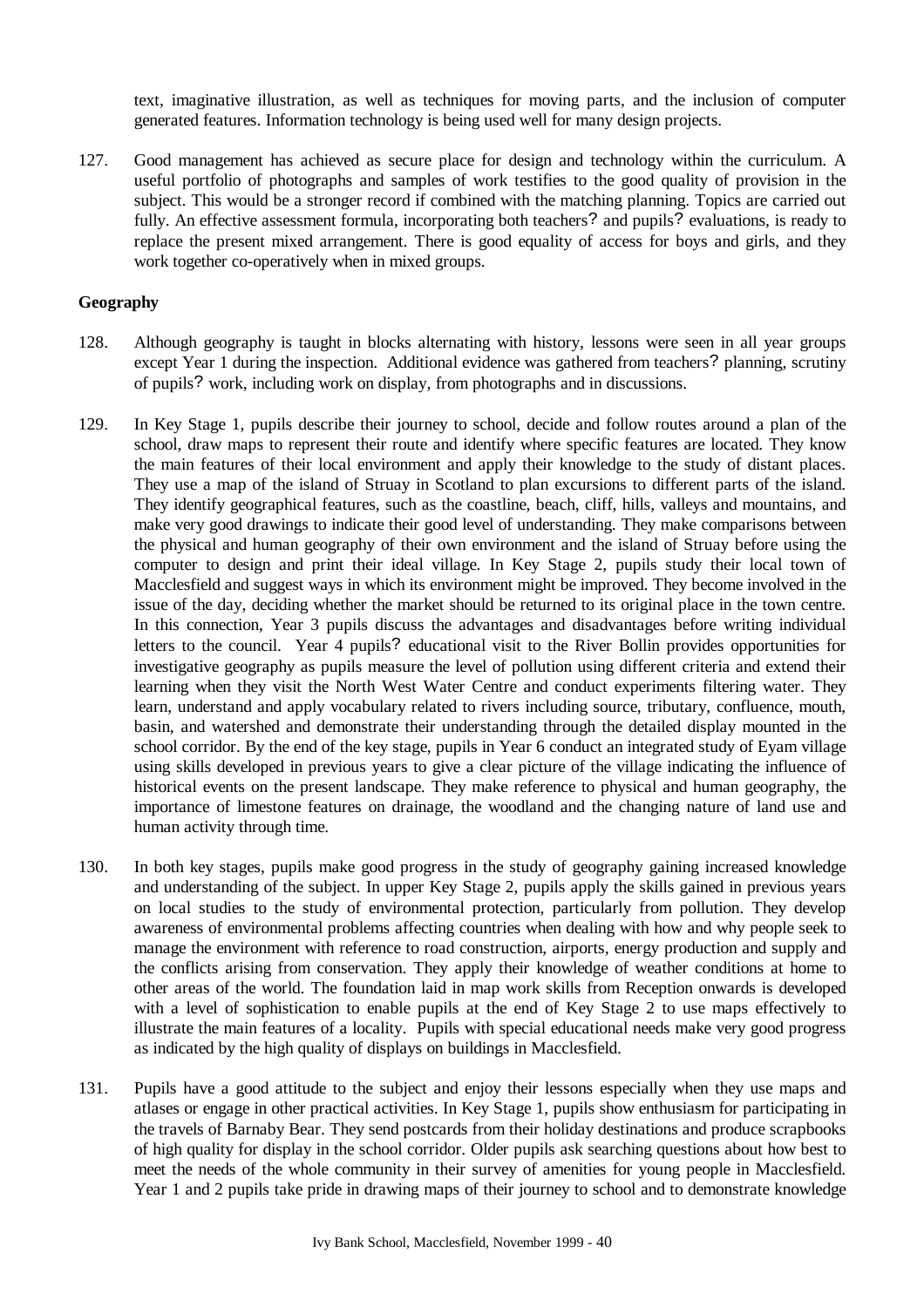text, imaginative illustration, as well as techniques for moving parts, and the inclusion of computer generated features. Information technology is being used well for many design projects.

127. Good management has achieved as secure place for design and technology within the curriculum. A useful portfolio of photographs and samples of work testifies to the good quality of provision in the subject. This would be a stronger record if combined with the matching planning. Topics are carried out fully. An effective assessment formula, incorporating both teachers? and pupils? evaluations, is ready to replace the present mixed arrangement. There is good equality of access for boys and girls, and they work together co-operatively when in mixed groups.

### Geography

128. Although geography is taught in blocks alternating with history, lessons were seen in all year groups except Year 1 during the inspection. Additional evidence was gathered from teachers? planning, scrutiny of pupils? work, including work on display, from photographs and in discussions.

129. In Key Stage 1, pupils describe their journey to school, decide and follow routes around a plan of the school, draw maps to represent their route and identify where specific features are located. They know the main features of their local environment and apply their knowledge to the study of distant places. They use a map of the island of Struay in Scotland to plan excursions to different parts of the island. They identify geographical features, such as the coastline, beach, cliff, hills, valleys and mountains, and make very good drawings to indicate their good level of understanding. They make comparisons between the physical and human geography of their own environment and the island of Struay before using the computer to design and print their ideal village. In Key Stage 2, pupils study their local town of Macclesfield and suggest ways in which its environment might be improved. They become involved in the issue of the day, deciding whether the market should be returned to its original place in the town centre. In this connection, Year 3 pupils discuss the advantages and disadvantages before writing individual letters to the council. Year 4 pupils? educational visit to the River Bollin provides opportunities for investigative geography as pupils measure the level of pollution using different criteria and extend their learning when they visit the North West Water Centre and conduct experiments filtering water. They learn, understand and apply vocabulary related to rivers including source, tributary, confluence, mouth, basin, and watershed and demonstrate their understanding through the detailed display mounted in the school corridor. By the end of the key stage, pupils in Year 6 conduct an integrated study of Eyam village using skills developed in previous years to give a clear picture of the village indicating the influence of historical events on the present landscape. They make reference to physical and human geography, the importance of limestone features on drainage, the woodland and the changing nature of land use and human activity through time.

130. In both key stages, pupils make good progress in the study of geography gaining increased knowledge and understanding of the subject. In upper Key Stage 2, pupils apply the skills gained in previous years on local studies to the study of environmental protection, particularly from pollution. They develop awareness of environmental problems affecting countries when dealing with how and why people seek to manage the environment with reference to road construction, airports, energy production and supply and the conflicts arising from conservation. They apply their knowledge of weather conditions at home to other areas of the world. The foundation laid in map work skills from Reception onwards is developed with a level of sophistication to enable pupils at the end of Key Stage 2 to use maps effectively to illustrate the main features of a locality. Pupils with special educational needs make very good progress as indicated by the high quality of displays on buildings in Macclesfield.

131. Pupils have a good attitude to the subject and enjoy their lessons especially when they use maps and atlases or engage in other practical activities. In Key Stage 1, pupils show enthusiasm for participating in the travels of Barnaby Bear. They send postcards from their holiday destinations and produce scrapbooks of high quality for display in the school corridor. Older pupils ask searching questions about how best to meet the needs of the whole community in their survey of amenities for young people in Macclesfield. Year 1 and 2 pupils take pride in drawing maps of their journey to school and to demonstrate knowledge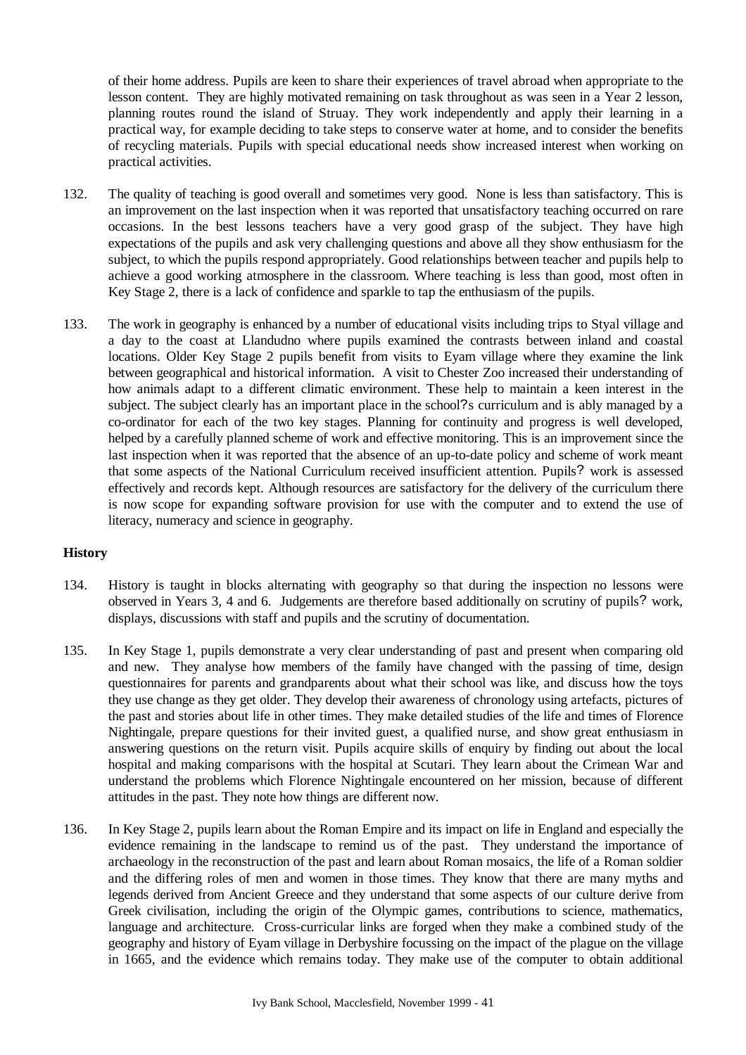of their home address. Pupils are keen to share their experiences of travel abroad when appropriate to the lesson content. They are highly motivated remaining on task throughout as was seen in a Year 2 lesson, planning routes round the island of Struay. They work independently and apply their learning in a practical way, for example deciding to take steps to conserve water at home, and to consider the benefits of recycling materials. Pupils with special educational needs show increased interest when working on practical activities.

132. The quality of teaching is good overall and sometimes very good. None is less than satisfactory. This is an improvement on the last inspection when it was reported that unsatisfactory teaching occurred on rare occasions. In the best lessons teachers have a very good grasp of the subject. They have high expectations of the pupils and ask very challenging questions and above all they show enthusiasm for the subject, to which the pupils respond appropriately. Good relationships between teacher and pupils help to achieve a good working atmosphere in the classroom. Where teaching is less than good, most often in Key Stage 2, there is a lack of confidence and sparkle to tap the enthusiasm of the pupils.

133. The work in geography is enhanced by a number of educational visits including trips to Styal village and a day to the coast at Llandudno where pupils examined the contrasts between inland and coastal locations. Older Key Stage 2 pupils benefit from visits to Eyam village where they examine the link between geographical and historical information. A visit to Chester Zoo increased their understanding of how animals adapt to a different climatic environment. These help to maintain a keen interest in the subject. The subject clearly has an important place in the school?s curriculum and is ably managed by a co-ordinator for each of the two key stages. Planning for continuity and progress is well developed, helped by a carefully planned scheme of work and effective monitoring. This is an improvement since the last inspection when it was reported that the absence of an up-to-date policy and scheme of work meant that some aspects of the National Curriculum received insufficient attention. Pupils? work is assessed effectively and records kept. Although resources are satisfactory for the delivery of the curriculum there is now scope for expanding software provision for use with the computer and to extend the use of literacy, numeracy and science in geography.

**History**

134. History is taught in blocks alternating with geography so that during the inspection no lessons were observed in Years 3, 4 and 6. Judgements are therefore based additionally on scrutiny of pupils? work, displays, discussions with staff and pupils and the scrutiny of documentation.

135. In Key Stage 1, pupils demonstrate a very clear understanding of past and present when comparing old and new. They analyse how members of the family have changed with the passing of time, design questionnaires for parents and grandparents about what their school was like, and discuss how the toys they use change as they get older. They develop their awareness of chronology using artefacts, pictures of the past and stories about life in other times. They make detailed studies of the life and times of Florence Nightingale, prepare questions for their invited guest, a qualified nurse, and show great enthusiasm in answering questions on the return visit. Pupils acquire skills of enquiry by finding out about the local hospital and making comparisons with the hospital at Scutari. They learn about the Crimean War and understand the problems which Florence Nightingale encountered on her mission, because of different attitudes in the past. They note how things are different now.

136. In Key Stage 2, pupils learn about the Roman Empire and its impact on life in England and especially the evidence remaining in the landscape to remind us of the past. They understand the importance of archaeology in the reconstruction of the past and learn about Roman mosaics, the life of a Roman soldier and the differing roles of men and women in those times. They know that there are many myths and legends derived from Ancient Greece and they understand that some aspects of our culture derive from Greek civilisation, including the origin of the Olympic games, contributions to science, mathematics, language and architecture. Cross-curricular links are forged when they make a combined study of the geography and history of Eyam village in Derbyshire focussing on the impact of the plague on the village in 1665, and the evidence which remains today. They make use of the computer to obtain additional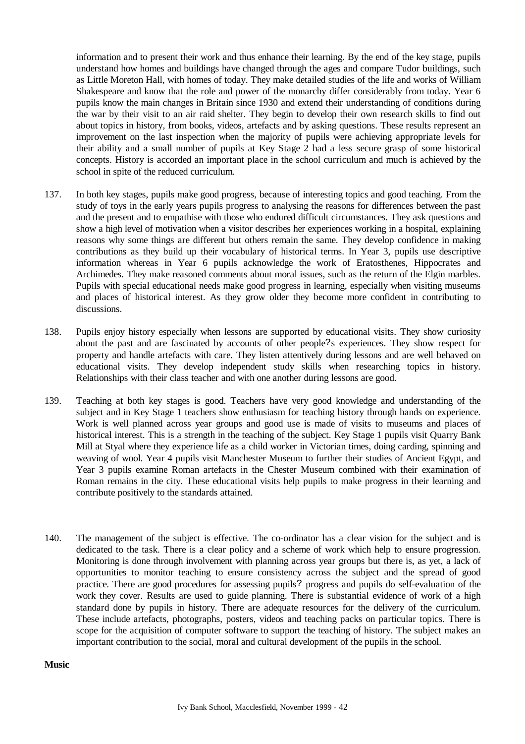information and to present their work and thus enhance their learning. By the end of the key stage, pupils understand how homes and buildings have changed through the ages and compare Tudor buildings, such as Little Moreton Hall, with homes of today. They make detailed studies of the life and works of William Shakespeare and know that the role and power of the monarchy differ considerably from today. Year 6 pupils know the main changes in Britain since 1930 and extend their understanding of conditions during the war by their visit to an air raid shelter. They begin to develop their own research skills to find out about topics in history, from books, videos, artefacts and by asking questions. These results represent an improvement on the last inspection when the majority of pupils were achieving appropriate levels for their ability and a small number of pupils at Key Stage 2 had a less secure grasp of some historical concepts. History is accorded an important place in the school curriculum and much is achieved by the school in spite of the reduced curriculum.

137. In both key stages, pupils make good progress, because of interesting topics and good teaching. From the study of toys in the early years pupils progress to analysing the reasons for differences between the past and the present and to empathise with those who endured difficult circumstances. They ask questions and show a high level of motivation when a visitor describes her experiences working in a hospital, explaining reasons why some things are different but others remain the same. They develop confidence in making contributions as they build up their vocabulary of historical terms. In Year 3, pupils use descriptive information whereas in Year 6 pupils acknowledge the work of Eratosthenes, Hippocrates and Archimedes. They make reasoned comments about moral issues, such as the return of the Elgin marbles. Pupils with special educational needs make good progress in learning, especially when visiting museums and places of historical interest. As they grow older they become more confident in contributing to discussions.

138. Pupils enjoy history especially when lessons are supported by educational visits. They show curiosity about the past and are fascinated by accounts of other people?s experiences. They show respect for property and handle artefacts with care. They listen attentively during lessons and are well behaved on educational visits. They develop independent study skills when researching topics in history. Relationships with their class teacher and with one another during lessons are good.

139. Teaching at both key stages is good. Teachers have very good knowledge and understanding of the subject and in Key Stage 1 teachers show enthusiasm for teaching history through hands on experience. Work is well planned across year groups and good use is made of visits to museums and places of historical interest. This is a strength in the teaching of the subject. Key Stage 1 pupils visit Quarry Bank Mill at Styal where they experience life as a child worker in Victorian times, doing carding, spinning and weaving of wool. Year 4 pupils visit Manchester Museum to further their studies of Ancient Egypt, and Year 3 pupils examine Roman artefacts in the Chester Museum combined with their examination of Roman remains in the city. These educational visits help pupils to make progress in their learning and contribute positively to the standards attained.

140. The management of the subject is effective. The co-ordinator has a clear vision for the subject and is dedicated to the task. There is a clear policy and a scheme of work which help to ensure progression. Monitoring is done through involvement with planning across year groups but there is, as yet, a lack of opportunities to monitor teaching to ensure consistency across the subject and the spread of good practice. There are good procedures for assessing pupils? progress and pupils do self-evaluation of the work they cover. Results are used to guide planning. There is substantial evidence of work of a high standard done by pupils in history. There are adequate resources for the delivery of the curriculum. These include artefacts, photographs, posters, videos and teaching packs on particular topics. There is scope for the acquisition of computer software to support the teaching of history. The subject makes an important contribution to the social, moral and cultural development of the pupils in the school.

**Music**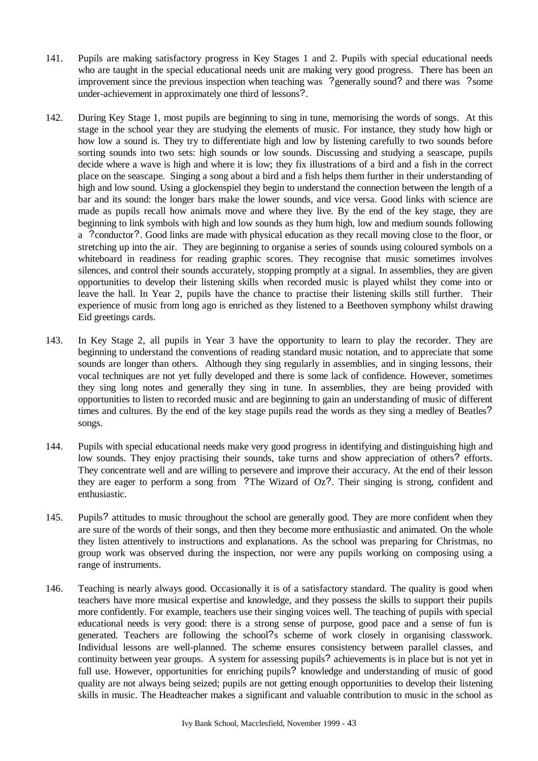141. Pupils are making satisfactory progress in Key Stages 1 and 2. Pupils with special educational needs who are taught in the special educational needs unit are making very good progress. There has been an improvement since the previous inspection when teaching was ?generally sound? and there was ?some under-achievement in approximately one third of lessons?.

142. During Key Stage 1, most pupils are beginning to sing in tune, memorising the words of songs. At this stage in the school year they are studying the elements of music. For instance, they study how high or how low a sound is. They try to differentiate high and low by listening carefully to two sounds before sorting sounds into two sets: high sounds or low sounds. Discussing and studying a seascape, pupils decide where a wave is high and where it is low; they fix illustrations of a bird and a fish in the correct place on the seascape. Singing a song about a bird and a fish helps them further in their understanding of high and low sound. Using a glockenspiel they begin to understand the connection between the length of a bar and its sound: the longer bars make the lower sounds, and vice versa. Good links with science are made as pupils recall how animals move and where they live. By the end of the key stage, they are beginning to link symbols with high and low sounds as they hum high, low and medium sounds following a ?conductor?. Good links are made with physical education as they recall moving close to the floor, or stretching up into the air. They are beginning to organise a series of sounds using coloured symbols on a whiteboard in readiness for reading graphic scores. They recognise that music sometimes involves silences, and control their sounds accurately, stopping promptly at a signal. In assemblies, they are given opportunities to develop their listening skills when recorded music is played whilst they come into or leave the hall. In Year 2, pupils have the chance to practise their listening skills still further. Their experience of music from long ago is enriched as they listened to a Beethoven symphony whilst drawing Eid greetings cards.

143. In Key Stage 2, all pupils in Year 3 have the opportunity to learn to play the recorder. They are beginning to understand the conventions of reading standard music notation, and to appreciate that some sounds are longer than others. Although they sing regularly in assemblies, and in singing lessons, their vocal techniques are not yet fully developed and there is some lack of confidence. However, sometimes they sing long notes and generally they sing in tune. In assemblies, they are being provided with opportunities to listen to recorded music and are beginning to gain an understanding of music of different times and cultures. By the end of the key stage pupils read the words as they sing a medley of Beatles? songs.

144. Pupils with special educational needs make very good progress in identifying and distinguishing high and low sounds. They enjoy practising their sounds, take turns and show appreciation of others? efforts. They concentrate well and are willing to persevere and improve their accuracy. At the end of their lesson they are eager to perform a song from ?The Wizard of Oz?. Their singing is strong, confident and enthusiastic.

145. Pupils? attitudes to music throughout the school are generally good. They are more confident when they are sure of the words of their songs, and then they become more enthusiastic and animated. On the whole they listen attentively to instructions and explanations. As the school was preparing for Christmas, no group work was observed during the inspection, nor were any pupils working on composing using a range of instruments.

146. Teaching is nearly always good. Occasionally it is of a satisfactory standard. The quality is good when teachers have more musical expertise and knowledge, and they possess the skills to support their pupils more confidently. For example, teachers use their singing voices well. The teaching of pupils with special educational needs is very good: there is a strong sense of purpose, good pace and a sense of fun is generated. Teachers are following the school?s scheme of work closely in organising classwork. Individual lessons are well-planned. The scheme ensures consistency between parallel classes, and continuity between year groups. A system for assessing pupils? achievements is in place but is not yet in full use. However, opportunities for enriching pupils? knowledge and understanding of music of good quality are not always being seized; pupils are not getting enough opportunities to develop their listening skills in music. The Headteacher makes a significant and valuable contribution to music in the school as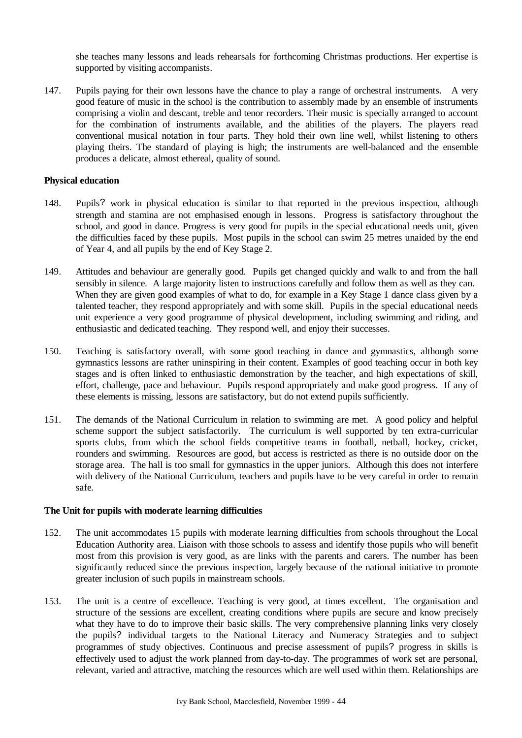she teaches many lessons and leads rehearsals for forthcoming Christmas productions. Her expertise is supported by visiting accompanists.

147. Pupils paying for their own lessons have the chance to play a range of orchestral instruments. A very good feature of music in the school is the contribution to assembly made by an ensemble of instruments comprising a violin and descant, treble and tenor recorders. Their music is specially arranged to account for the combination of instruments available, and the abilities of the players. The players read conventional musical notation in four parts. They hold their own line well, whilst listening to others playing theirs. The standard of playing is high; the instruments are well-balanced and the ensemble produces a delicate, almost ethereal, quality of sound.

**Physical education**

148. Pupils? work in physical education is similar to that reported in the previous inspection, although strength and stamina are not emphasised enough in lessons. Progress is satisfactory throughout the school, and good in dance. Progress is very good for pupils in the special educational needs unit, given the difficulties faced by these pupils. Most pupils in the school can swim 25 metres unaided by the end of Year 4, and all pupils by the end of Key Stage 2.

149. Attitudes and behaviour are generally good. Pupils get changed quickly and walk to and from the hall sensibly in silence. A large majority listen to instructions carefully and follow them as well as they can. When they are given good examples of what to do, for example in a Key Stage 1 dance class given by a talented teacher, they respond appropriately and with some skill. Pupils in the special educational needs unit experience a very good programme of physical development, including swimming and riding, and enthusiastic and dedicated teaching. They respond well, and enjoy their successes.

150. Teaching is satisfactory overall, with some good teaching in dance and gymnastics, although some gymnastics lessons are rather uninspiring in their content. Examples of good teaching occur in both key stages and is often linked to enthusiastic demonstration by the teacher, and high expectations of skill, effort, challenge, pace and behaviour. Pupils respond appropriately and make good progress. If any of these elements is missing, lessons are satisfactory, but do not extend pupils sufficiently.

151. The demands of the National Curriculum in relation to swimming are met. A good policy and helpful scheme support the subject satisfactorily. The curriculum is well supported by ten extra-curricular sports clubs, from which the school fields competitive teams in football, netball, hockey, cricket, rounders and swimming. Resources are good, but access is restricted as there is no outside door on the storage area. The hall is too small for gymnastics in the upper juniors. Although this does not interfere with delivery of the National Curriculum, teachers and pupils have to be very careful in order to remain safe.

**The Unit for pupils with moderate learning difficulties**

152. The unit accommodates 15 pupils with moderate learning difficulties from schools throughout the Local Education Authority area. Liaison with those schools to assess and identify those pupils who will benefit most from this provision is very good, as are links with the parents and carers. The number has been significantly reduced since the previous inspection, largely because of the national initiative to promote greater inclusion of such pupils in mainstream schools.

153. The unit is a centre of excellence. Teaching is very good, at times excellent. The organisation and structure of the sessions are excellent, creating conditions where pupils are secure and know precisely what they have to do to improve their basic skills. The very comprehensive planning links very closely the pupils? individual targets to the National Literacy and Numeracy Strategies and to subject programmes of study objectives. Continuous and precise assessment of pupils? progress in skills is effectively used to adjust the work planned from day-to-day. The programmes of work set are personal, relevant, varied and attractive, matching the resources which are well used within them. Relationships are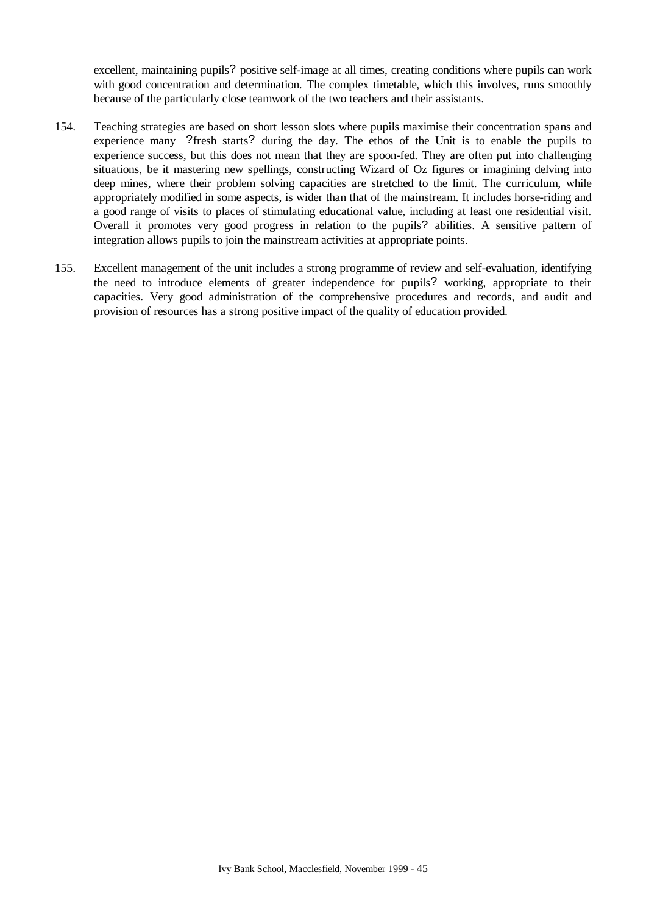excellent, maintaining pupils? positive self-image at all times, creating conditions where pupils can work with good concentration and determination. The complex timetable, which this involves, runs smoothly because of the particularly close teamwork of the two teachers and their assistants.

154. Teaching strategies are based on short lesson slots where pupils maximise their concentration spans and experience many ?fresh starts? during the day. The ethos of the Unit is to enable the pupils to experience success, but this does not mean that they are spoon-fed. They are often put into challenging situations, be it mastering new spellings, constructing Wizard of Oz figures or imagining delving into deep mines, where their problem solving capacities are stretched to the limit. The curriculum, while appropriately modified in some aspects, is wider than that of the mainstream. It includes horse-riding and a good range of visits to places of stimulating educational value, including at least one residential visit. Overall it promotes very good progress in relation to the pupils? abilities. A sensitive pattern of integration allows pupils to join the mainstream activities at appropriate points.

155. Excellent management of the unit includes a strong programme of review and self-evaluation, identifying the need to introduce elements of greater independence for pupils? working, appropriate to their capacities. Very good administration of the comprehensive procedures and records, and audit and provision of resources has a strong positive impact of the quality of education provided.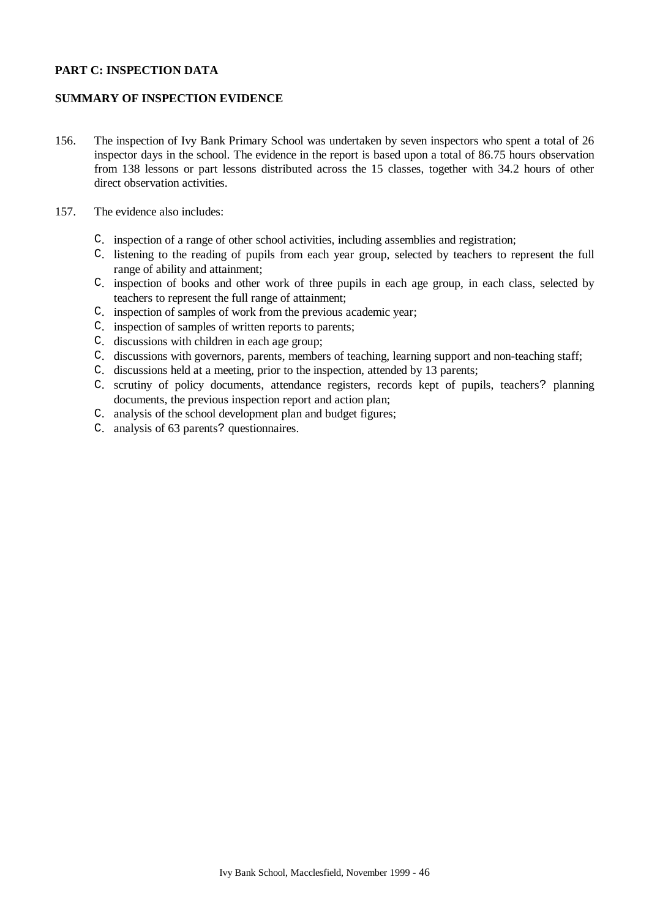**PART C: INSPECTION DATA**

**SUMMARY OF INSPECTION EVIDENCE**

156. The inspection of Ivy Bank Primary School was undertaken by seven inspectors who spent a total of 26 inspector days in the school. The evidence in the report is based upon a total of 86.75 hours observation from 138 lessons or part lessons distributed across the 15 classes, together with 34.2 hours of other direct observation activities.

157. The evidence also includes:

- inspection of a range of other school activities, including assemblies and registration;
- listening to the reading of pupils from each year group, selected by teachers to represent the full range of ability and attainment;
- inspection of books and other work of three pupils in each age group, in each class, selected by teachers to represent the full range of attainment;
- inspection of samples of work from the previous academic year;
- inspection of samples of written reports to parents;
- discussions with children in each age group;
- discussions with governors, parents, members of teaching, learning support and non-teaching staff;
- discussions held at a meeting, prior to the inspection, attended by 13 parents;
- scrutiny of policy documents, attendance registers, records kept of pupils, teachers? planning documents, the previous inspection report and action plan;
- analysis of the school development plan and budget figures;
- analysis of 63 parents? questionnaires.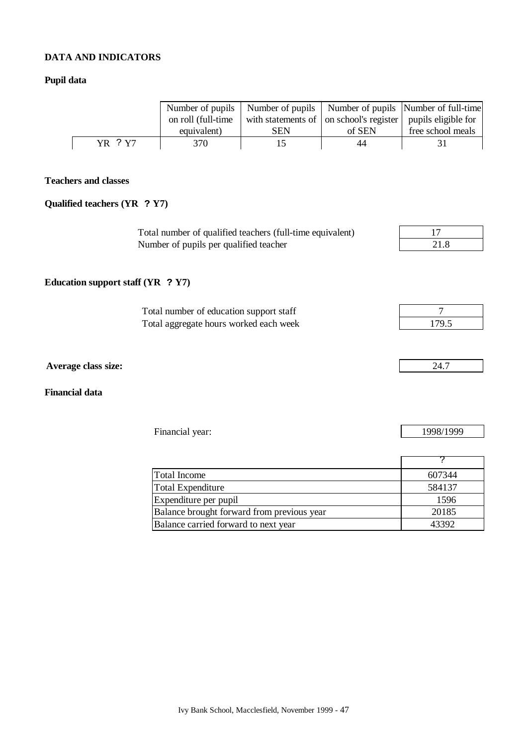## DATA AND INDICATORS

### Pupil data

| | Number of pupils on roll (full-time equivalent) | Number of pupils with statements of SEN | Number of pupils on school's register of SEN | Number of full-time pupils eligible for free school meals |
|---|---|---|---|---|
| YR ? Y7 | 370 | 15 | 44 | 31 |

### Teachers and classes

#### Qualified teachers (YR ? Y7)

| | |
|---|---|
| Total number of qualified teachers (full-time equivalent) | 17 |
| Number of pupils per qualified teacher | 21.8 |

#### Education support staff (YR ? Y7)

| | |
|---|---|
| Total number of education support staff | 7 |
| Total aggregate hours worked each week | 179.5 |

**Average class size:** 24.7

### Financial data

| | |
|---|---|
| Financial year: | 1998/1999 |

| | ? |
|---|---|
| Total Income | 607344 |
| Total Expenditure | 584137 |
| Expenditure per pupil | 1596 |
| Balance brought forward from previous year | 20185 |
| Balance carried forward to next year | 43392 |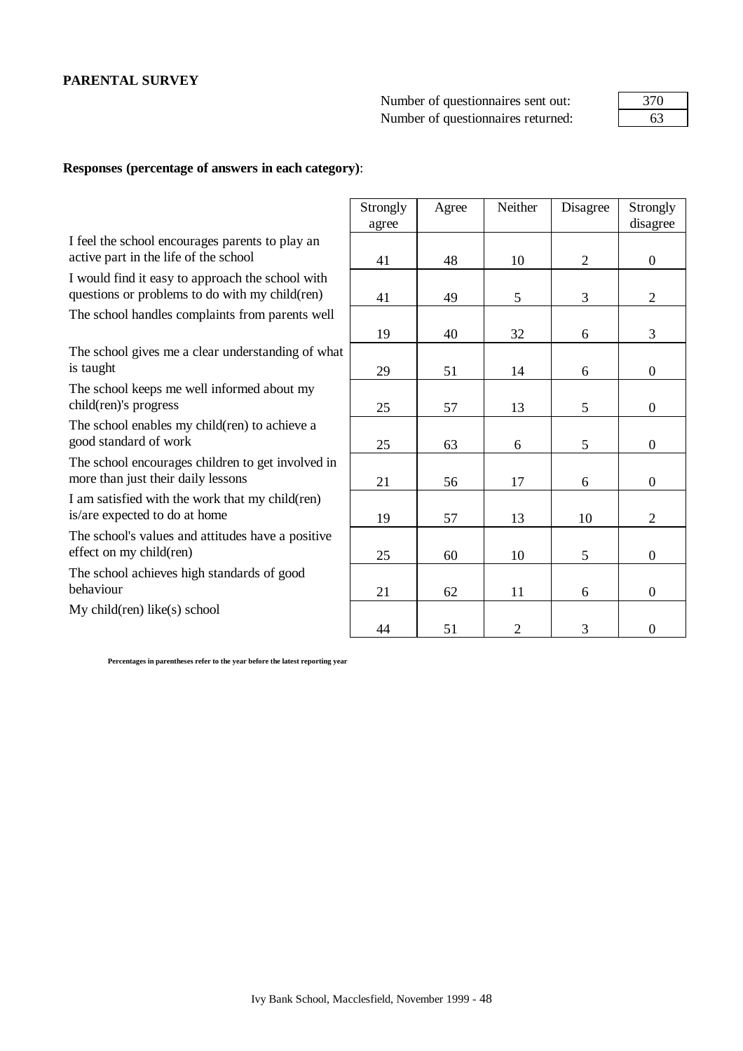**PARENTAL SURVEY**

| | |
|---|---|
| Number of questionnaires sent out: | 370 |
| Number of questionnaires returned: | 63 |

**Responses (percentage of answers in each category)**:

| | Strongly agree | Agree | Neither | Disagree | Strongly disagree |
|---|---|---|---|---|---|
| I feel the school encourages parents to play an active part in the life of the school | 41 | 48 | 10 | 2 | 0 |
| I would find it easy to approach the school with questions or problems to do with my child(ren) | 41 | 49 | 5 | 3 | 2 |
| The school handles complaints from parents well | 19 | 40 | 32 | 6 | 3 |
| The school gives me a clear understanding of what is taught | 29 | 51 | 14 | 6 | 0 |
| The school keeps me well informed about my child(ren)'s progress | 25 | 57 | 13 | 5 | 0 |
| The school enables my child(ren) to achieve a good standard of work | 25 | 63 | 6 | 5 | 0 |
| The school encourages children to get involved in more than just their daily lessons | 21 | 56 | 17 | 6 | 0 |
| I am satisfied with the work that my child(ren) is/are expected to do at home | 19 | 57 | 13 | 10 | 2 |
| The school's values and attitudes have a positive effect on my child(ren) | 25 | 60 | 10 | 5 | 0 |
| The school achieves high standards of good behaviour | 21 | 62 | 11 | 6 | 0 |
| My child(ren) like(s) school | 44 | 51 | 2 | 3 | 0 |

**Percentages in parentheses refer to the year before the latest reporting year**